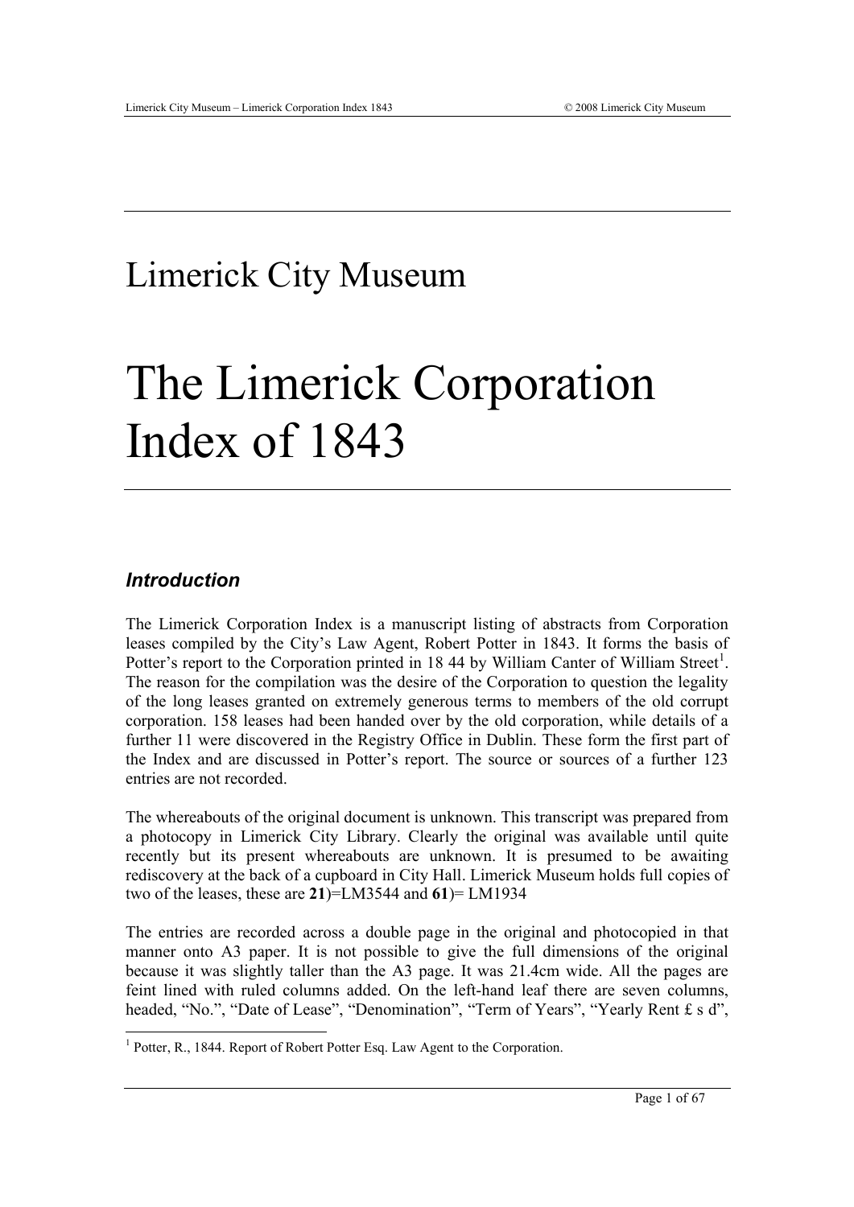Limerick City Museum

# The Limerick Corporation Index of 1843

## *Introduction*

The Limerick Corporation Index is a manuscript listing of abstracts from Corporation leases compiled by the City's Law Agent, Robert Potter in 1843. It forms the basis of Potter's report to the Corporation printed in 18 44 by William Canter of William Street[1]. The reason for the compilation was the desire of the Corporation to question the legality of the long leases granted on extremely generous terms to members of the old corrupt corporation. 158 leases had been handed over by the old corporation, while details of a further 11 were discovered in the Registry Office in Dublin. These form the first part of the Index and are discussed in Potter's report. The source or sources of a further 123 entries are not recorded.

The whereabouts of the original document is unknown. This transcript was prepared from a photocopy in Limerick City Library. Clearly the original was available until quite recently but its present whereabouts are unknown. It is presumed to be awaiting rediscovery at the back of a cupboard in City Hall. Limerick Museum holds full copies of two of the leases, these are **21**)=LM3544 and **61**)= LM1934

The entries are recorded across a double page in the original and photocopied in that manner onto A3 paper. It is not possible to give the full dimensions of the original because it was slightly taller than the A3 page. It was 21.4cm wide. All the pages are feint lined with ruled columns added. On the left-hand leaf there are seven columns, headed, "No.", "Date of Lease", "Denomination", "Term of Years", "Yearly Rent £ s d",

---

[1] Potter, R., 1844. Report of Robert Potter Esq. Law Agent to the Corporation.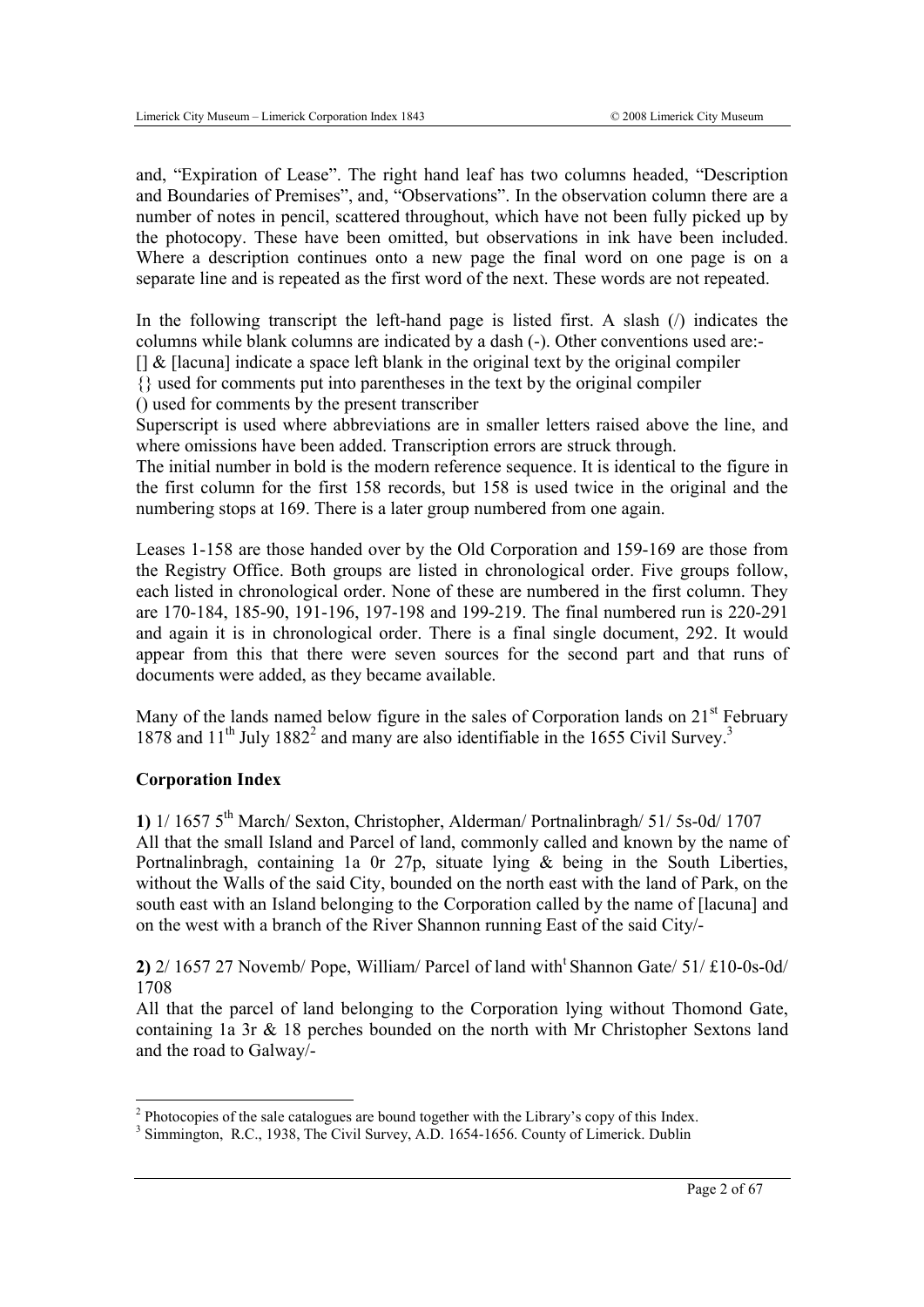and, "Expiration of Lease". The right hand leaf has two columns headed, "Description and Boundaries of Premises", and, "Observations". In the observation column there are a number of notes in pencil, scattered throughout, which have not been fully picked up by the photocopy. These have been omitted, but observations in ink have been included. Where a description continues onto a new page the final word on one page is on a separate line and is repeated as the first word of the next. These words are not repeated.

In the following transcript the left-hand page is listed first. A slash (/) indicates the columns while blank columns are indicated by a dash (-). Other conventions used are:-
[] & [lacuna] indicate a space left blank in the original text by the original compiler
{} used for comments put into parentheses in the text by the original compiler
() used for comments by the present transcriber
Superscript is used where abbreviations are in smaller letters raised above the line, and where omissions have been added. Transcription errors are struck through.
The initial number in bold is the modern reference sequence. It is identical to the figure in the first column for the first 158 records, but 158 is used twice in the original and the numbering stops at 169. There is a later group numbered from one again.

Leases 1-158 are those handed over by the Old Corporation and 159-169 are those from the Registry Office. Both groups are listed in chronological order. Five groups follow, each listed in chronological order. None of these are numbered in the first column. They are 170-184, 185-90, 191-196, 197-198 and 199-219. The final numbered run is 220-291 and again it is in chronological order. There is a final single document, 292. It would appear from this that there were seven sources for the second part and that runs of documents were added, as they became available.

Many of the lands named below figure in the sales of Corporation lands on 21st February 1878 and 11th July 1882[2] and many are also identifiable in the 1655 Civil Survey.[3]

## Corporation Index

**1)** 1/ 1657 5th March/ Sexton, Christopher, Alderman/ Portnalinbragh/ 51/ 5s-0d/ 1707
All that the small Island and Parcel of land, commonly called and known by the name of Portnalinbragh, containing 1a 0r 27p, situate lying & being in the South Liberties, without the Walls of the said City, bounded on the north east with the land of Park, on the south east with an Island belonging to the Corporation called by the name of [lacuna] and on the west with a branch of the River Shannon running East of the said City/-

**2)** 2/ 1657 27 Novemb/ Pope, William/ Parcel of land witht Shannon Gate/ 51/ £10-0s-0d/ 1708
All that the parcel of land belonging to the Corporation lying without Thomond Gate, containing 1a 3r & 18 perches bounded on the north with Mr Christopher Sextons land and the road to Galway/-

[2] Photocopies of the sale catalogues are bound together with the Library's copy of this Index.
[3] Simmington, R.C., 1938, The Civil Survey, A.D. 1654-1656. County of Limerick. Dublin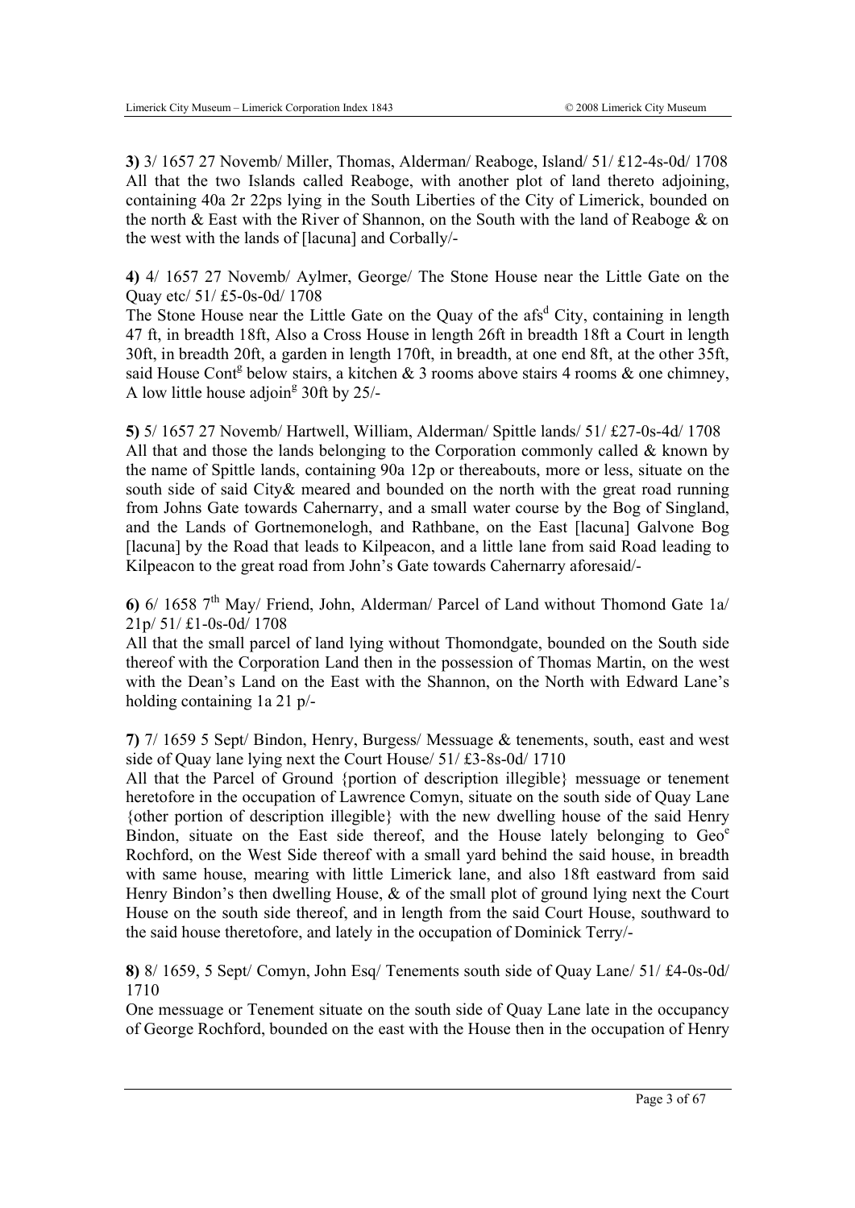**3)** 3/ 1657 27 Novemb/ Miller, Thomas, Alderman/ Reaboge, Island/ 51/ £12-4s-0d/ 1708
All that the two Islands called Reaboge, with another plot of land thereto adjoining, containing 40a 2r 22ps lying in the South Liberties of the City of Limerick, bounded on the north & East with the River of Shannon, on the South with the land of Reaboge & on the west with the lands of [lacuna] and Corbally/-

**4)** 4/ 1657 27 Novemb/ Aylmer, George/ The Stone House near the Little Gate on the Quay etc/ 51/ £5-0s-0d/ 1708
The Stone House near the Little Gate on the Quay of the afs[d] City, containing in length 47 ft, in breadth 18ft, Also a Cross House in length 26ft in breadth 18ft a Court in length 30ft, in breadth 20ft, a garden in length 170ft, in breadth, at one end 8ft, at the other 35ft, said House Cont[g] below stairs, a kitchen & 3 rooms above stairs 4 rooms & one chimney, A low little house adjoin[g] 30ft by 25/-

**5)** 5/ 1657 27 Novemb/ Hartwell, William, Alderman/ Spittle lands/ 51/ £27-0s-4d/ 1708
All that and those the lands belonging to the Corporation commonly called & known by the name of Spittle lands, containing 90a 12p or thereabouts, more or less, situate on the south side of said City& meared and bounded on the north with the great road running from Johns Gate towards Cahernarry, and a small water course by the Bog of Singland, and the Lands of Gortnemonelogh, and Rathbane, on the East [lacuna] Galvone Bog [lacuna] by the Road that leads to Kilpeacon, and a little lane from said Road leading to Kilpeacon to the great road from John's Gate towards Cahernarry aforesaid/-

**6)** 6/ 1658 7[th] May/ Friend, John, Alderman/ Parcel of Land without Thomond Gate 1a/ 21p/ 51/ £1-0s-0d/ 1708
All that the small parcel of land lying without Thomondgate, bounded on the South side thereof with the Corporation Land then in the possession of Thomas Martin, on the west with the Dean's Land on the East with the Shannon, on the North with Edward Lane's holding containing 1a 21 p/-

**7)** 7/ 1659 5 Sept/ Bindon, Henry, Burgess/ Messuage & tenements, south, east and west side of Quay lane lying next the Court House/ 51/ £3-8s-0d/ 1710
All that the Parcel of Ground {portion of description illegible} messuage or tenement heretofore in the occupation of Lawrence Comyn, situate on the south side of Quay Lane {other portion of description illegible} with the new dwelling house of the said Henry Bindon, situate on the East side thereof, and the House lately belonging to Geo[e] Rochford, on the West Side thereof with a small yard behind the said house, in breadth with same house, mearing with little Limerick lane, and also 18ft eastward from said Henry Bindon's then dwelling House, & of the small plot of ground lying next the Court House on the south side thereof, and in length from the said Court House, southward to the said house theretofore, and lately in the occupation of Dominick Terry/-

**8)** 8/ 1659, 5 Sept/ Comyn, John Esq/ Tenements south side of Quay Lane/ 51/ £4-0s-0d/ 1710
One messuage or Tenement situate on the south side of Quay Lane late in the occupancy of George Rochford, bounded on the east with the House then in the occupation of Henry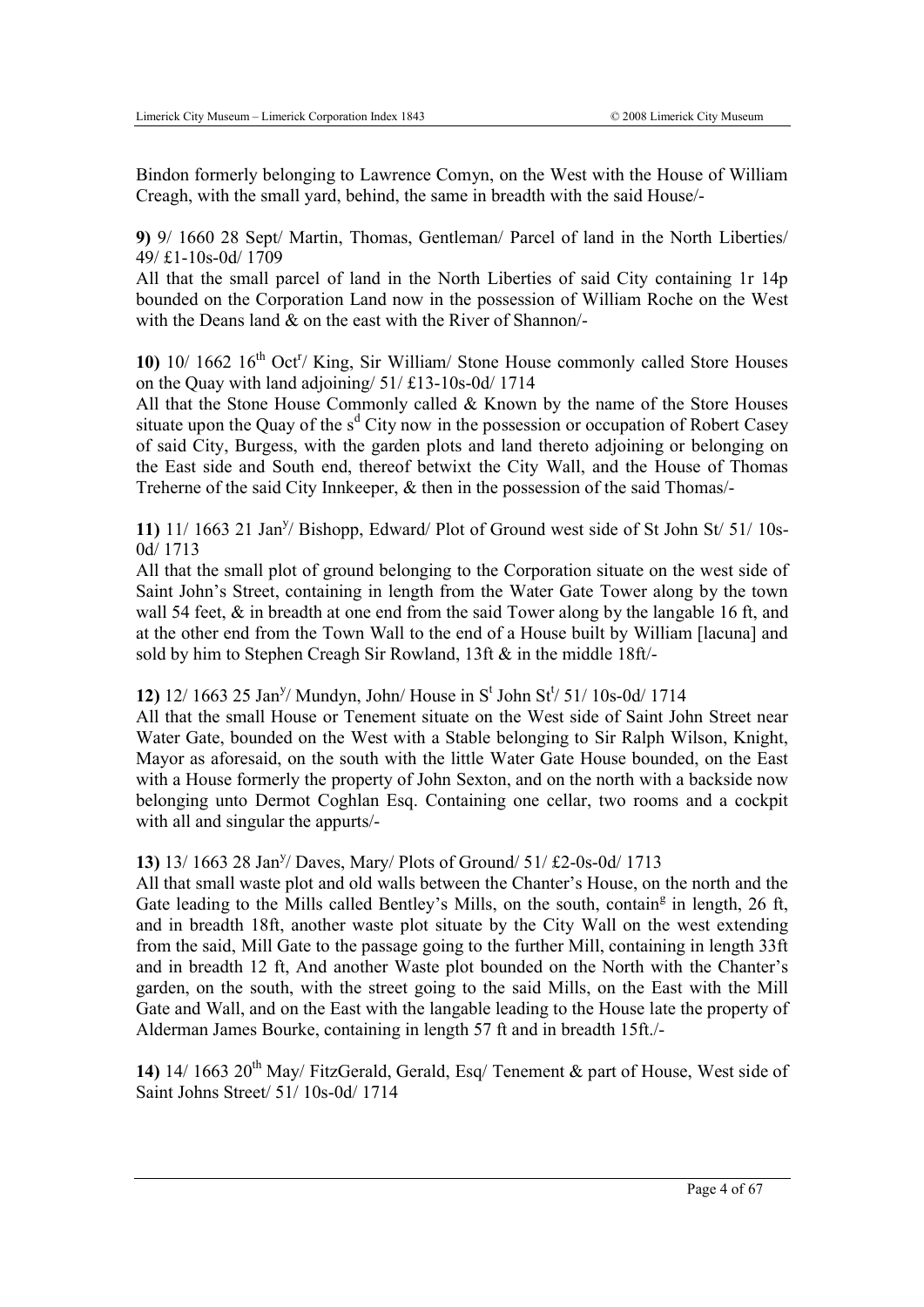Bindon formerly belonging to Lawrence Comyn, on the West with the House of William Creagh, with the small yard, behind, the same in breadth with the said House/-

**9)** 9/ 1660 28 Sept/ Martin, Thomas, Gentleman/ Parcel of land in the North Liberties/ 49/ £1-10s-0d/ 1709

All that the small parcel of land in the North Liberties of said City containing 1r 14p bounded on the Corporation Land now in the possession of William Roche on the West with the Deans land & on the east with the River of Shannon/-

**10)** 10/ 1662 16th Oct^r/ King, Sir William/ Stone House commonly called Store Houses on the Quay with land adjoining/ 51/ £13-10s-0d/ 1714

All that the Stone House Commonly called & Known by the name of the Store Houses situate upon the Quay of the s^d City now in the possession or occupation of Robert Casey of said City, Burgess, with the garden plots and land thereto adjoining or belonging on the East side and South end, thereof betwixt the City Wall, and the House of Thomas Treherne of the said City Innkeeper, & then in the possession of the said Thomas/-

**11)** 11/ 1663 21 Jan^y/ Bishopp, Edward/ Plot of Ground west side of St John St/ 51/ 10s-0d/ 1713

All that the small plot of ground belonging to the Corporation situate on the west side of Saint John's Street, containing in length from the Water Gate Tower along by the town wall 54 feet, & in breadth at one end from the said Tower along by the langable 16 ft, and at the other end from the Town Wall to the end of a House built by William [lacuna] and sold by him to Stephen Creagh Sir Rowland, 13ft & in the middle 18ft/-

**12)** 12/ 1663 25 Jan^y/ Mundyn, John/ House in S^t John St^t/ 51/ 10s-0d/ 1714

All that the small House or Tenement situate on the West side of Saint John Street near Water Gate, bounded on the West with a Stable belonging to Sir Ralph Wilson, Knight, Mayor as aforesaid, on the south with the little Water Gate House bounded, on the East with a House formerly the property of John Sexton, and on the north with a backside now belonging unto Dermot Coghlan Esq. Containing one cellar, two rooms and a cockpit with all and singular the appurts/-

**13)** 13/ 1663 28 Jan^y/ Daves, Mary/ Plots of Ground/ 51/ £2-0s-0d/ 1713

All that small waste plot and old walls between the Chanter's House, on the north and the Gate leading to the Mills called Bentley's Mills, on the south, contain^g in length, 26 ft, and in breadth 18ft, another waste plot situate by the City Wall on the west extending from the said, Mill Gate to the passage going to the further Mill, containing in length 33ft and in breadth 12 ft, And another Waste plot bounded on the North with the Chanter's garden, on the south, with the street going to the said Mills, on the East with the Mill Gate and Wall, and on the East with the langable leading to the House late the property of Alderman James Bourke, containing in length 57 ft and in breadth 15ft./-

**14)** 14/ 1663 20th May/ FitzGerald, Gerald, Esq/ Tenement & part of House, West side of Saint Johns Street/ 51/ 10s-0d/ 1714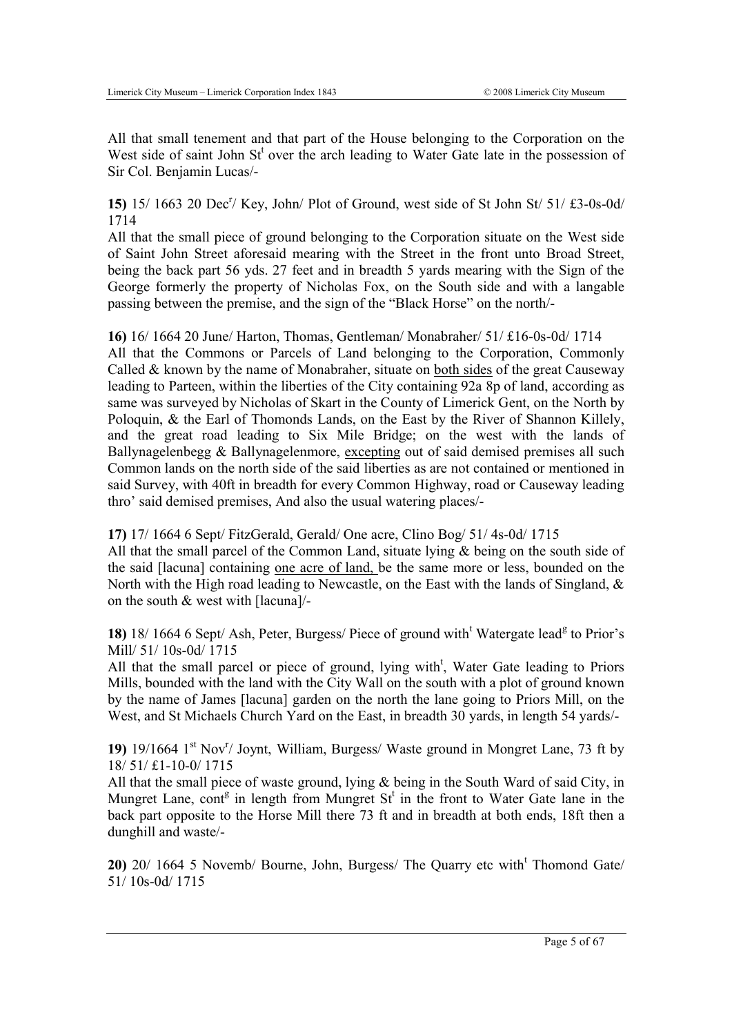All that small tenement and that part of the House belonging to the Corporation on the West side of saint John St[t] over the arch leading to Water Gate late in the possession of Sir Col. Benjamin Lucas/-

**15)** 15/ 1663 20 Dec[r]/ Key, John/ Plot of Ground, west side of St John St/ 51/ £3-0s-0d/ 1714

All that the small piece of ground belonging to the Corporation situate on the West side of Saint John Street aforesaid mearing with the Street in the front unto Broad Street, being the back part 56 yds. 27 feet and in breadth 5 yards mearing with the Sign of the George formerly the property of Nicholas Fox, on the South side and with a langable passing between the premise, and the sign of the "Black Horse" on the north/-

**16)** 16/ 1664 20 June/ Harton, Thomas, Gentleman/ Monabraher/ 51/ £16-0s-0d/ 1714

All that the Commons or Parcels of Land belonging to the Corporation, Commonly Called & known by the name of Monabraher, situate on <u>both sides</u> of the great Causeway leading to Parteen, within the liberties of the City containing 92a 8p of land, according as same was surveyed by Nicholas of Skart in the County of Limerick Gent, on the North by Poloquin, & the Earl of Thomonds Lands, on the East by the River of Shannon Killely, and the great road leading to Six Mile Bridge; on the west with the lands of Ballynagelenbegg & Ballynagelenmore, <u>excepting</u> out of said demised premises all such Common lands on the north side of the said liberties as are not contained or mentioned in said Survey, with 40ft in breadth for every Common Highway, road or Causeway leading thro' said demised premises, And also the usual watering places/-

**17)** 17/ 1664 6 Sept/ FitzGerald, Gerald/ One acre, Clino Bog/ 51/ 4s-0d/ 1715

All that the small parcel of the Common Land, situate lying & being on the south side of the said [lacuna] containing <u>one acre of land,</u> be the same more or less, bounded on the North with the High road leading to Newcastle, on the East with the lands of Singland, & on the south & west with [lacuna]/-

**18)** 18/ 1664 6 Sept/ Ash, Peter, Burgess/ Piece of ground with[t] Watergate lead[g] to Prior's Mill/ 51/ 10s-0d/ 1715

All that the small parcel or piece of ground, lying with[t], Water Gate leading to Priors Mills, bounded with the land with the City Wall on the south with a plot of ground known by the name of James [lacuna] garden on the north the lane going to Priors Mill, on the West, and St Michaels Church Yard on the East, in breadth 30 yards, in length 54 yards/-

**19)** 19/1664 1[st] Nov[r]/ Joynt, William, Burgess/ Waste ground in Mongret Lane, 73 ft by 18/ 51/ £1-10-0/ 1715

All that the small piece of waste ground, lying & being in the South Ward of said City, in Mungret Lane, cont[g] in length from Mungret St[t] in the front to Water Gate lane in the back part opposite to the Horse Mill there 73 ft and in breadth at both ends, 18ft then a dunghill and waste/-

**20)** 20/ 1664 5 Novemb/ Bourne, John, Burgess/ The Quarry etc with[t] Thomond Gate/ 51/ 10s-0d/ 1715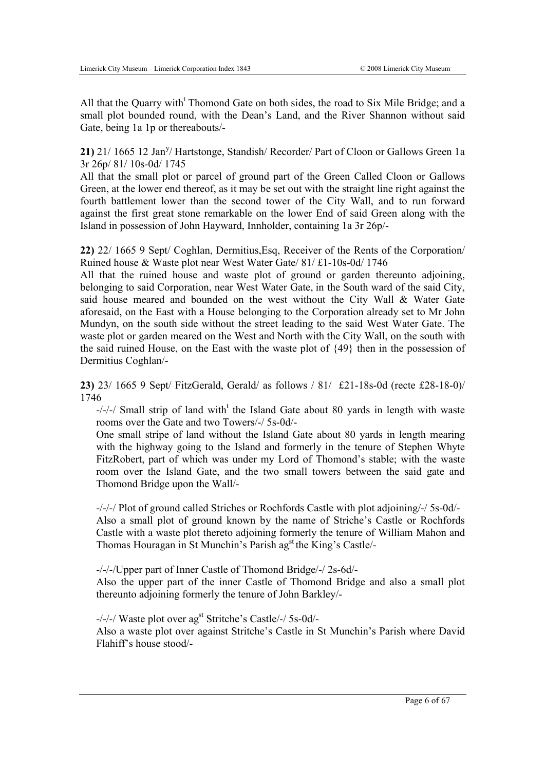All that the Quarry with[t] Thomond Gate on both sides, the road to Six Mile Bridge; and a small plot bounded round, with the Dean's Land, and the River Shannon without said Gate, being 1a 1p or thereabouts/-

**21)** 21/ 1665 12 Jan[y]/ Hartstonge, Standish/ Recorder/ Part of Cloon or Gallows Green 1a 3r 26p/ 81/ 10s-0d/ 1745

All that the small plot or parcel of ground part of the Green Called Cloon or Gallows Green, at the lower end thereof, as it may be set out with the straight line right against the fourth battlement lower than the second tower of the City Wall, and to run forward against the first great stone remarkable on the lower End of said Green along with the Island in possession of John Hayward, Innholder, containing 1a 3r 26p/-

**22)** 22/ 1665 9 Sept/ Coghlan, Dermitius,Esq, Receiver of the Rents of the Corporation/ Ruined house & Waste plot near West Water Gate/ 81/ £1-10s-0d/ 1746

All that the ruined house and waste plot of ground or garden thereunto adjoining, belonging to said Corporation, near West Water Gate, in the South ward of the said City, said house meared and bounded on the west without the City Wall & Water Gate aforesaid, on the East with a House belonging to the Corporation already set to Mr John Mundyn, on the south side without the street leading to the said West Water Gate. The waste plot or garden meared on the West and North with the City Wall, on the south with the said ruined House, on the East with the waste plot of {49} then in the possession of Dermitius Coghlan/-

**23)** 23/ 1665 9 Sept/ FitzGerald, Gerald/ as follows / 81/ £21-18s-0d (recte £28-18-0)/ 1746

-/-/-/ Small strip of land with[t] the Island Gate about 80 yards in length with waste rooms over the Gate and two Towers/-/ 5s-0d/-

One small stripe of land without the Island Gate about 80 yards in length mearing with the highway going to the Island and formerly in the tenure of Stephen Whyte FitzRobert, part of which was under my Lord of Thomond's stable; with the waste room over the Island Gate, and the two small towers between the said gate and Thomond Bridge upon the Wall/-

-/-/-/ Plot of ground called Striches or Rochfords Castle with plot adjoining/-/ 5s-0d/-

Also a small plot of ground known by the name of Striche's Castle or Rochfords Castle with a waste plot thereto adjoining formerly the tenure of William Mahon and Thomas Houragan in St Munchin's Parish ag[st] the King's Castle/-

-/-/-/Upper part of Inner Castle of Thomond Bridge/-/ 2s-6d/-

Also the upper part of the inner Castle of Thomond Bridge and also a small plot thereunto adjoining formerly the tenure of John Barkley/-

-/-/-/ Waste plot over ag[st] Stritche's Castle/-/ 5s-0d/-

Also a waste plot over against Stritche's Castle in St Munchin's Parish where David Flahiff's house stood/-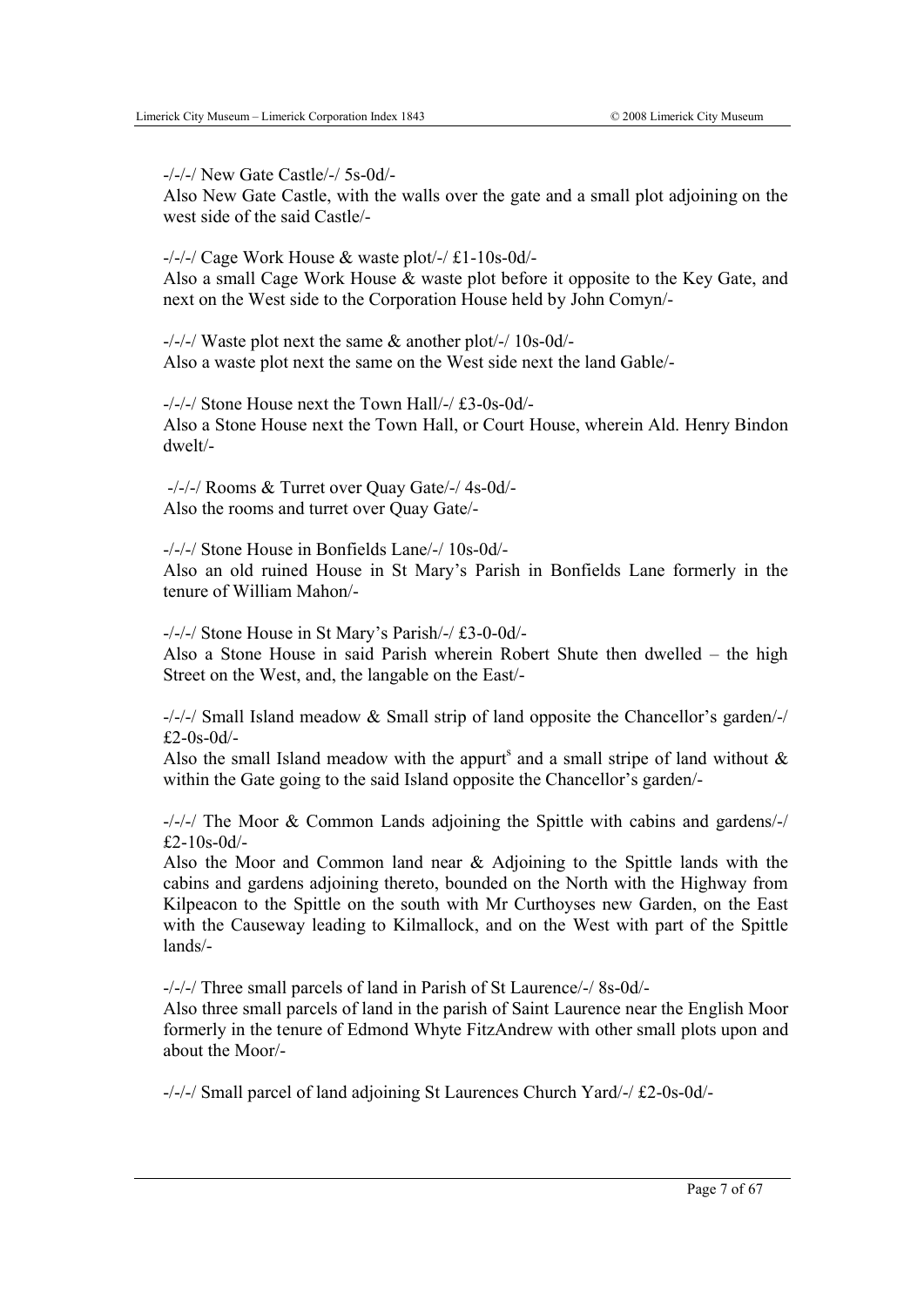-/-/-/ New Gate Castle/-/ 5s-0d/-

Also New Gate Castle, with the walls over the gate and a small plot adjoining on the west side of the said Castle/-

-/-/-/ Cage Work House & waste plot/-/ £1-10s-0d/-

Also a small Cage Work House & waste plot before it opposite to the Key Gate, and next on the West side to the Corporation House held by John Comyn/-

-/-/-/ Waste plot next the same & another plot/-/ 10s-0d/-

Also a waste plot next the same on the West side next the land Gable/-

-/-/-/ Stone House next the Town Hall/-/ £3-0s-0d/-

Also a Stone House next the Town Hall, or Court House, wherein Ald. Henry Bindon dwelt/-

-/-/-/ Rooms & Turret over Quay Gate/-/ 4s-0d/-

Also the rooms and turret over Quay Gate/-

-/-/-/ Stone House in Bonfields Lane/-/ 10s-0d/-

Also an old ruined House in St Mary's Parish in Bonfields Lane formerly in the tenure of William Mahon/-

-/-/-/ Stone House in St Mary's Parish/-/ £3-0-0d/-

Also a Stone House in said Parish wherein Robert Shute then dwelled – the high Street on the West, and, the langable on the East/-

-/-/-/ Small Island meadow & Small strip of land opposite the Chancellor's garden/-/ £2-0s-0d/-

Also the small Island meadow with the appurt[s] and a small stripe of land without & within the Gate going to the said Island opposite the Chancellor's garden/-

-/-/-/ The Moor & Common Lands adjoining the Spittle with cabins and gardens/-/ £2-10s-0d/-

Also the Moor and Common land near & Adjoining to the Spittle lands with the cabins and gardens adjoining thereto, bounded on the North with the Highway from Kilpeacon to the Spittle on the south with Mr Curthoyses new Garden, on the East with the Causeway leading to Kilmallock, and on the West with part of the Spittle lands/-

-/-/-/ Three small parcels of land in Parish of St Laurence/-/ 8s-0d/-

Also three small parcels of land in the parish of Saint Laurence near the English Moor formerly in the tenure of Edmond Whyte FitzAndrew with other small plots upon and about the Moor/-

-/-/-/ Small parcel of land adjoining St Laurences Church Yard/-/ £2-0s-0d/-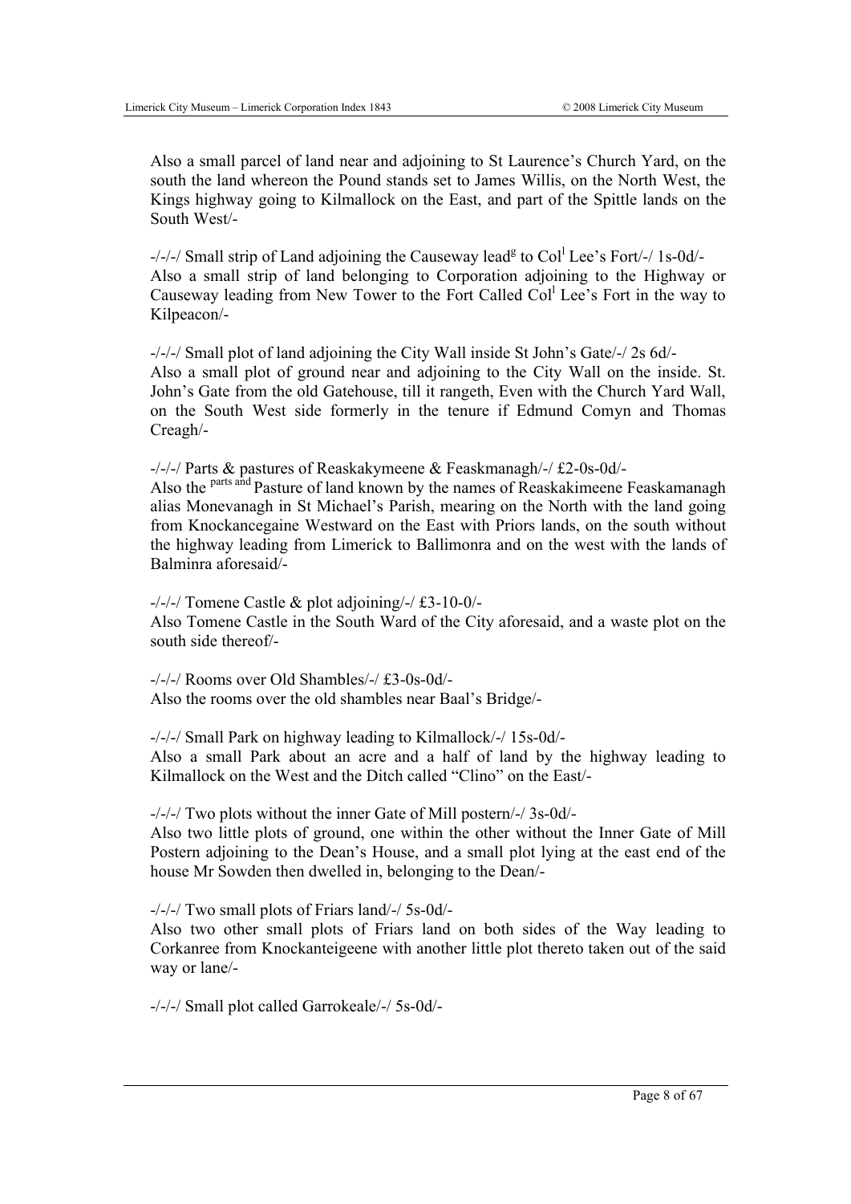Also a small parcel of land near and adjoining to St Laurence's Church Yard, on the south the land whereon the Pound stands set to James Willis, on the North West, the Kings highway going to Kilmallock on the East, and part of the Spittle lands on the South West/-

-/-/-/ Small strip of Land adjoining the Causeway lead[g] to Col[l] Lee's Fort/-/ 1s-0d/-
Also a small strip of land belonging to Corporation adjoining to the Highway or Causeway leading from New Tower to the Fort Called Col[l] Lee's Fort in the way to Kilpeacon/-

-/-/-/ Small plot of land adjoining the City Wall inside St John's Gate/-/ 2s 6d/-
Also a small plot of ground near and adjoining to the City Wall on the inside. St. John's Gate from the old Gatehouse, till it rangeth, Even with the Church Yard Wall, on the South West side formerly in the tenure if Edmund Comyn and Thomas Creagh/-

-/-/-/ Parts & pastures of Reaskakymeene & Feaskmanagh/-/ £2-0s-0d/-
Also the [parts and] Pasture of land known by the names of Reaskakimeene Feaskamanagh alias Monevanagh in St Michael's Parish, mearing on the North with the land going from Knockancegaine Westward on the East with Priors lands, on the south without the highway leading from Limerick to Ballimonra and on the west with the lands of Balminra aforesaid/-

-/-/-/ Tomene Castle & plot adjoining/-/ £3-10-0/-
Also Tomene Castle in the South Ward of the City aforesaid, and a waste plot on the south side thereof/-

-/-/-/ Rooms over Old Shambles/-/ £3-0s-0d/-
Also the rooms over the old shambles near Baal's Bridge/-

-/-/-/ Small Park on highway leading to Kilmallock/-/ 15s-0d/-
Also a small Park about an acre and a half of land by the highway leading to Kilmallock on the West and the Ditch called "Clino" on the East/-

-/-/-/ Two plots without the inner Gate of Mill postern/-/ 3s-0d/-
Also two little plots of ground, one within the other without the Inner Gate of Mill Postern adjoining to the Dean's House, and a small plot lying at the east end of the house Mr Sowden then dwelled in, belonging to the Dean/-

-/-/-/ Two small plots of Friars land/-/ 5s-0d/-
Also two other small plots of Friars land on both sides of the Way leading to Corkanree from Knockanteigeene with another little plot thereto taken out of the said way or lane/-

-/-/-/ Small plot called Garrokeale/-/ 5s-0d/-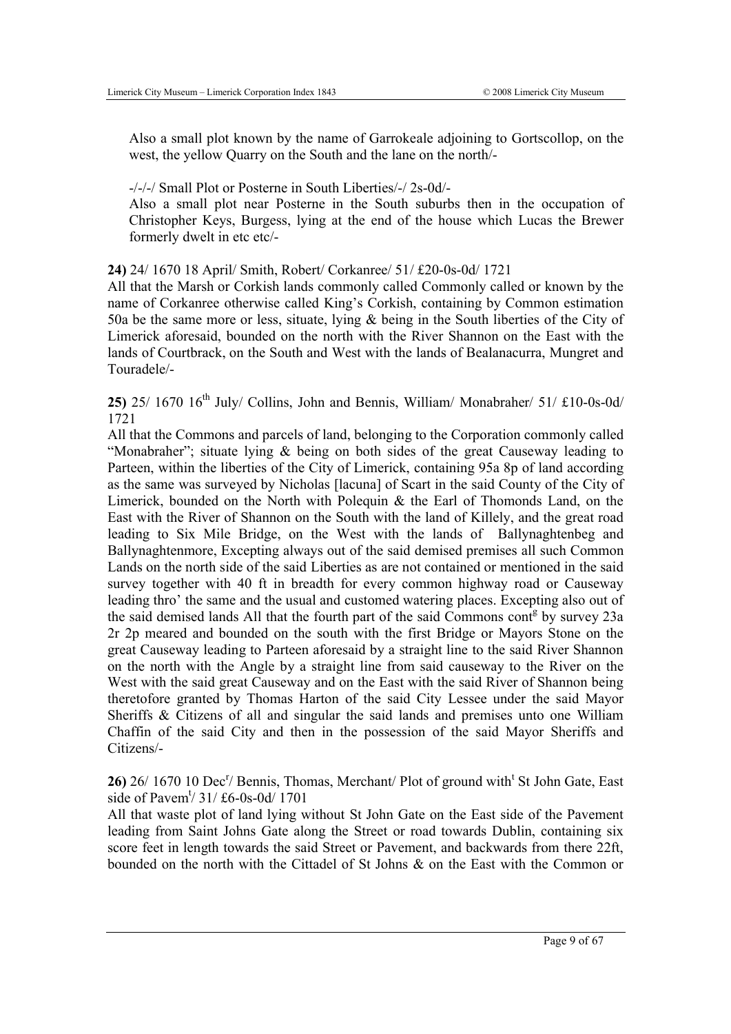Also a small plot known by the name of Garrokeale adjoining to Gortscollop, on the west, the yellow Quarry on the South and the lane on the north/-

-/-/-/ Small Plot or Posterne in South Liberties/-/ 2s-0d/-

Also a small plot near Posterne in the South suburbs then in the occupation of Christopher Keys, Burgess, lying at the end of the house which Lucas the Brewer formerly dwelt in etc etc/-

**24)** 24/ 1670 18 April/ Smith, Robert/ Corkanree/ 51/ £20-0s-0d/ 1721

All that the Marsh or Corkish lands commonly called Commonly called or known by the name of Corkanree otherwise called King's Corkish, containing by Common estimation 50a be the same more or less, situate, lying & being in the South liberties of the City of Limerick aforesaid, bounded on the north with the River Shannon on the East with the lands of Courtbrack, on the South and West with the lands of Bealanacurra, Mungret and Touradele/-

**25)** 25/ 1670 16th July/ Collins, John and Bennis, William/ Monabraher/ 51/ £10-0s-0d/ 1721

All that the Commons and parcels of land, belonging to the Corporation commonly called "Monabraher"; situate lying & being on both sides of the great Causeway leading to Parteen, within the liberties of the City of Limerick, containing 95a 8p of land according as the same was surveyed by Nicholas [lacuna] of Scart in the said County of the City of Limerick, bounded on the North with Polequin & the Earl of Thomonds Land, on the East with the River of Shannon on the South with the land of Killely, and the great road leading to Six Mile Bridge, on the West with the lands of Ballynaghtenbeg and Ballynaghtenmore, Excepting always out of the said demised premises all such Common Lands on the north side of the said Liberties as are not contained or mentioned in the said survey together with 40 ft in breadth for every common highway road or Causeway leading thro' the same and the usual and customed watering places. Excepting also out of the said demised lands All that the fourth part of the said Commons contg by survey 23a 2r 2p meared and bounded on the south with the first Bridge or Mayors Stone on the great Causeway leading to Parteen aforesaid by a straight line to the said River Shannon on the north with the Angle by a straight line from said causeway to the River on the West with the said great Causeway and on the East with the said River of Shannon being theretofore granted by Thomas Harton of the said City Lessee under the said Mayor Sheriffs & Citizens of all and singular the said lands and premises unto one William Chaffin of the said City and then in the possession of the said Mayor Sheriffs and Citizens/-

**26)** 26/ 1670 10 Decr/ Bennis, Thomas, Merchant/ Plot of ground witht St John Gate, East side of Pavemt/ 31/ £6-0s-0d/ 1701

All that waste plot of land lying without St John Gate on the East side of the Pavement leading from Saint Johns Gate along the Street or road towards Dublin, containing six score feet in length towards the said Street or Pavement, and backwards from there 22ft, bounded on the north with the Cittadel of St Johns & on the East with the Common or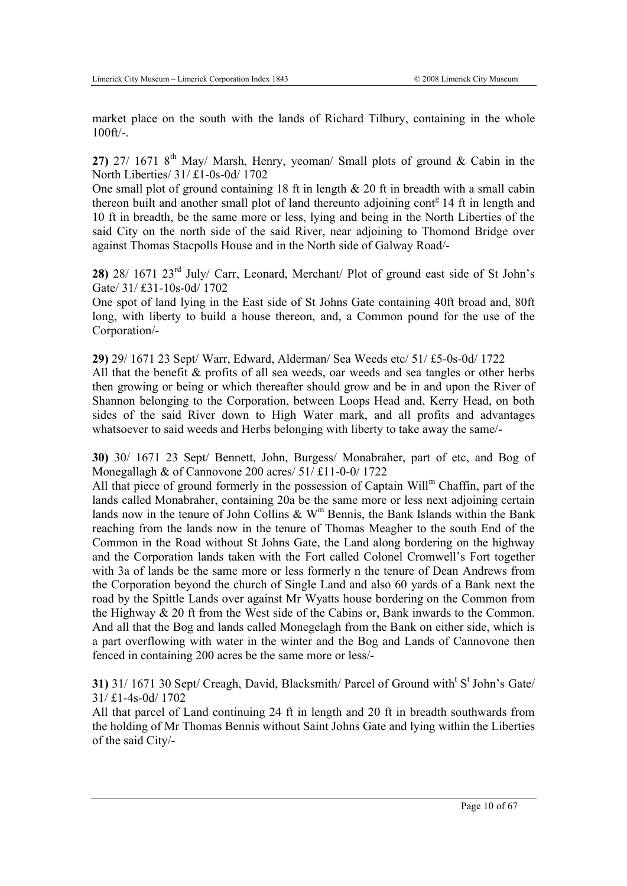market place on the south with the lands of Richard Tilbury, containing in the whole 100ft/-.

**27)** 27/ 1671 8th May/ Marsh, Henry, yeoman/ Small plots of ground & Cabin in the North Liberties/ 31/ £1-0s-0d/ 1702

One small plot of ground containing 18 ft in length & 20 ft in breadth with a small cabin thereon built and another small plot of land thereunto adjoining contg 14 ft in length and 10 ft in breadth, be the same more or less, lying and being in the North Liberties of the said City on the north side of the said River, near adjoining to Thomond Bridge over against Thomas Stacpolls House and in the North side of Galway Road/-

**28)** 28/ 1671 23rd July/ Carr, Leonard, Merchant/ Plot of ground east side of St John's Gate/ 31/ £31-10s-0d/ 1702

One spot of land lying in the East side of St Johns Gate containing 40ft broad and, 80ft long, with liberty to build a house thereon, and, a Common pound for the use of the Corporation/-

**29)** 29/ 1671 23 Sept/ Warr, Edward, Alderman/ Sea Weeds etc/ 51/ £5-0s-0d/ 1722

All that the benefit & profits of all sea weeds, oar weeds and sea tangles or other herbs then growing or being or which thereafter should grow and be in and upon the River of Shannon belonging to the Corporation, between Loops Head and, Kerry Head, on both sides of the said River down to High Water mark, and all profits and advantages whatsoever to said weeds and Herbs belonging with liberty to take away the same/-

**30)** 30/ 1671 23 Sept/ Bennett, John, Burgess/ Monabraher, part of etc, and Bog of Monegallagh & of Cannovone 200 acres/ 51/ £11-0-0/ 1722

All that piece of ground formerly in the possession of Captain Willm Chaffin, part of the lands called Monabraher, containing 20a be the same more or less next adjoining certain lands now in the tenure of John Collins & Wm Bennis, the Bank Islands within the Bank reaching from the lands now in the tenure of Thomas Meagher to the south End of the Common in the Road without St Johns Gate, the Land along bordering on the highway and the Corporation lands taken with the Fort called Colonel Cromwell's Fort together with 3a of lands be the same more or less formerly n the tenure of Dean Andrews from the Corporation beyond the church of Single Land and also 60 yards of a Bank next the road by the Spittle Lands over against Mr Wyatts house bordering on the Common from the Highway & 20 ft from the West side of the Cabins or, Bank inwards to the Common. And all that the Bog and lands called Monegelagh from the Bank on either side, which is a part overflowing with water in the winter and the Bog and Lands of Cannovone then fenced in containing 200 acres be the same more or less/-

**31)** 31/ 1671 30 Sept/ Creagh, David, Blacksmith/ Parcel of Ground witht St John's Gate/ 31/ £1-4s-0d/ 1702

All that parcel of Land continuing 24 ft in length and 20 ft in breadth southwards from the holding of Mr Thomas Bennis without Saint Johns Gate and lying within the Liberties of the said City/-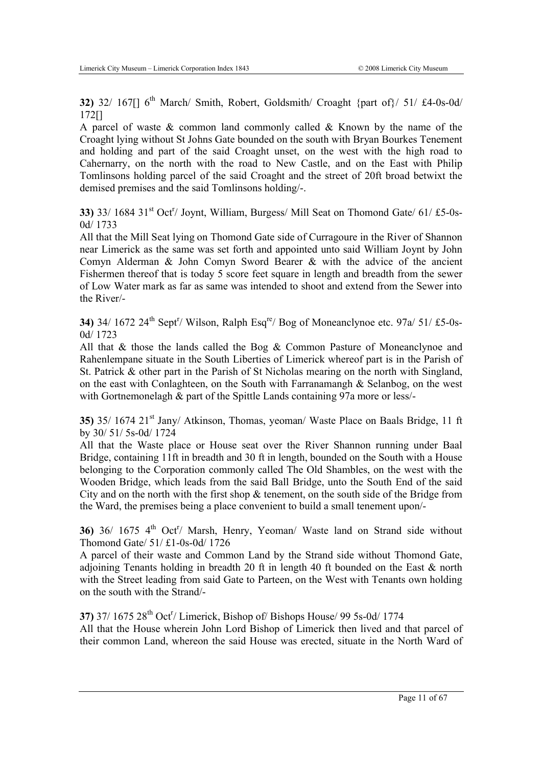**32)** 32/ 167[] 6th March/ Smith, Robert, Goldsmith/ Croaght {part of}/ 51/ £4-0s-0d/ 172[]

A parcel of waste & common land commonly called & Known by the name of the Croaght lying without St Johns Gate bounded on the south with Bryan Bourkes Tenement and holding and part of the said Croaght unset, on the west with the high road to Cahernarry, on the north with the road to New Castle, and on the East with Philip Tomlinsons holding parcel of the said Croaght and the street of 20ft broad betwixt the demised premises and the said Tomlinsons holding/-.

**33)** 33/ 1684 31st Octr/ Joynt, William, Burgess/ Mill Seat on Thomond Gate/ 61/ £5-0s-0d/ 1733

All that the Mill Seat lying on Thomond Gate side of Curragoure in the River of Shannon near Limerick as the same was set forth and appointed unto said William Joynt by John Comyn Alderman & John Comyn Sword Bearer & with the advice of the ancient Fishermen thereof that is today 5 score feet square in length and breadth from the sewer of Low Water mark as far as same was intended to shoot and extend from the Sewer into the River/-

**34)** 34/ 1672 24th Septr/ Wilson, Ralph Esqre/ Bog of Moneanclynoe etc. 97a/ 51/ £5-0s-0d/ 1723

All that & those the lands called the Bog & Common Pasture of Moneanclynoe and Rahenlempane situate in the South Liberties of Limerick whereof part is in the Parish of St. Patrick & other part in the Parish of St Nicholas mearing on the north with Singland, on the east with Conlaghteen, on the South with Farranamangh & Selanbog, on the west with Gortnemonelagh & part of the Spittle Lands containing 97a more or less/-

**35)** 35/ 1674 21st Jany/ Atkinson, Thomas, yeoman/ Waste Place on Baals Bridge, 11 ft by 30/ 51/ 5s-0d/ 1724

All that the Waste place or House seat over the River Shannon running under Baal Bridge, containing 11ft in breadth and 30 ft in length, bounded on the South with a House belonging to the Corporation commonly called The Old Shambles, on the west with the Wooden Bridge, which leads from the said Ball Bridge, unto the South End of the said City and on the north with the first shop & tenement, on the south side of the Bridge from the Ward, the premises being a place convenient to build a small tenement upon/-

**36)** 36/ 1675 4th Octr/ Marsh, Henry, Yeoman/ Waste land on Strand side without Thomond Gate/ 51/ £1-0s-0d/ 1726

A parcel of their waste and Common Land by the Strand side without Thomond Gate, adjoining Tenants holding in breadth 20 ft in length 40 ft bounded on the East & north with the Street leading from said Gate to Parteen, on the West with Tenants own holding on the south with the Strand/-

**37)** 37/ 1675 28th Octr/ Limerick, Bishop of/ Bishops House/ 99 5s-0d/ 1774

All that the House wherein John Lord Bishop of Limerick then lived and that parcel of their common Land, whereon the said House was erected, situate in the North Ward of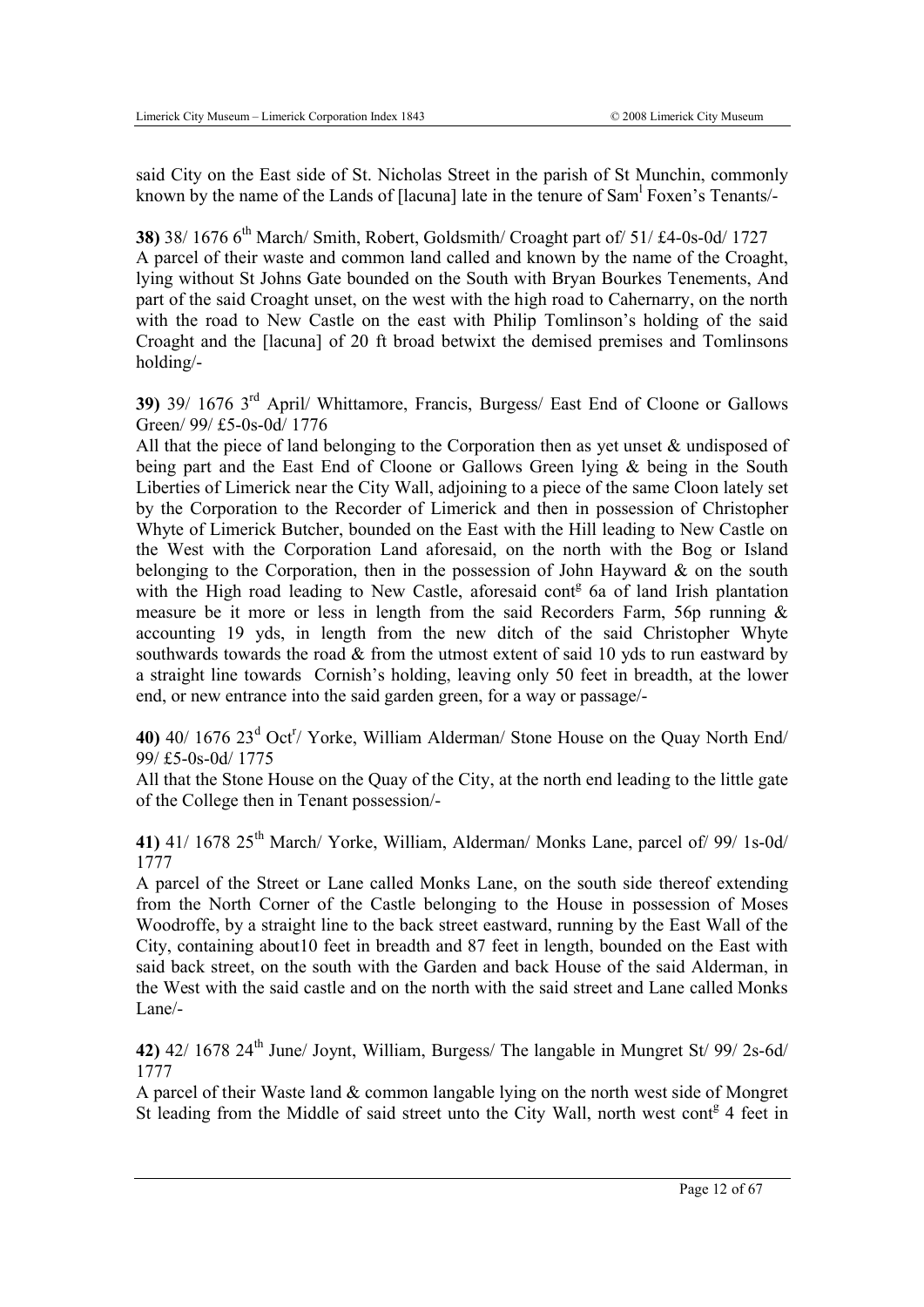said City on the East side of St. Nicholas Street in the parish of St Munchin, commonly known by the name of the Lands of [lacuna] late in the tenure of Sam[l] Foxen's Tenants/-

**38)** 38/ 1676 6th March/ Smith, Robert, Goldsmith/ Croaght part of/ 51/ £4-0s-0d/ 1727
A parcel of their waste and common land called and known by the name of the Croaght, lying without St Johns Gate bounded on the South with Bryan Bourkes Tenements, And part of the said Croaght unset, on the west with the high road to Cahernarry, on the north with the road to New Castle on the east with Philip Tomlinson's holding of the said Croaght and the [lacuna] of 20 ft broad betwixt the demised premises and Tomlinsons holding/-

**39)** 39/ 1676 3rd April/ Whittamore, Francis, Burgess/ East End of Cloone or Gallows Green/ 99/ £5-0s-0d/ 1776
All that the piece of land belonging to the Corporation then as yet unset & undisposed of being part and the East End of Cloone or Gallows Green lying & being in the South Liberties of Limerick near the City Wall, adjoining to a piece of the same Cloon lately set by the Corporation to the Recorder of Limerick and then in possession of Christopher Whyte of Limerick Butcher, bounded on the East with the Hill leading to New Castle on the West with the Corporation Land aforesaid, on the north with the Bog or Island belonging to the Corporation, then in the possession of John Hayward & on the south with the High road leading to New Castle, aforesaid cont[g] 6a of land Irish plantation measure be it more or less in length from the said Recorders Farm, 56p running & accounting 19 yds, in length from the new ditch of the said Christopher Whyte southwards towards the road & from the utmost extent of said 10 yds to run eastward by a straight line towards Cornish's holding, leaving only 50 feet in breadth, at the lower end, or new entrance into the said garden green, for a way or passage/-

**40)** 40/ 1676 23d Oct[r]/ Yorke, William Alderman/ Stone House on the Quay North End/ 99/ £5-0s-0d/ 1775
All that the Stone House on the Quay of the City, at the north end leading to the little gate of the College then in Tenant possession/-

**41)** 41/ 1678 25th March/ Yorke, William, Alderman/ Monks Lane, parcel of/ 99/ 1s-0d/ 1777
A parcel of the Street or Lane called Monks Lane, on the south side thereof extending from the North Corner of the Castle belonging to the House in possession of Moses Woodroffe, by a straight line to the back street eastward, running by the East Wall of the City, containing about10 feet in breadth and 87 feet in length, bounded on the East with said back street, on the south with the Garden and back House of the said Alderman, in the West with the said castle and on the north with the said street and Lane called Monks Lane/-

**42)** 42/ 1678 24th June/ Joynt, William, Burgess/ The langable in Mungret St/ 99/ 2s-6d/ 1777
A parcel of their Waste land & common langable lying on the north west side of Mongret St leading from the Middle of said street unto the City Wall, north west cont[g] 4 feet in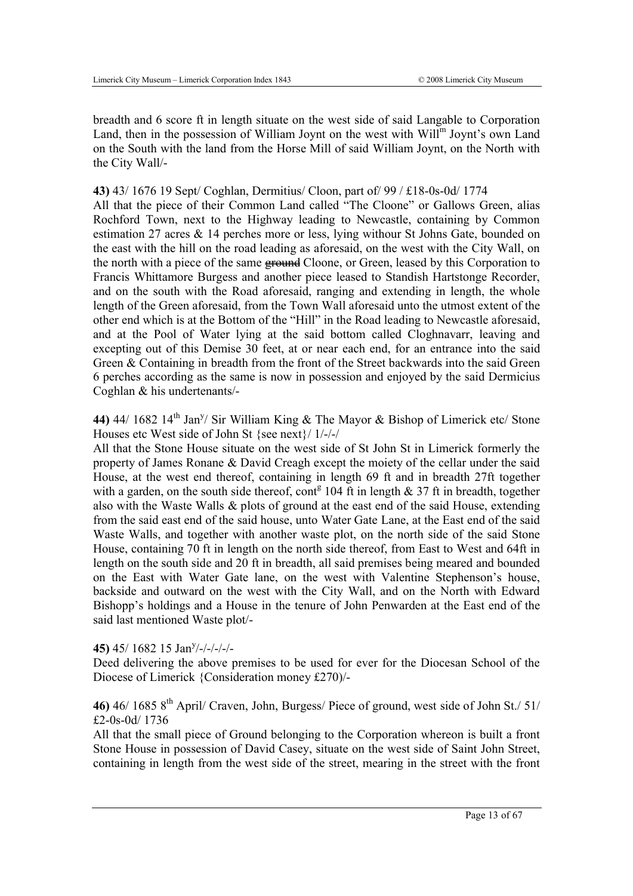breadth and 6 score ft in length situate on the west side of said Langable to Corporation Land, then in the possession of William Joynt on the west with Will[m] Joynt's own Land on the South with the land from the Horse Mill of said William Joynt, on the North with the City Wall/-

**43)** 43/ 1676 19 Sept/ Coghlan, Dermitius/ Cloon, part of/ 99 / £18-0s-0d/ 1774
All that the piece of their Common Land called "The Cloone" or Gallows Green, alias Rochford Town, next to the Highway leading to Newcastle, containing by Common estimation 27 acres & 14 perches more or less, lying withour St Johns Gate, bounded on the east with the hill on the road leading as aforesaid, on the west with the City Wall, on the north with a piece of the same ~~ground~~ Cloone, or Green, leased by this Corporation to Francis Whittamore Burgess and another piece leased to Standish Hartstonge Recorder, and on the south with the Road aforesaid, ranging and extending in length, the whole length of the Green aforesaid, from the Town Wall aforesaid unto the utmost extent of the other end which is at the Bottom of the "Hill" in the Road leading to Newcastle aforesaid, and at the Pool of Water lying at the said bottom called Cloghnavarr, leaving and excepting out of this Demise 30 feet, at or near each end, for an entrance into the said Green & Containing in breadth from the front of the Street backwards into the said Green 6 perches according as the same is now in possession and enjoyed by the said Dermicius Coghlan & his undertenants/-

**44)** 44/ 1682 14[th] Jan[y]/ Sir William King & The Mayor & Bishop of Limerick etc/ Stone Houses etc West side of John St {see next}/ 1/-/-/
All that the Stone House situate on the west side of St John St in Limerick formerly the property of James Ronane & David Creagh except the moiety of the cellar under the said House, at the west end thereof, containing in length 69 ft and in breadth 27ft together with a garden, on the south side thereof, cont[g] 104 ft in length & 37 ft in breadth, together also with the Waste Walls & plots of ground at the east end of the said House, extending from the said east end of the said house, unto Water Gate Lane, at the East end of the said Waste Walls, and together with another waste plot, on the north side of the said Stone House, containing 70 ft in length on the north side thereof, from East to West and 64ft in length on the south side and 20 ft in breadth, all said premises being meared and bounded on the East with Water Gate lane, on the west with Valentine Stephenson's house, backside and outward on the west with the City Wall, and on the North with Edward Bishopp's holdings and a House in the tenure of John Penwarden at the East end of the said last mentioned Waste plot/-

**45)** 45/ 1682 15 Jan[y]/-/-/-/-/-
Deed delivering the above premises to be used for ever for the Diocesan School of the Diocese of Limerick {Consideration money £270)/-

**46)** 46/ 1685 8[th] April/ Craven, John, Burgess/ Piece of ground, west side of John St./ 51/ £2-0s-0d/ 1736
All that the small piece of Ground belonging to the Corporation whereon is built a front Stone House in possession of David Casey, situate on the west side of Saint John Street, containing in length from the west side of the street, mearing in the street with the front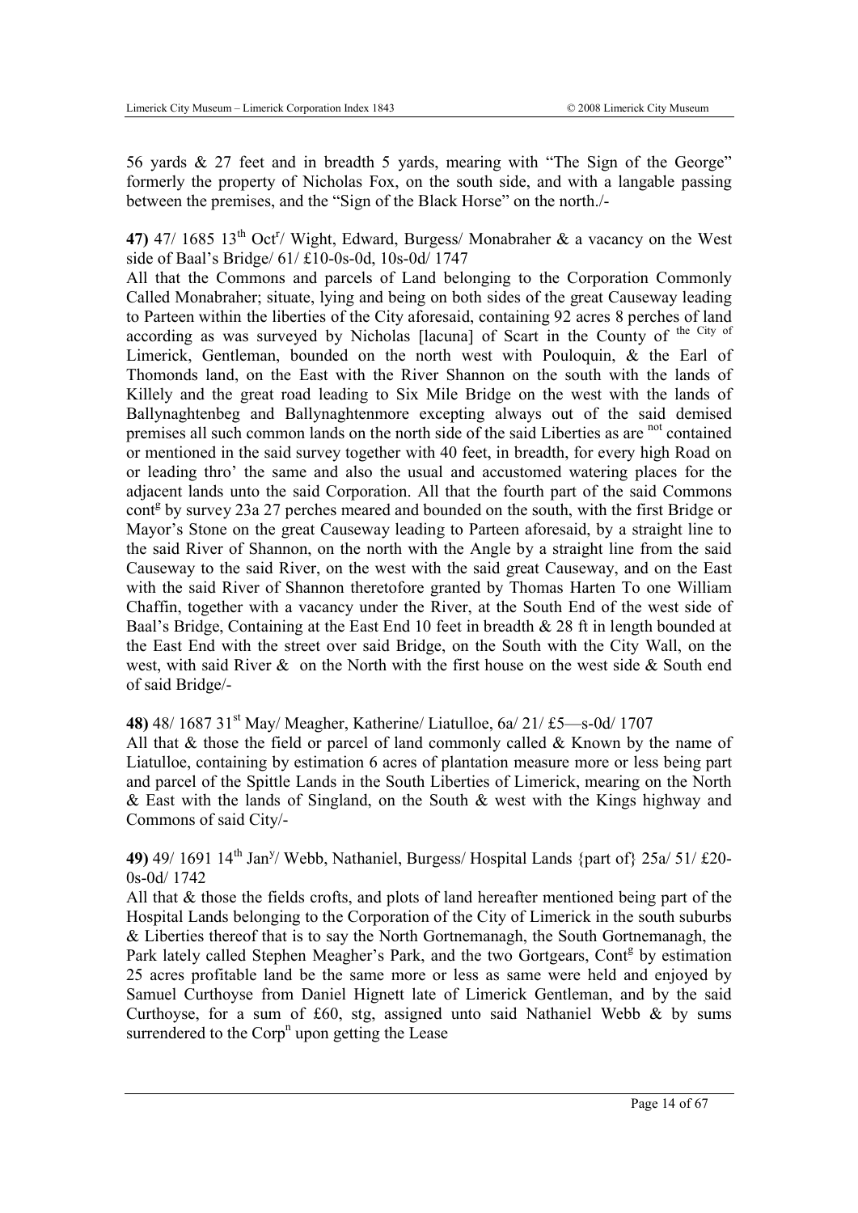56 yards & 27 feet and in breadth 5 yards, mearing with "The Sign of the George" formerly the property of Nicholas Fox, on the south side, and with a langable passing between the premises, and the "Sign of the Black Horse" on the north./-

**47)** 47/ 1685 13th Octr/ Wight, Edward, Burgess/ Monabraher & a vacancy on the West side of Baal's Bridge/ 61/ £10-0s-0d, 10s-0d/ 1747

All that the Commons and parcels of Land belonging to the Corporation Commonly Called Monabraher; situate, lying and being on both sides of the great Causeway leading to Parteen within the liberties of the City aforesaid, containing 92 acres 8 perches of land according as was surveyed by Nicholas [lacuna] of Scart in the County of the City of Limerick, Gentleman, bounded on the north west with Pouloquin, & the Earl of Thomonds land, on the East with the River Shannon on the south with the lands of Killely and the great road leading to Six Mile Bridge on the west with the lands of Ballynaghtenbeg and Ballynaghtenmore excepting always out of the said demised premises all such common lands on the north side of the said Liberties as are not contained or mentioned in the said survey together with 40 feet, in breadth, for every high Road on or leading thro' the same and also the usual and accustomed watering places for the adjacent lands unto the said Corporation. All that the fourth part of the said Commons contg by survey 23a 27 perches meared and bounded on the south, with the first Bridge or Mayor's Stone on the great Causeway leading to Parteen aforesaid, by a straight line to the said River of Shannon, on the north with the Angle by a straight line from the said Causeway to the said River, on the west with the said great Causeway, and on the East with the said River of Shannon theretofore granted by Thomas Harten To one William Chaffin, together with a vacancy under the River, at the South End of the west side of Baal's Bridge, Containing at the East End 10 feet in breadth & 28 ft in length bounded at the East End with the street over said Bridge, on the South with the City Wall, on the west, with said River & on the North with the first house on the west side & South end of said Bridge/-

**48)** 48/ 1687 31st May/ Meagher, Katherine/ Liatulloe, 6a/ 21/ £5—s-0d/ 1707

All that & those the field or parcel of land commonly called & Known by the name of Liatulloe, containing by estimation 6 acres of plantation measure more or less being part and parcel of the Spittle Lands in the South Liberties of Limerick, mearing on the North & East with the lands of Singland, on the South & west with the Kings highway and Commons of said City/-

**49)** 49/ 1691 14th Jany/ Webb, Nathaniel, Burgess/ Hospital Lands {part of} 25a/ 51/ £20-0s-0d/ 1742

All that & those the fields crofts, and plots of land hereafter mentioned being part of the Hospital Lands belonging to the Corporation of the City of Limerick in the south suburbs & Liberties thereof that is to say the North Gortnemanagh, the South Gortnemanagh, the Park lately called Stephen Meagher's Park, and the two Gortgears, Contg by estimation 25 acres profitable land be the same more or less as same were held and enjoyed by Samuel Curthoyse from Daniel Hignett late of Limerick Gentleman, and by the said Curthoyse, for a sum of £60, stg, assigned unto said Nathaniel Webb & by sums surrendered to the Corpn upon getting the Lease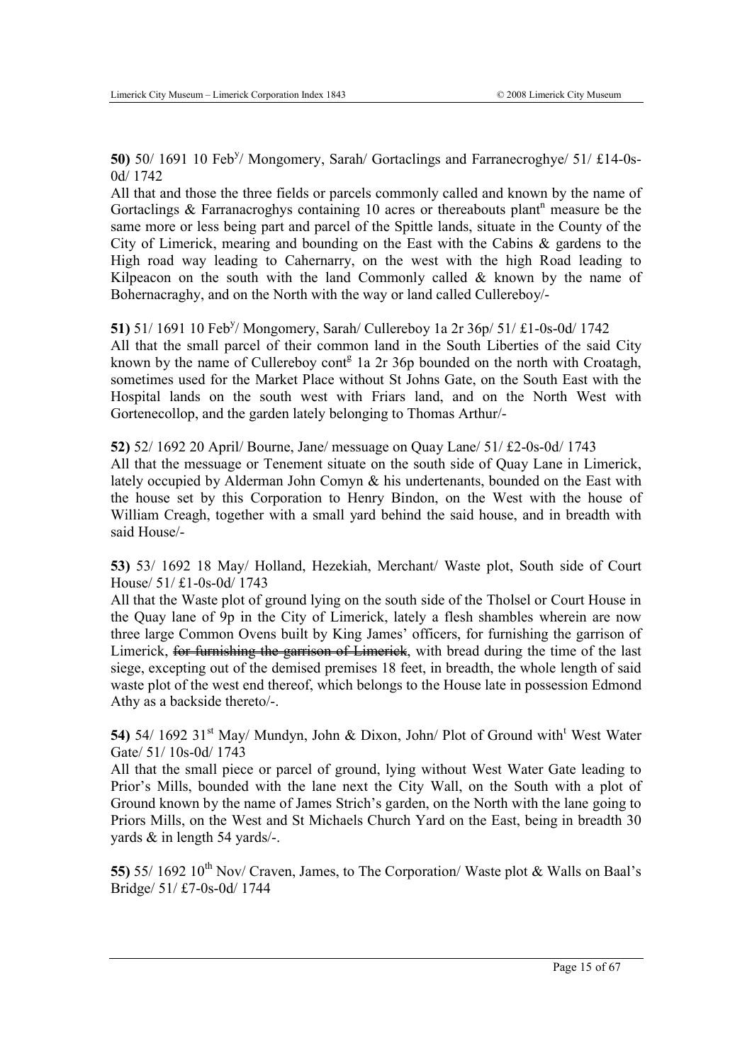**50)** 50/ 1691 10 Feb[y]/ Mongomery, Sarah/ Gortaclings and Farranecroghye/ 51/ £14-0s-0d/ 1742

All that and those the three fields or parcels commonly called and known by the name of Gortaclings & Farranacroghys containing 10 acres or thereabouts plant[n] measure be the same more or less being part and parcel of the Spittle lands, situate in the County of the City of Limerick, mearing and bounding on the East with the Cabins & gardens to the High road way leading to Cahernarry, on the west with the high Road leading to Kilpeacon on the south with the land Commonly called & known by the name of Bohernacraghy, and on the North with the way or land called Cullereboy/-

**51)** 51/ 1691 10 Feb[y]/ Mongomery, Sarah/ Cullereboy 1a 2r 36p/ 51/ £1-0s-0d/ 1742

All that the small parcel of their common land in the South Liberties of the said City known by the name of Cullereboy cont[g] 1a 2r 36p bounded on the north with Croatagh, sometimes used for the Market Place without St Johns Gate, on the South East with the Hospital lands on the south west with Friars land, and on the North West with Gortenecollop, and the garden lately belonging to Thomas Arthur/-

**52)** 52/ 1692 20 April/ Bourne, Jane/ messuage on Quay Lane/ 51/ £2-0s-0d/ 1743

All that the messuage or Tenement situate on the south side of Quay Lane in Limerick, lately occupied by Alderman John Comyn & his undertenants, bounded on the East with the house set by this Corporation to Henry Bindon, on the West with the house of William Creagh, together with a small yard behind the said house, and in breadth with said House/-

**53)** 53/ 1692 18 May/ Holland, Hezekiah, Merchant/ Waste plot, South side of Court House/ 51/ £1-0s-0d/ 1743

All that the Waste plot of ground lying on the south side of the Tholsel or Court House in the Quay lane of 9p in the City of Limerick, lately a flesh shambles wherein are now three large Common Ovens built by King James' officers, for furnishing the garrison of Limerick, ~~for furnishing the garrison of Limerick~~, with bread during the time of the last siege, excepting out of the demised premises 18 feet, in breadth, the whole length of said waste plot of the west end thereof, which belongs to the House late in possession Edmond Athy as a backside thereto/-.

**54)** 54/ 1692 31[st] May/ Mundyn, John & Dixon, John/ Plot of Ground with[t] West Water Gate/ 51/ 10s-0d/ 1743

All that the small piece or parcel of ground, lying without West Water Gate leading to Prior's Mills, bounded with the lane next the City Wall, on the South with a plot of Ground known by the name of James Strich's garden, on the North with the lane going to Priors Mills, on the West and St Michaels Church Yard on the East, being in breadth 30 yards & in length 54 yards/-.

**55)** 55/ 1692 10[th] Nov/ Craven, James, to The Corporation/ Waste plot & Walls on Baal's Bridge/ 51/ £7-0s-0d/ 1744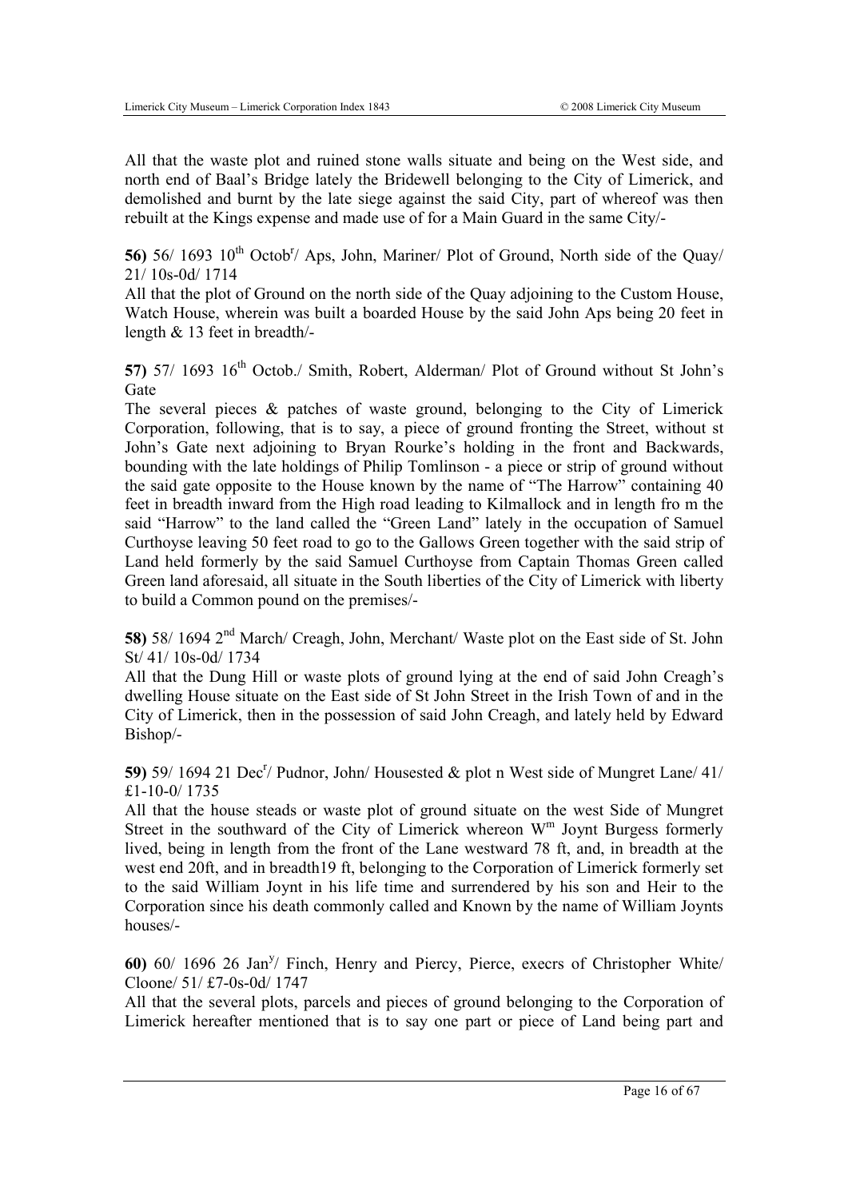All that the waste plot and ruined stone walls situate and being on the West side, and north end of Baal's Bridge lately the Bridewell belonging to the City of Limerick, and demolished and burnt by the late siege against the said City, part of whereof was then rebuilt at the Kings expense and made use of for a Main Guard in the same City/-

**56)** 56/ 1693 10th Octobr/ Aps, John, Mariner/ Plot of Ground, North side of the Quay/ 21/ 10s-0d/ 1714

All that the plot of Ground on the north side of the Quay adjoining to the Custom House, Watch House, wherein was built a boarded House by the said John Aps being 20 feet in length & 13 feet in breadth/-

**57)** 57/ 1693 16th Octob./ Smith, Robert, Alderman/ Plot of Ground without St John's Gate

The several pieces & patches of waste ground, belonging to the City of Limerick Corporation, following, that is to say, a piece of ground fronting the Street, without st John's Gate next adjoining to Bryan Rourke's holding in the front and Backwards, bounding with the late holdings of Philip Tomlinson - a piece or strip of ground without the said gate opposite to the House known by the name of "The Harrow" containing 40 feet in breadth inward from the High road leading to Kilmallock and in length fro m the said "Harrow" to the land called the "Green Land" lately in the occupation of Samuel Curthoyse leaving 50 feet road to go to the Gallows Green together with the said strip of Land held formerly by the said Samuel Curthoyse from Captain Thomas Green called Green land aforesaid, all situate in the South liberties of the City of Limerick with liberty to build a Common pound on the premises/-

**58)** 58/ 1694 2nd March/ Creagh, John, Merchant/ Waste plot on the East side of St. John St/ 41/ 10s-0d/ 1734

All that the Dung Hill or waste plots of ground lying at the end of said John Creagh's dwelling House situate on the East side of St John Street in the Irish Town of and in the City of Limerick, then in the possession of said John Creagh, and lately held by Edward Bishop/-

**59)** 59/ 1694 21 Decr/ Pudnor, John/ Housested & plot n West side of Mungret Lane/ 41/ £1-10-0/ 1735

All that the house steads or waste plot of ground situate on the west Side of Mungret Street in the southward of the City of Limerick whereon Wm Joynt Burgess formerly lived, being in length from the front of the Lane westward 78 ft, and, in breadth at the west end 20ft, and in breadth19 ft, belonging to the Corporation of Limerick formerly set to the said William Joynt in his life time and surrendered by his son and Heir to the Corporation since his death commonly called and Known by the name of William Joynts houses/-

**60)** 60/ 1696 26 Jany/ Finch, Henry and Piercy, Pierce, execrs of Christopher White/ Cloone/ 51/ £7-0s-0d/ 1747

All that the several plots, parcels and pieces of ground belonging to the Corporation of Limerick hereafter mentioned that is to say one part or piece of Land being part and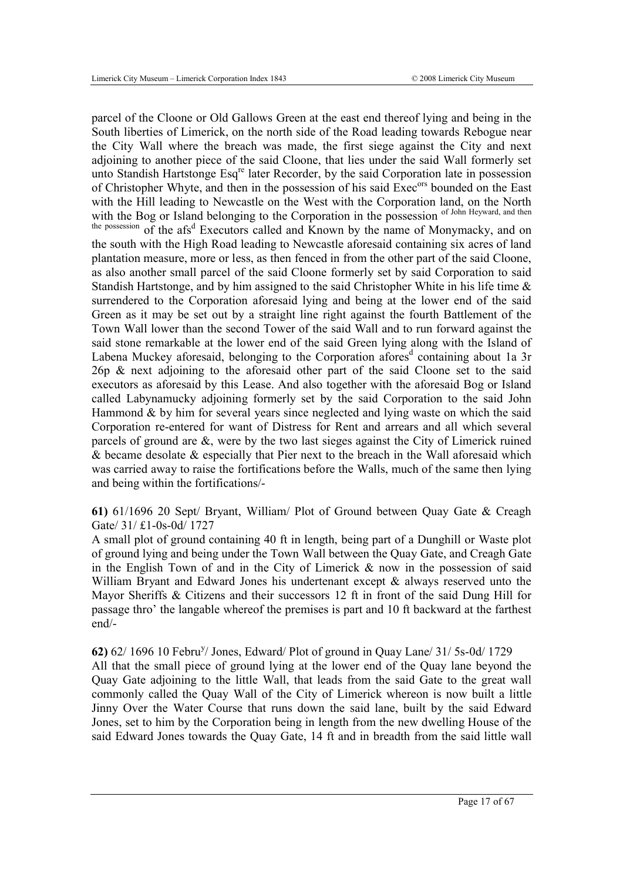parcel of the Cloone or Old Gallows Green at the east end thereof lying and being in the South liberties of Limerick, on the north side of the Road leading towards Rebogue near the City Wall where the breach was made, the first siege against the City and next adjoining to another piece of the said Cloone, that lies under the said Wall formerly set unto Standish Hartstonge Esq[re] later Recorder, by the said Corporation late in possession of Christopher Whyte, and then in the possession of his said Exec[ors] bounded on the East with the Hill leading to Newcastle on the West with the Corporation land, on the North with the Bog or Island belonging to the Corporation in the possession of John Heyward, and then the possession of the afs[d] Executors called and Known by the name of Monymacky, and on the south with the High Road leading to Newcastle aforesaid containing six acres of land plantation measure, more or less, as then fenced in from the other part of the said Cloone, as also another small parcel of the said Cloone formerly set by said Corporation to said Standish Hartstonge, and by him assigned to the said Christopher White in his life time & surrendered to the Corporation aforesaid lying and being at the lower end of the said Green as it may be set out by a straight line right against the fourth Battlement of the Town Wall lower than the second Tower of the said Wall and to run forward against the said stone remarkable at the lower end of the said Green lying along with the Island of Labena Muckey aforesaid, belonging to the Corporation afores[d] containing about 1a 3r 26p & next adjoining to the aforesaid other part of the said Cloone set to the said executors as aforesaid by this Lease. And also together with the aforesaid Bog or Island called Labynamucky adjoining formerly set by the said Corporation to the said John Hammond & by him for several years since neglected and lying waste on which the said Corporation re-entered for want of Distress for Rent and arrears and all which several parcels of ground are &, were by the two last sieges against the City of Limerick ruined & became desolate & especially that Pier next to the breach in the Wall aforesaid which was carried away to raise the fortifications before the Walls, much of the same then lying and being within the fortifications/-

**61)** 61/1696 20 Sept/ Bryant, William/ Plot of Ground between Quay Gate & Creagh Gate/ 31/ £1-0s-0d/ 1727
A small plot of ground containing 40 ft in length, being part of a Dunghill or Waste plot of ground lying and being under the Town Wall between the Quay Gate, and Creagh Gate in the English Town of and in the City of Limerick & now in the possession of said William Bryant and Edward Jones his undertenant except & always reserved unto the Mayor Sheriffs & Citizens and their successors 12 ft in front of the said Dung Hill for passage thro' the langable whereof the premises is part and 10 ft backward at the farthest end/-

**62)** 62/ 1696 10 Febru[y]/ Jones, Edward/ Plot of ground in Quay Lane/ 31/ 5s-0d/ 1729
All that the small piece of ground lying at the lower end of the Quay lane beyond the Quay Gate adjoining to the little Wall, that leads from the said Gate to the great wall commonly called the Quay Wall of the City of Limerick whereon is now built a little Jinny Over the Water Course that runs down the said lane, built by the said Edward Jones, set to him by the Corporation being in length from the new dwelling House of the said Edward Jones towards the Quay Gate, 14 ft and in breadth from the said little wall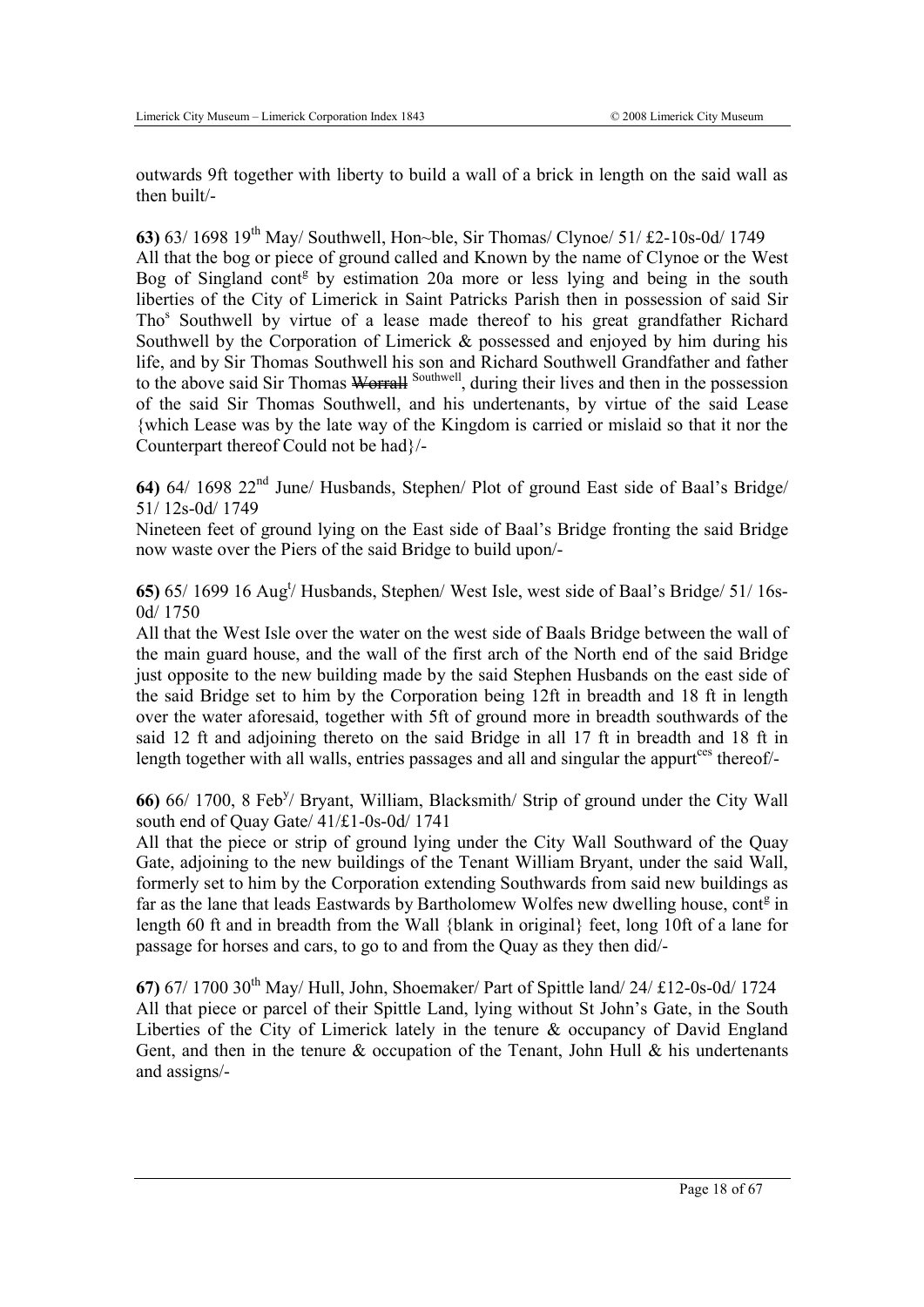outwards 9ft together with liberty to build a wall of a brick in length on the said wall as then built/-

**63)** 63/ 1698 19th May/ Southwell, Hon~ble, Sir Thomas/ Clynoe/ 51/ £2-10s-0d/ 1749
All that the bog or piece of ground called and Known by the name of Clynoe or the West Bog of Singland contg by estimation 20a more or less lying and being in the south liberties of the City of Limerick in Saint Patricks Parish then in possession of said Sir Thos Southwell by virtue of a lease made thereof to his great grandfather Richard Southwell by the Corporation of Limerick & possessed and enjoyed by him during his life, and by Sir Thomas Southwell his son and Richard Southwell Grandfather and father to the above said Sir Thomas ~~Worrall~~ Southwell, during their lives and then in the possession of the said Sir Thomas Southwell, and his undertenants, by virtue of the said Lease {which Lease was by the late way of the Kingdom is carried or mislaid so that it nor the Counterpart thereof Could not be had}/-

**64)** 64/ 1698 22nd June/ Husbands, Stephen/ Plot of ground East side of Baal's Bridge/ 51/ 12s-0d/ 1749
Nineteen feet of ground lying on the East side of Baal's Bridge fronting the said Bridge now waste over the Piers of the said Bridge to build upon/-

**65)** 65/ 1699 16 Augt/ Husbands, Stephen/ West Isle, west side of Baal's Bridge/ 51/ 16s-0d/ 1750
All that the West Isle over the water on the west side of Baals Bridge between the wall of the main guard house, and the wall of the first arch of the North end of the said Bridge just opposite to the new building made by the said Stephen Husbands on the east side of the said Bridge set to him by the Corporation being 12ft in breadth and 18 ft in length over the water aforesaid, together with 5ft of ground more in breadth southwards of the said 12 ft and adjoining thereto on the said Bridge in all 17 ft in breadth and 18 ft in length together with all walls, entries passages and all and singular the appurtces thereof/-

**66)** 66/ 1700, 8 Feby/ Bryant, William, Blacksmith/ Strip of ground under the City Wall south end of Quay Gate/ 41/£1-0s-0d/ 1741
All that the piece or strip of ground lying under the City Wall Southward of the Quay Gate, adjoining to the new buildings of the Tenant William Bryant, under the said Wall, formerly set to him by the Corporation extending Southwards from said new buildings as far as the lane that leads Eastwards by Bartholomew Wolfes new dwelling house, contg in length 60 ft and in breadth from the Wall {blank in original} feet, long 10ft of a lane for passage for horses and cars, to go to and from the Quay as they then did/-

**67)** 67/ 1700 30th May/ Hull, John, Shoemaker/ Part of Spittle land/ 24/ £12-0s-0d/ 1724
All that piece or parcel of their Spittle Land, lying without St John's Gate, in the South Liberties of the City of Limerick lately in the tenure & occupancy of David England Gent, and then in the tenure & occupation of the Tenant, John Hull & his undertenants and assigns/-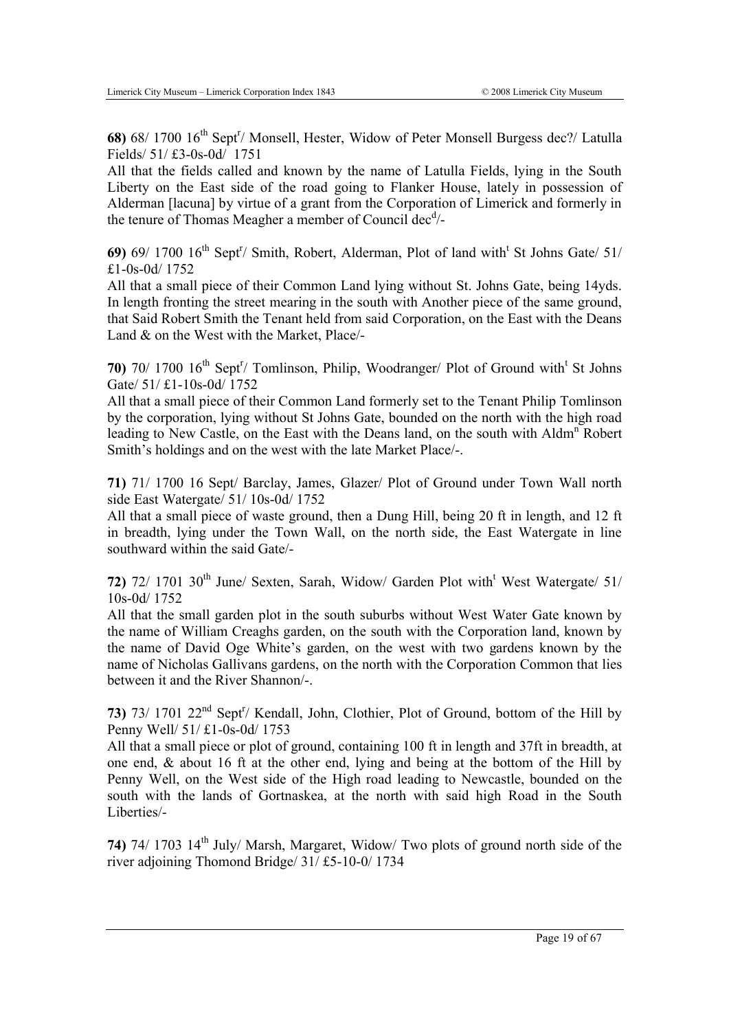**68)** 68/ 1700 16th Sept[r]/ Monsell, Hester, Widow of Peter Monsell Burgess dec?/ Latulla Fields/ 51/ £3-0s-0d/ 1751

All that the fields called and known by the name of Latulla Fields, lying in the South Liberty on the East side of the road going to Flanker House, lately in possession of Alderman [lacuna] by virtue of a grant from the Corporation of Limerick and formerly in the tenure of Thomas Meagher a member of Council dec[d]/-

**69)** 69/ 1700 16th Sept[r]/ Smith, Robert, Alderman, Plot of land with[t] St Johns Gate/ 51/ £1-0s-0d/ 1752

All that a small piece of their Common Land lying without St. Johns Gate, being 14yds. In length fronting the street mearing in the south with Another piece of the same ground, that Said Robert Smith the Tenant held from said Corporation, on the East with the Deans Land & on the West with the Market, Place/-

**70)** 70/ 1700 16th Sept[r]/ Tomlinson, Philip, Woodranger/ Plot of Ground with[t] St Johns Gate/ 51/ £1-10s-0d/ 1752

All that a small piece of their Common Land formerly set to the Tenant Philip Tomlinson by the corporation, lying without St Johns Gate, bounded on the north with the high road leading to New Castle, on the East with the Deans land, on the south with Aldm[n] Robert Smith's holdings and on the west with the late Market Place/-.

**71)** 71/ 1700 16 Sept/ Barclay, James, Glazer/ Plot of Ground under Town Wall north side East Watergate/ 51/ 10s-0d/ 1752

All that a small piece of waste ground, then a Dung Hill, being 20 ft in length, and 12 ft in breadth, lying under the Town Wall, on the north side, the East Watergate in line southward within the said Gate/-

**72)** 72/ 1701 30th June/ Sexten, Sarah, Widow/ Garden Plot with[t] West Watergate/ 51/ 10s-0d/ 1752

All that the small garden plot in the south suburbs without West Water Gate known by the name of William Creaghs garden, on the south with the Corporation land, known by the name of David Oge White's garden, on the west with two gardens known by the name of Nicholas Gallivans gardens, on the north with the Corporation Common that lies between it and the River Shannon/-.

**73)** 73/ 1701 22nd Sept[r]/ Kendall, John, Clothier, Plot of Ground, bottom of the Hill by Penny Well/ 51/ £1-0s-0d/ 1753

All that a small piece or plot of ground, containing 100 ft in length and 37ft in breadth, at one end, & about 16 ft at the other end, lying and being at the bottom of the Hill by Penny Well, on the West side of the High road leading to Newcastle, bounded on the south with the lands of Gortnaskea, at the north with said high Road in the South Liberties/-

**74)** 74/ 1703 14th July/ Marsh, Margaret, Widow/ Two plots of ground north side of the river adjoining Thomond Bridge/ 31/ £5-10-0/ 1734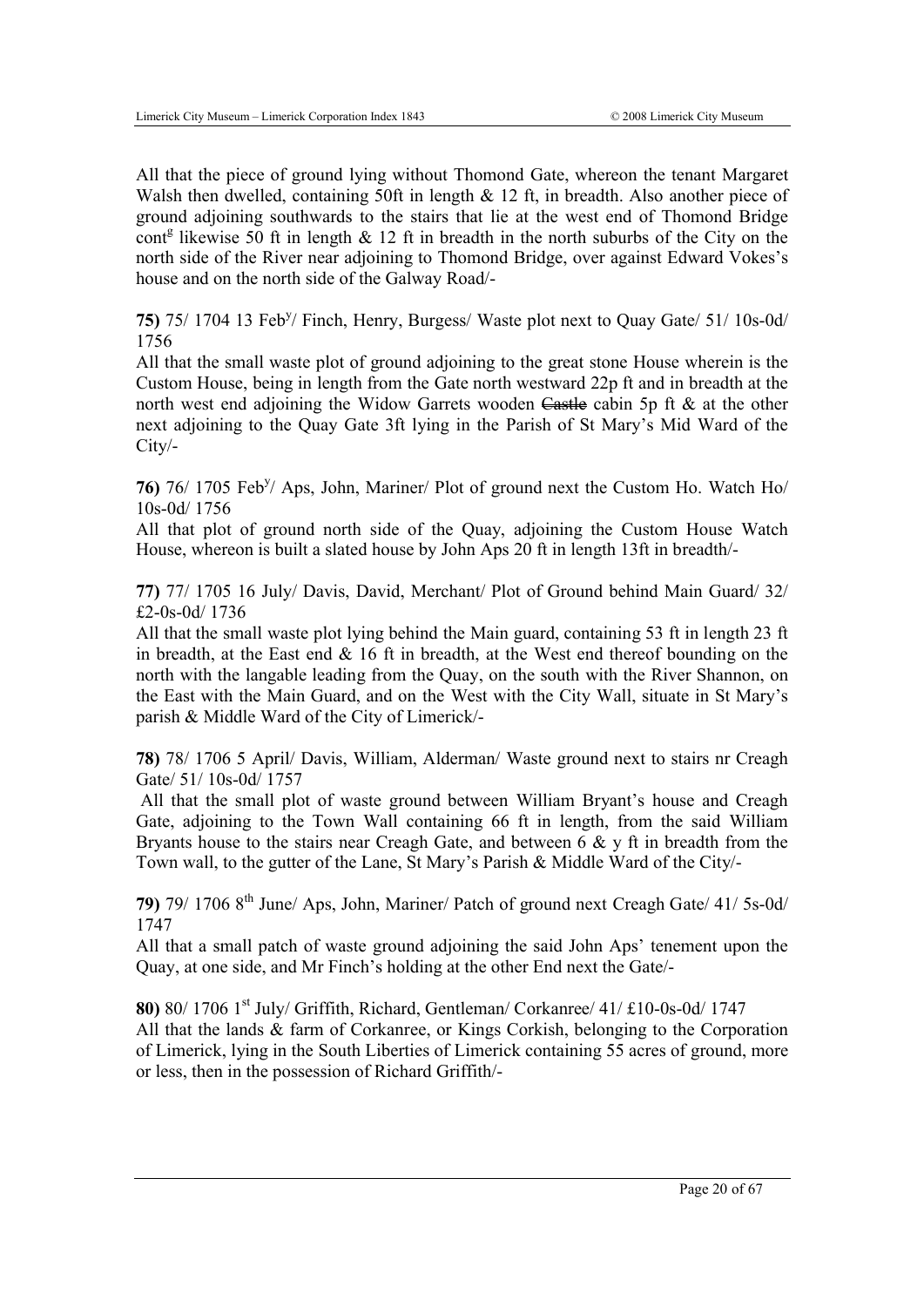All that the piece of ground lying without Thomond Gate, whereon the tenant Margaret Walsh then dwelled, containing 50ft in length & 12 ft, in breadth. Also another piece of ground adjoining southwards to the stairs that lie at the west end of Thomond Bridge cont[g] likewise 50 ft in length & 12 ft in breadth in the north suburbs of the City on the north side of the River near adjoining to Thomond Bridge, over against Edward Vokes's house and on the north side of the Galway Road/-

**75)** 75/ 1704 13 Feb[y]/ Finch, Henry, Burgess/ Waste plot next to Quay Gate/ 51/ 10s-0d/ 1756

All that the small waste plot of ground adjoining to the great stone House wherein is the Custom House, being in length from the Gate north westward 22p ft and in breadth at the north west end adjoining the Widow Garrets wooden ~~Castle~~ cabin 5p ft & at the other next adjoining to the Quay Gate 3ft lying in the Parish of St Mary's Mid Ward of the City/-

**76)** 76/ 1705 Feb[y]/ Aps, John, Mariner/ Plot of ground next the Custom Ho. Watch Ho/ 10s-0d/ 1756

All that plot of ground north side of the Quay, adjoining the Custom House Watch House, whereon is built a slated house by John Aps 20 ft in length 13ft in breadth/-

**77)** 77/ 1705 16 July/ Davis, David, Merchant/ Plot of Ground behind Main Guard/ 32/ £2-0s-0d/ 1736

All that the small waste plot lying behind the Main guard, containing 53 ft in length 23 ft in breadth, at the East end & 16 ft in breadth, at the West end thereof bounding on the north with the langable leading from the Quay, on the south with the River Shannon, on the East with the Main Guard, and on the West with the City Wall, situate in St Mary's parish & Middle Ward of the City of Limerick/-

**78)** 78/ 1706 5 April/ Davis, William, Alderman/ Waste ground next to stairs nr Creagh Gate/ 51/ 10s-0d/ 1757

All that the small plot of waste ground between William Bryant's house and Creagh Gate, adjoining to the Town Wall containing 66 ft in length, from the said William Bryants house to the stairs near Creagh Gate, and between 6 & y ft in breadth from the Town wall, to the gutter of the Lane, St Mary's Parish & Middle Ward of the City/-

**79)** 79/ 1706 8[th] June/ Aps, John, Mariner/ Patch of ground next Creagh Gate/ 41/ 5s-0d/ 1747

All that a small patch of waste ground adjoining the said John Aps' tenement upon the Quay, at one side, and Mr Finch's holding at the other End next the Gate/-

**80)** 80/ 1706 1[st] July/ Griffith, Richard, Gentleman/ Corkanree/ 41/ £10-0s-0d/ 1747

All that the lands & farm of Corkanree, or Kings Corkish, belonging to the Corporation of Limerick, lying in the South Liberties of Limerick containing 55 acres of ground, more or less, then in the possession of Richard Griffith/-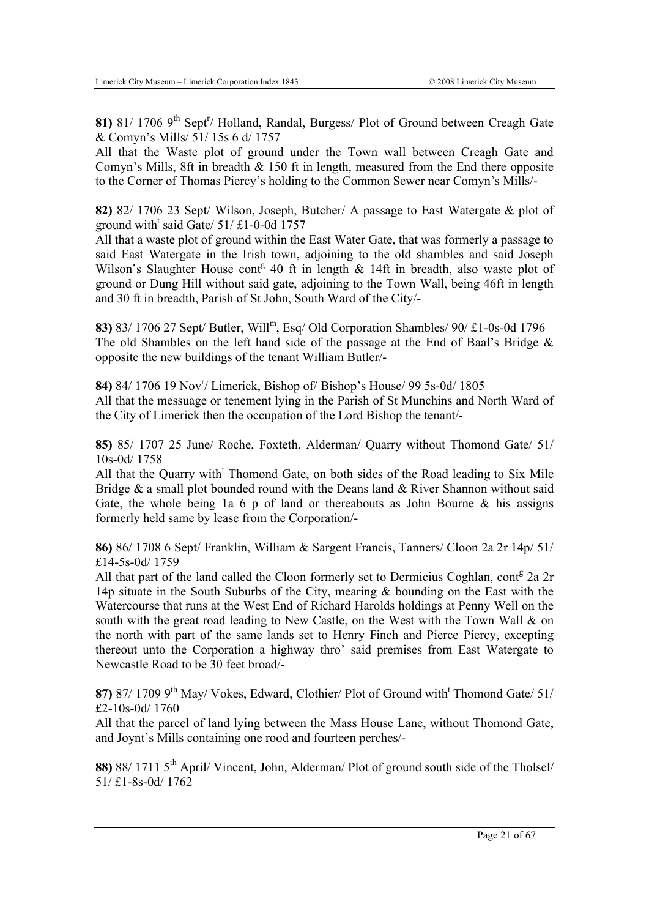**81)** 81/ 1706 9th Septr/ Holland, Randal, Burgess/ Plot of Ground between Creagh Gate & Comyn's Mills/ 51/ 15s 6 d/ 1757

All that the Waste plot of ground under the Town wall between Creagh Gate and Comyn's Mills, 8ft in breadth & 150 ft in length, measured from the End there opposite to the Corner of Thomas Piercy's holding to the Common Sewer near Comyn's Mills/-

**82)** 82/ 1706 23 Sept/ Wilson, Joseph, Butcher/ A passage to East Watergate & plot of ground witht said Gate/ 51/ £1-0-0d 1757

All that a waste plot of ground within the East Water Gate, that was formerly a passage to said East Watergate in the Irish town, adjoining to the old shambles and said Joseph Wilson's Slaughter House contg 40 ft in length & 14ft in breadth, also waste plot of ground or Dung Hill without said gate, adjoining to the Town Wall, being 46ft in length and 30 ft in breadth, Parish of St John, South Ward of the City/-

**83)** 83/ 1706 27 Sept/ Butler, Willm, Esq/ Old Corporation Shambles/ 90/ £1-0s-0d 1796

The old Shambles on the left hand side of the passage at the End of Baal's Bridge & opposite the new buildings of the tenant William Butler/-

**84)** 84/ 1706 19 Novr/ Limerick, Bishop of/ Bishop's House/ 99 5s-0d/ 1805

All that the messuage or tenement lying in the Parish of St Munchins and North Ward of the City of Limerick then the occupation of the Lord Bishop the tenant/-

**85)** 85/ 1707 25 June/ Roche, Foxteth, Alderman/ Quarry without Thomond Gate/ 51/ 10s-0d/ 1758

All that the Quarry witht Thomond Gate, on both sides of the Road leading to Six Mile Bridge & a small plot bounded round with the Deans land & River Shannon without said Gate, the whole being 1a 6 p of land or thereabouts as John Bourne & his assigns formerly held same by lease from the Corporation/-

**86)** 86/ 1708 6 Sept/ Franklin, William & Sargent Francis, Tanners/ Cloon 2a 2r 14p/ 51/ £14-5s-0d/ 1759

All that part of the land called the Cloon formerly set to Dermicius Coghlan, contg 2a 2r 14p situate in the South Suburbs of the City, mearing & bounding on the East with the Watercourse that runs at the West End of Richard Harolds holdings at Penny Well on the south with the great road leading to New Castle, on the West with the Town Wall & on the north with part of the same lands set to Henry Finch and Pierce Piercy, excepting thereout unto the Corporation a highway thro' said premises from East Watergate to Newcastle Road to be 30 feet broad/-

**87)** 87/ 1709 9th May/ Vokes, Edward, Clothier/ Plot of Ground witht Thomond Gate/ 51/ £2-10s-0d/ 1760

All that the parcel of land lying between the Mass House Lane, without Thomond Gate, and Joynt's Mills containing one rood and fourteen perches/-

**88)** 88/ 1711 5th April/ Vincent, John, Alderman/ Plot of ground south side of the Tholsel/ 51/ £1-8s-0d/ 1762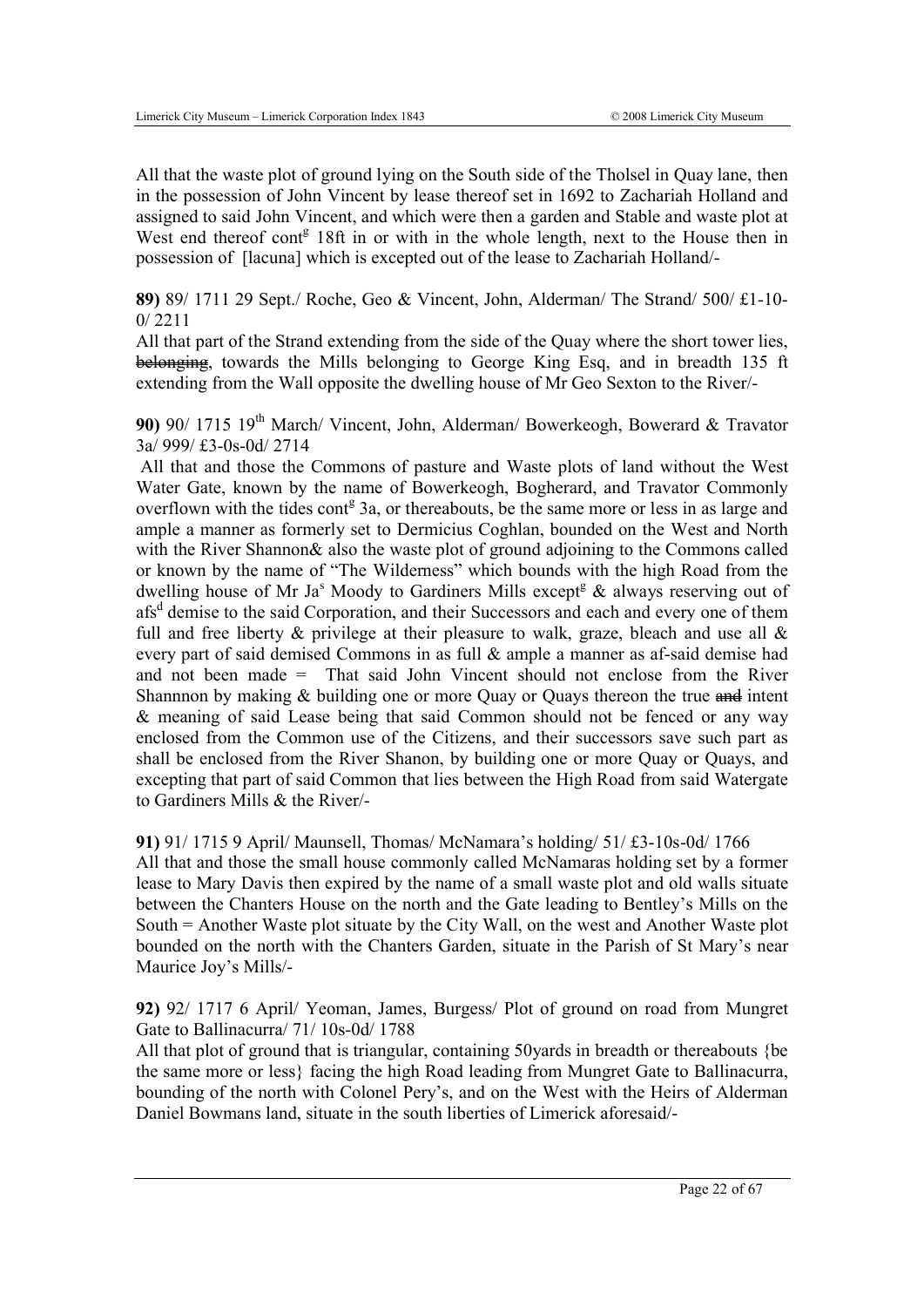All that the waste plot of ground lying on the South side of the Tholsel in Quay lane, then in the possession of John Vincent by lease thereof set in 1692 to Zachariah Holland and assigned to said John Vincent, and which were then a garden and Stable and waste plot at West end thereof cont[g] 18ft in or with in the whole length, next to the House then in possession of [lacuna] which is excepted out of the lease to Zachariah Holland/-

**89)** 89/ 1711 29 Sept./ Roche, Geo & Vincent, John, Alderman/ The Strand/ 500/ £1-10-0/ 2211

All that part of the Strand extending from the side of the Quay where the short tower lies, ~~belonging~~, towards the Mills belonging to George King Esq, and in breadth 135 ft extending from the Wall opposite the dwelling house of Mr Geo Sexton to the River/-

**90)** 90/ 1715 19th March/ Vincent, John, Alderman/ Bowerkeogh, Bowerard & Travator 3a/ 999/ £3-0s-0d/ 2714

All that and those the Commons of pasture and Waste plots of land without the West Water Gate, known by the name of Bowerkeogh, Bogherard, and Travator Commonly overflown with the tides cont[g] 3a, or thereabouts, be the same more or less in as large and ample a manner as formerly set to Dermicius Coghlan, bounded on the West and North with the River Shannon& also the waste plot of ground adjoining to the Commons called or known by the name of "The Wilderness" which bounds with the high Road from the dwelling house of Mr Ja[s] Moody to Gardiners Mills except[g] & always reserving out of afs[d] demise to the said Corporation, and their Successors and each and every one of them full and free liberty & privilege at their pleasure to walk, graze, bleach and use all & every part of said demised Commons in as full & ample a manner as af-said demise had and not been made = That said John Vincent should not enclose from the River Shannnon by making & building one or more Quay or Quays thereon the true ~~and~~ intent & meaning of said Lease being that said Common should not be fenced or any way enclosed from the Common use of the Citizens, and their successors save such part as shall be enclosed from the River Shanon, by building one or more Quay or Quays, and excepting that part of said Common that lies between the High Road from said Watergate to Gardiners Mills & the River/-

**91)** 91/ 1715 9 April/ Maunsell, Thomas/ McNamara's holding/ 51/ £3-10s-0d/ 1766

All that and those the small house commonly called McNamaras holding set by a former lease to Mary Davis then expired by the name of a small waste plot and old walls situate between the Chanters House on the north and the Gate leading to Bentley's Mills on the South = Another Waste plot situate by the City Wall, on the west and Another Waste plot bounded on the north with the Chanters Garden, situate in the Parish of St Mary's near Maurice Joy's Mills/-

**92)** 92/ 1717 6 April/ Yeoman, James, Burgess/ Plot of ground on road from Mungret Gate to Ballinacurra/ 71/ 10s-0d/ 1788

All that plot of ground that is triangular, containing 50yards in breadth or thereabouts {be the same more or less} facing the high Road leading from Mungret Gate to Ballinacurra, bounding of the north with Colonel Pery's, and on the West with the Heirs of Alderman Daniel Bowmans land, situate in the south liberties of Limerick aforesaid/-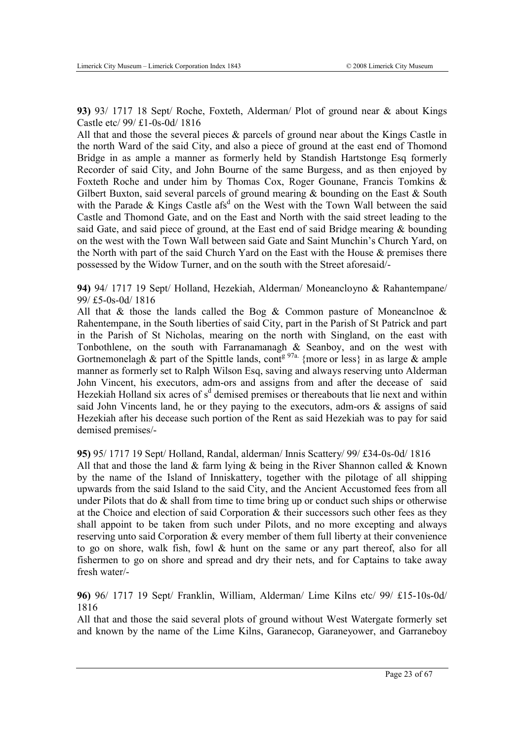**93)** 93/ 1717 18 Sept/ Roche, Foxteth, Alderman/ Plot of ground near & about Kings Castle etc/ 99/ £1-0s-0d/ 1816

All that and those the several pieces & parcels of ground near about the Kings Castle in the north Ward of the said City, and also a piece of ground at the east end of Thomond Bridge in as ample a manner as formerly held by Standish Hartstonge Esq formerly Recorder of said City, and John Bourne of the same Burgess, and as then enjoyed by Foxteth Roche and under him by Thomas Cox, Roger Gounane, Francis Tomkins & Gilbert Buxton, said several parcels of ground mearing & bounding on the East & South with the Parade & Kings Castle afs[d] on the West with the Town Wall between the said Castle and Thomond Gate, and on the East and North with the said street leading to the said Gate, and said piece of ground, at the East end of said Bridge mearing & bounding on the west with the Town Wall between said Gate and Saint Munchin's Church Yard, on the North with part of the said Church Yard on the East with the House & premises there possessed by the Widow Turner, and on the south with the Street aforesaid/-

**94)** 94/ 1717 19 Sept/ Holland, Hezekiah, Alderman/ Moneancloyno & Rahantempane/ 99/ £5-0s-0d/ 1816

All that & those the lands called the Bog & Common pasture of Moneanclnoe & Rahentempane, in the South liberties of said City, part in the Parish of St Patrick and part in the Parish of St Nicholas, mearing on the north with Singland, on the east with Tonbothlene, on the south with Farranamanagh & Seanboy, and on the west with Gortnemonelagh & part of the Spittle lands, cont[g 97a.] {more or less} in as large & ample manner as formerly set to Ralph Wilson Esq, saving and always reserving unto Alderman John Vincent, his executors, adm-ors and assigns from and after the decease of said Hezekiah Holland six acres of s[d] demised premises or thereabouts that lie next and within said John Vincents land, he or they paying to the executors, adm-ors & assigns of said Hezekiah after his decease such portion of the Rent as said Hezekiah was to pay for said demised premises/-

**95)** 95/ 1717 19 Sept/ Holland, Randal, alderman/ Innis Scattery/ 99/ £34-0s-0d/ 1816

All that and those the land & farm lying & being in the River Shannon called & Known by the name of the Island of Inniskattery, together with the pilotage of all shipping upwards from the said Island to the said City, and the Ancient Accustomed fees from all under Pilots that do & shall from time to time bring up or conduct such ships or otherwise at the Choice and election of said Corporation & their successors such other fees as they shall appoint to be taken from such under Pilots, and no more excepting and always reserving unto said Corporation & every member of them full liberty at their convenience to go on shore, walk fish, fowl & hunt on the same or any part thereof, also for all fishermen to go on shore and spread and dry their nets, and for Captains to take away fresh water/-

**96)** 96/ 1717 19 Sept/ Franklin, William, Alderman/ Lime Kilns etc/ 99/ £15-10s-0d/ 1816

All that and those the said several plots of ground without West Watergate formerly set and known by the name of the Lime Kilns, Garanecop, Garaneyower, and Garraneboy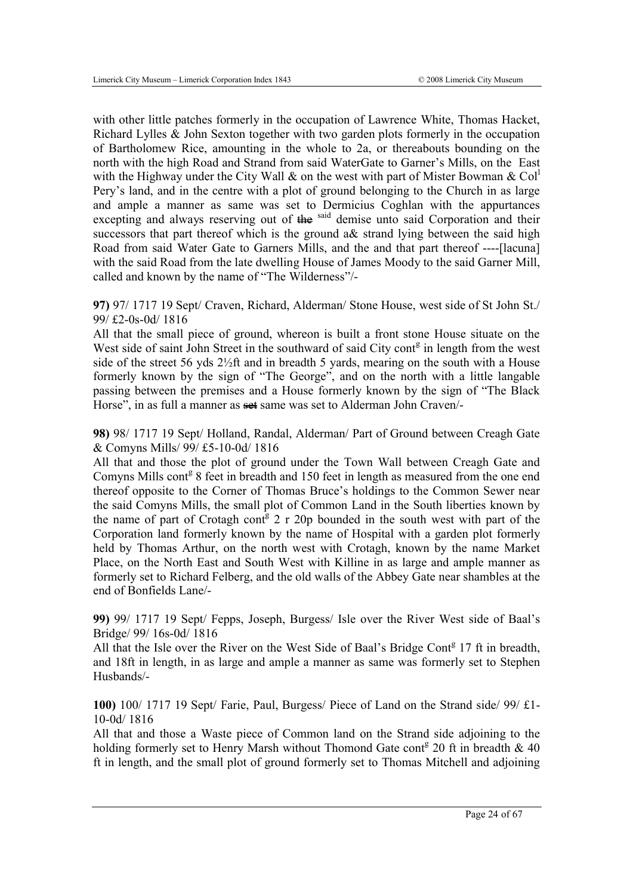with other little patches formerly in the occupation of Lawrence White, Thomas Hacket, Richard Lylles & John Sexton together with two garden plots formerly in the occupation of Bartholomew Rice, amounting in the whole to 2a, or thereabouts bounding on the north with the high Road and Strand from said WaterGate to Garner's Mills, on the East with the Highway under the City Wall & on the west with part of Mister Bowman & Col[l] Pery's land, and in the centre with a plot of ground belonging to the Church in as large and ample a manner as same was set to Dermicius Coghlan with the appurtances excepting and always reserving out of ~~the~~ said demise unto said Corporation and their successors that part thereof which is the ground a& strand lying between the said high Road from said Water Gate to Garners Mills, and the and that part thereof ----[lacuna] with the said Road from the late dwelling House of James Moody to the said Garner Mill, called and known by the name of "The Wilderness"/-

**97)** 97/ 1717 19 Sept/ Craven, Richard, Alderman/ Stone House, west side of St John St./ 99/ £2-0s-0d/ 1816
All that the small piece of ground, whereon is built a front stone House situate on the West side of saint John Street in the southward of said City cont[g] in length from the west side of the street 56 yds 2½ft and in breadth 5 yards, mearing on the south with a House formerly known by the sign of "The George", and on the north with a little langable passing between the premises and a House formerly known by the sign of "The Black Horse", in as full a manner as ~~set~~ same was set to Alderman John Craven/-

**98)** 98/ 1717 19 Sept/ Holland, Randal, Alderman/ Part of Ground between Creagh Gate & Comyns Mills/ 99/ £5-10-0d/ 1816
All that and those the plot of ground under the Town Wall between Creagh Gate and Comyns Mills cont[g] 8 feet in breadth and 150 feet in length as measured from the one end thereof opposite to the Corner of Thomas Bruce's holdings to the Common Sewer near the said Comyns Mills, the small plot of Common Land in the South liberties known by the name of part of Crotagh cont[g] 2 r 20p bounded in the south west with part of the Corporation land formerly known by the name of Hospital with a garden plot formerly held by Thomas Arthur, on the north west with Crotagh, known by the name Market Place, on the North East and South West with Killine in as large and ample manner as formerly set to Richard Felberg, and the old walls of the Abbey Gate near shambles at the end of Bonfields Lane/-

**99)** 99/ 1717 19 Sept/ Fepps, Joseph, Burgess/ Isle over the River West side of Baal's Bridge/ 99/ 16s-0d/ 1816
All that the Isle over the River on the West Side of Baal's Bridge Cont[g] 17 ft in breadth, and 18ft in length, in as large and ample a manner as same was formerly set to Stephen Husbands/-

**100)** 100/ 1717 19 Sept/ Farie, Paul, Burgess/ Piece of Land on the Strand side/ 99/ £1-10-0d/ 1816
All that and those a Waste piece of Common land on the Strand side adjoining to the holding formerly set to Henry Marsh without Thomond Gate cont[g] 20 ft in breadth & 40 ft in length, and the small plot of ground formerly set to Thomas Mitchell and adjoining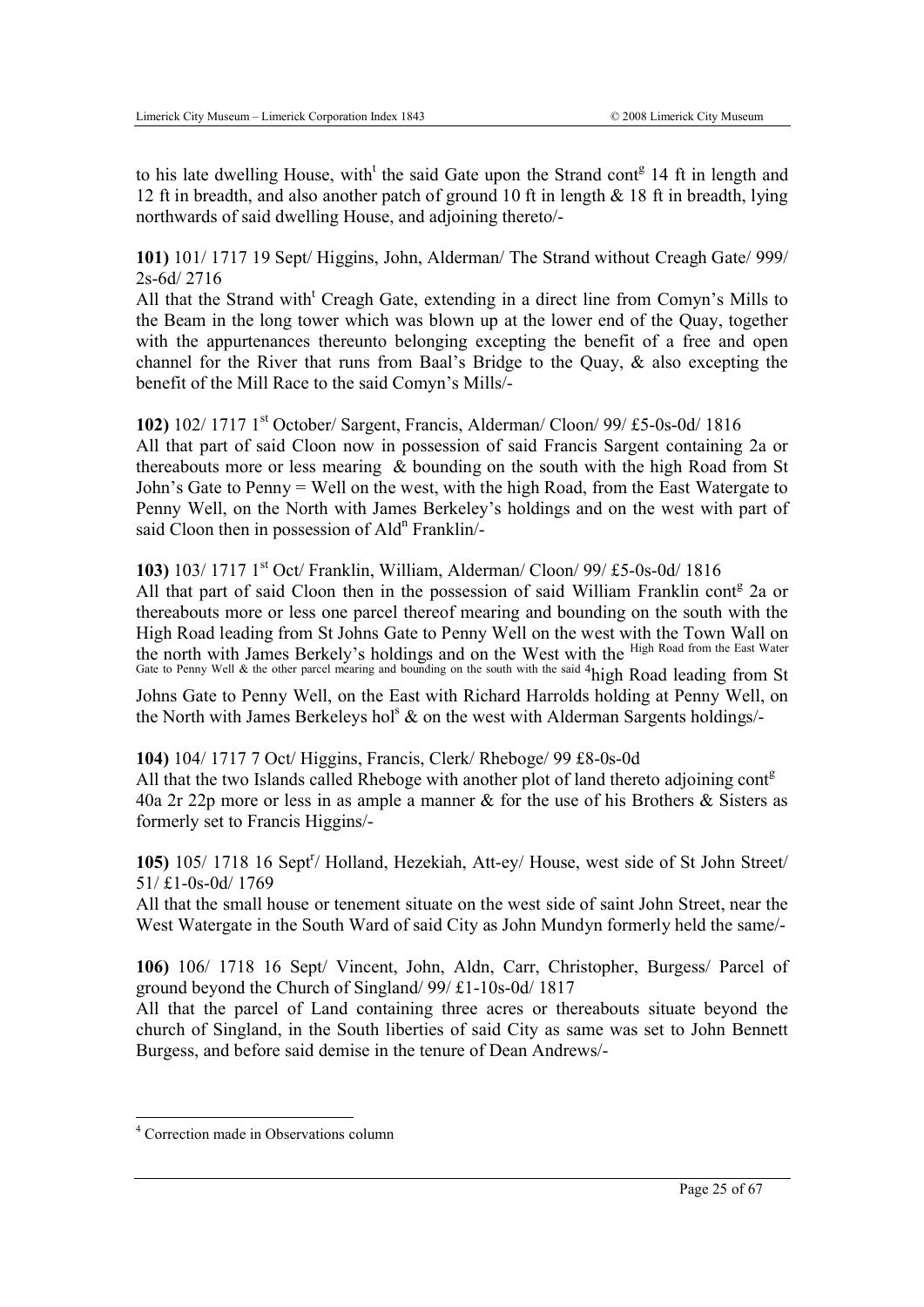to his late dwelling House, with[t] the said Gate upon the Strand cont[g] 14 ft in length and 12 ft in breadth, and also another patch of ground 10 ft in length & 18 ft in breadth, lying northwards of said dwelling House, and adjoining thereto/-

**101)** 101/ 1717 19 Sept/ Higgins, John, Alderman/ The Strand without Creagh Gate/ 999/ 2s-6d/ 2716

All that the Strand with[t] Creagh Gate, extending in a direct line from Comyn's Mills to the Beam in the long tower which was blown up at the lower end of the Quay, together with the appurtenances thereunto belonging excepting the benefit of a free and open channel for the River that runs from Baal's Bridge to the Quay, & also excepting the benefit of the Mill Race to the said Comyn's Mills/-

**102)** 102/ 1717 1[st] October/ Sargent, Francis, Alderman/ Cloon/ 99/ £5-0s-0d/ 1816

All that part of said Cloon now in possession of said Francis Sargent containing 2a or thereabouts more or less mearing & bounding on the south with the high Road from St John's Gate to Penny = Well on the west, with the high Road, from the East Watergate to Penny Well, on the North with James Berkeley's holdings and on the west with part of said Cloon then in possession of Ald[n] Franklin/-

**103)** 103/ 1717 1[st] Oct/ Franklin, William, Alderman/ Cloon/ 99/ £5-0s-0d/ 1816

All that part of said Cloon then in the possession of said William Franklin cont[g] 2a or thereabouts more or less one parcel thereof mearing and bounding on the south with the High Road leading from St Johns Gate to Penny Well on the west with the Town Wall on the north with James Berkly's holdings and on the West with the High Road from the East Water Gate to Penny Well & the other parcel mearing and bounding on the south with the said [4]high Road leading from St Johns Gate to Penny Well, on the East with Richard Harrolds holding at Penny Well, on the North with James Berkeleys hol[s] & on the west with Alderman Sargents holdings/-

**104)** 104/ 1717 7 Oct/ Higgins, Francis, Clerk/ Rheboge/ 99 £8-0s-0d

All that the two Islands called Rheboge with another plot of land thereto adjoining cont[g] 40a 2r 22p more or less in as ample a manner & for the use of his Brothers & Sisters as formerly set to Francis Higgins/-

**105)** 105/ 1718 16 Sept[r]/ Holland, Hezekiah, Att-ey/ House, west side of St John Street/ 51/ £1-0s-0d/ 1769

All that the small house or tenement situate on the west side of saint John Street, near the West Watergate in the South Ward of said City as John Mundyn formerly held the same/-

**106)** 106/ 1718 16 Sept/ Vincent, John, Aldn, Carr, Christopher, Burgess/ Parcel of ground beyond the Church of Singland/ 99/ £1-10s-0d/ 1817

All that the parcel of Land containing three acres or thereabouts situate beyond the church of Singland, in the South liberties of said City as same was set to John Bennett Burgess, and before said demise in the tenure of Dean Andrews/-

---

[4] Correction made in Observations column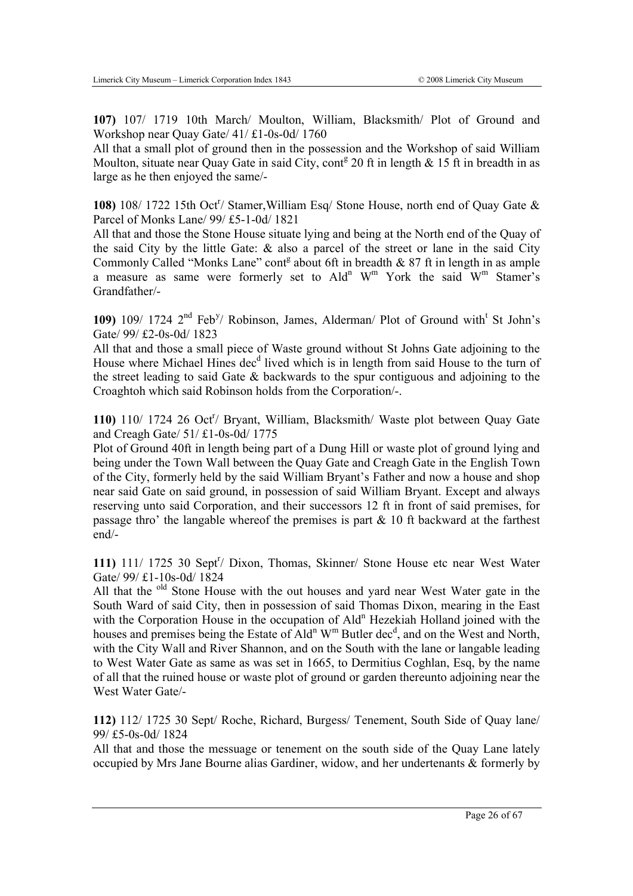**107)** 107/ 1719 10th March/ Moulton, William, Blacksmith/ Plot of Ground and Workshop near Quay Gate/ 41/ £1-0s-0d/ 1760

All that a small plot of ground then in the possession and the Workshop of said William Moulton, situate near Quay Gate in said City, cont[g] 20 ft in length & 15 ft in breadth in as large as he then enjoyed the same/-

**108)** 108/ 1722 15th Oct[r]/ Stamer,William Esq/ Stone House, north end of Quay Gate & Parcel of Monks Lane/ 99/ £5-1-0d/ 1821

All that and those the Stone House situate lying and being at the North end of the Quay of the said City by the little Gate: & also a parcel of the street or lane in the said City Commonly Called "Monks Lane" cont[g] about 6ft in breadth & 87 ft in length in as ample a measure as same were formerly set to Ald[n] W[m] York the said W[m] Stamer's Grandfather/-

**109)** 109/ 1724 2[nd] Feb[y]/ Robinson, James, Alderman/ Plot of Ground with[t] St John's Gate/ 99/ £2-0s-0d/ 1823

All that and those a small piece of Waste ground without St Johns Gate adjoining to the House where Michael Hines dec[d] lived which is in length from said House to the turn of the street leading to said Gate & backwards to the spur contiguous and adjoining to the Croaghtoh which said Robinson holds from the Corporation/-.

**110)** 110/ 1724 26 Oct[r]/ Bryant, William, Blacksmith/ Waste plot between Quay Gate and Creagh Gate/ 51/ £1-0s-0d/ 1775

Plot of Ground 40ft in length being part of a Dung Hill or waste plot of ground lying and being under the Town Wall between the Quay Gate and Creagh Gate in the English Town of the City, formerly held by the said William Bryant's Father and now a house and shop near said Gate on said ground, in possession of said William Bryant. Except and always reserving unto said Corporation, and their successors 12 ft in front of said premises, for passage thro' the langable whereof the premises is part & 10 ft backward at the farthest end/-

**111)** 111/ 1725 30 Sept[r]/ Dixon, Thomas, Skinner/ Stone House etc near West Water Gate/ 99/ £1-10s-0d/ 1824

All that the [old] Stone House with the out houses and yard near West Water gate in the South Ward of said City, then in possession of said Thomas Dixon, mearing in the East with the Corporation House in the occupation of Ald[n] Hezekiah Holland joined with the houses and premises being the Estate of Ald[n] W[m] Butler dec[d], and on the West and North, with the City Wall and River Shannon, and on the South with the lane or langable leading to West Water Gate as same as was set in 1665, to Dermitius Coghlan, Esq, by the name of all that the ruined house or waste plot of ground or garden thereunto adjoining near the West Water Gate/-

**112)** 112/ 1725 30 Sept/ Roche, Richard, Burgess/ Tenement, South Side of Quay lane/ 99/ £5-0s-0d/ 1824

All that and those the messuage or tenement on the south side of the Quay Lane lately occupied by Mrs Jane Bourne alias Gardiner, widow, and her undertenants & formerly by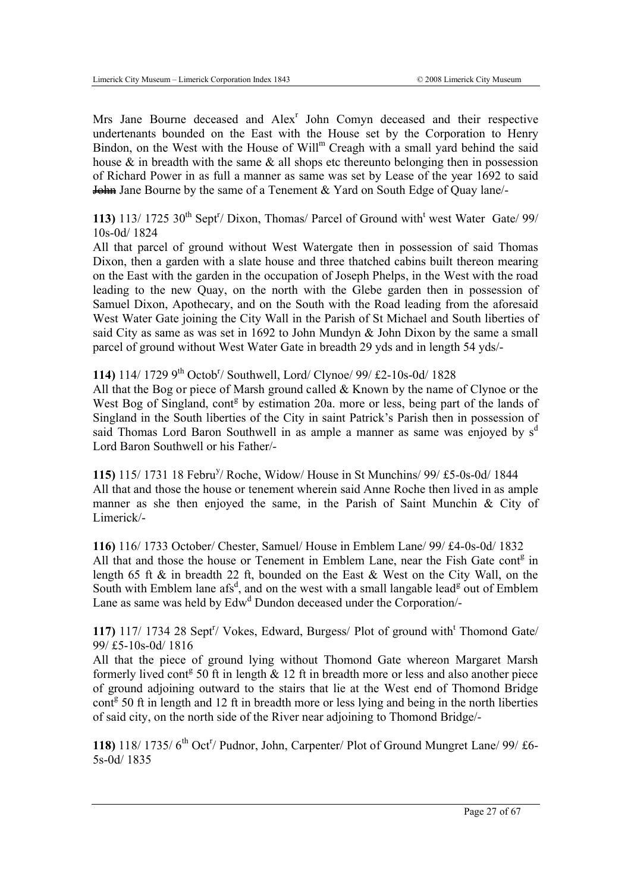Mrs Jane Bourne deceased and Alex[r] John Comyn deceased and their respective undertenants bounded on the East with the House set by the Corporation to Henry Bindon, on the West with the House of Will[m] Creagh with a small yard behind the said house & in breadth with the same & all shops etc thereunto belonging then in possession of Richard Power in as full a manner as same was set by Lease of the year 1692 to said ~~John~~ Jane Bourne by the same of a Tenement & Yard on South Edge of Quay lane/-

**113)** 113/ 1725 30[th] Sept[r]/ Dixon, Thomas/ Parcel of Ground with[t] west Water Gate/ 99/ 10s-0d/ 1824

All that parcel of ground without West Watergate then in possession of said Thomas Dixon, then a garden with a slate house and three thatched cabins built thereon mearing on the East with the garden in the occupation of Joseph Phelps, in the West with the road leading to the new Quay, on the north with the Glebe garden then in possession of Samuel Dixon, Apothecary, and on the South with the Road leading from the aforesaid West Water Gate joining the City Wall in the Parish of St Michael and South liberties of said City as same as was set in 1692 to John Mundyn & John Dixon by the same a small parcel of ground without West Water Gate in breadth 29 yds and in length 54 yds/-

**114)** 114/ 1729 9[th] Octob[r]/ Southwell, Lord/ Clynoe/ 99/ £2-10s-0d/ 1828

All that the Bog or piece of Marsh ground called & Known by the name of Clynoe or the West Bog of Singland, cont[g] by estimation 20a. more or less, being part of the lands of Singland in the South liberties of the City in saint Patrick's Parish then in possession of said Thomas Lord Baron Southwell in as ample a manner as same was enjoyed by s[d] Lord Baron Southwell or his Father/-

**115)** 115/ 1731 18 Febru[y]/ Roche, Widow/ House in St Munchins/ 99/ £5-0s-0d/ 1844

All that and those the house or tenement wherein said Anne Roche then lived in as ample manner as she then enjoyed the same, in the Parish of Saint Munchin & City of Limerick/-

**116)** 116/ 1733 October/ Chester, Samuel/ House in Emblem Lane/ 99/ £4-0s-0d/ 1832

All that and those the house or Tenement in Emblem Lane, near the Fish Gate cont[g] in length 65 ft & in breadth 22 ft, bounded on the East & West on the City Wall, on the South with Emblem lane afs[d], and on the west with a small langable lead[g] out of Emblem Lane as same was held by Edw[d] Dundon deceased under the Corporation/-

**117)** 117/ 1734 28 Sept[r]/ Vokes, Edward, Burgess/ Plot of ground with[t] Thomond Gate/ 99/ £5-10s-0d/ 1816

All that the piece of ground lying without Thomond Gate whereon Margaret Marsh formerly lived cont[g] 50 ft in length & 12 ft in breadth more or less and also another piece of ground adjoining outward to the stairs that lie at the West end of Thomond Bridge cont[g] 50 ft in length and 12 ft in breadth more or less lying and being in the north liberties of said city, on the north side of the River near adjoining to Thomond Bridge/-

**118)** 118/ 1735/ 6[th] Oct[r]/ Pudnor, John, Carpenter/ Plot of Ground Mungret Lane/ 99/ £6-5s-0d/ 1835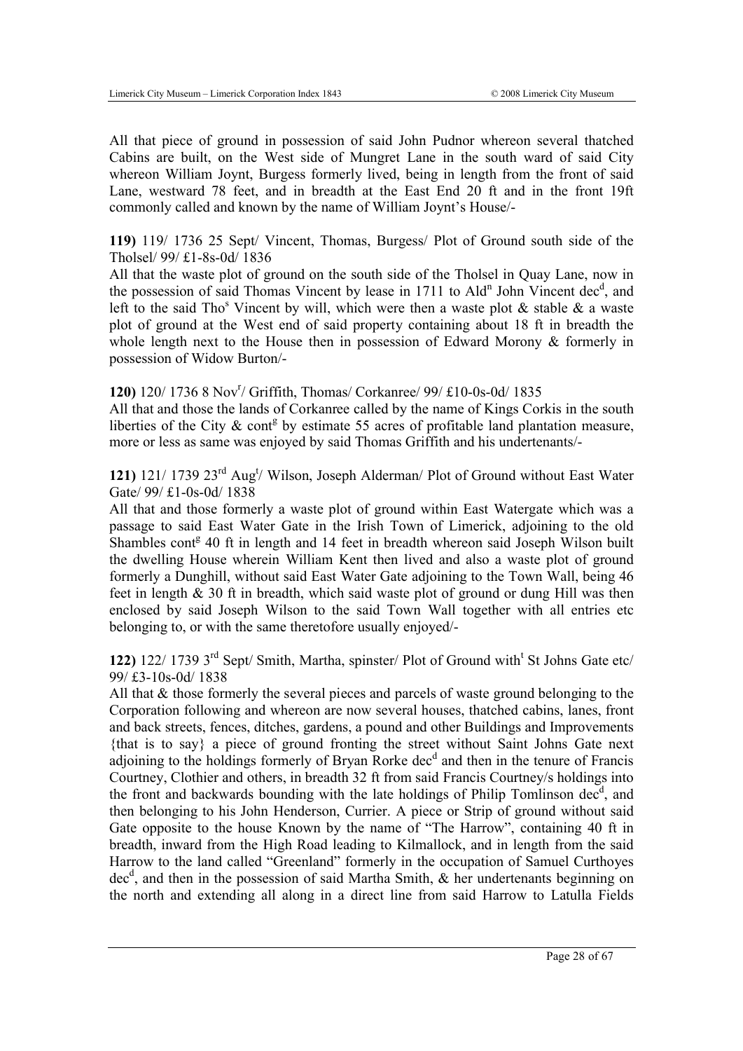All that piece of ground in possession of said John Pudnor whereon several thatched Cabins are built, on the West side of Mungret Lane in the south ward of said City whereon William Joynt, Burgess formerly lived, being in length from the front of said Lane, westward 78 feet, and in breadth at the East End 20 ft and in the front 19ft commonly called and known by the name of William Joynt's House/-

**119)** 119/ 1736 25 Sept/ Vincent, Thomas, Burgess/ Plot of Ground south side of the Tholsel/ 99/ £1-8s-0d/ 1836

All that the waste plot of ground on the south side of the Tholsel in Quay Lane, now in the possession of said Thomas Vincent by lease in 1711 to Ald[n] John Vincent dec[d], and left to the said Tho[s] Vincent by will, which were then a waste plot & stable & a waste plot of ground at the West end of said property containing about 18 ft in breadth the whole length next to the House then in possession of Edward Morony & formerly in possession of Widow Burton/-

**120)** 120/ 1736 8 Nov[r]/ Griffith, Thomas/ Corkanree/ 99/ £10-0s-0d/ 1835

All that and those the lands of Corkanree called by the name of Kings Corkis in the south liberties of the City & cont[g] by estimate 55 acres of profitable land plantation measure, more or less as same was enjoyed by said Thomas Griffith and his undertenants/-

**121)** 121/ 1739 23[rd] Aug[t]/ Wilson, Joseph Alderman/ Plot of Ground without East Water Gate/ 99/ £1-0s-0d/ 1838

All that and those formerly a waste plot of ground within East Watergate which was a passage to said East Water Gate in the Irish Town of Limerick, adjoining to the old Shambles cont[g] 40 ft in length and 14 feet in breadth whereon said Joseph Wilson built the dwelling House wherein William Kent then lived and also a waste plot of ground formerly a Dunghill, without said East Water Gate adjoining to the Town Wall, being 46 feet in length & 30 ft in breadth, which said waste plot of ground or dung Hill was then enclosed by said Joseph Wilson to the said Town Wall together with all entries etc belonging to, or with the same theretofore usually enjoyed/-

**122)** 122/ 1739 3[rd] Sept/ Smith, Martha, spinster/ Plot of Ground with[t] St Johns Gate etc/ 99/ £3-10s-0d/ 1838

All that & those formerly the several pieces and parcels of waste ground belonging to the Corporation following and whereon are now several houses, thatched cabins, lanes, front and back streets, fences, ditches, gardens, a pound and other Buildings and Improvements {that is to say} a piece of ground fronting the street without Saint Johns Gate next adjoining to the holdings formerly of Bryan Rorke dec[d] and then in the tenure of Francis Courtney, Clothier and others, in breadth 32 ft from said Francis Courtney/s holdings into the front and backwards bounding with the late holdings of Philip Tomlinson dec[d], and then belonging to his John Henderson, Currier. A piece or Strip of ground without said Gate opposite to the house Known by the name of "The Harrow", containing 40 ft in breadth, inward from the High Road leading to Kilmallock, and in length from the said Harrow to the land called "Greenland" formerly in the occupation of Samuel Curthoyes dec[d], and then in the possession of said Martha Smith, & her undertenants beginning on the north and extending all along in a direct line from said Harrow to Latulla Fields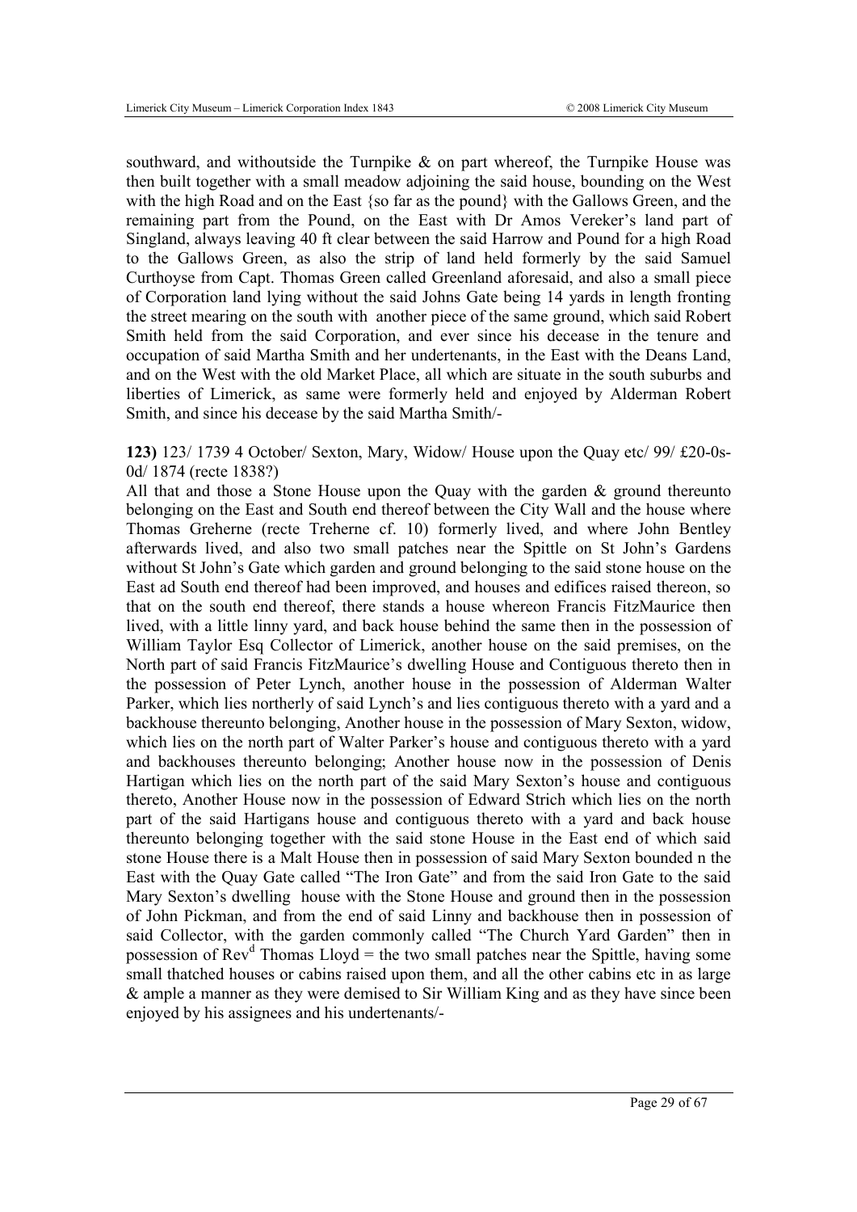southward, and withoutside the Turnpike & on part whereof, the Turnpike House was then built together with a small meadow adjoining the said house, bounding on the West with the high Road and on the East {so far as the pound} with the Gallows Green, and the remaining part from the Pound, on the East with Dr Amos Vereker's land part of Singland, always leaving 40 ft clear between the said Harrow and Pound for a high Road to the Gallows Green, as also the strip of land held formerly by the said Samuel Curthoyse from Capt. Thomas Green called Greenland aforesaid, and also a small piece of Corporation land lying without the said Johns Gate being 14 yards in length fronting the street mearing on the south with another piece of the same ground, which said Robert Smith held from the said Corporation, and ever since his decease in the tenure and occupation of said Martha Smith and her undertenants, in the East with the Deans Land, and on the West with the old Market Place, all which are situate in the south suburbs and liberties of Limerick, as same were formerly held and enjoyed by Alderman Robert Smith, and since his decease by the said Martha Smith/-

**123)** 123/ 1739 4 October/ Sexton, Mary, Widow/ House upon the Quay etc/ 99/ £20-0s-0d/ 1874 (recte 1838?)

All that and those a Stone House upon the Quay with the garden & ground thereunto belonging on the East and South end thereof between the City Wall and the house where Thomas Greherne (recte Treherne cf. 10) formerly lived, and where John Bentley afterwards lived, and also two small patches near the Spittle on St John's Gardens without St John's Gate which garden and ground belonging to the said stone house on the East ad South end thereof had been improved, and houses and edifices raised thereon, so that on the south end thereof, there stands a house whereon Francis FitzMaurice then lived, with a little linny yard, and back house behind the same then in the possession of William Taylor Esq Collector of Limerick, another house on the said premises, on the North part of said Francis FitzMaurice's dwelling House and Contiguous thereto then in the possession of Peter Lynch, another house in the possession of Alderman Walter Parker, which lies northerly of said Lynch's and lies contiguous thereto with a yard and a backhouse thereunto belonging, Another house in the possession of Mary Sexton, widow, which lies on the north part of Walter Parker's house and contiguous thereto with a yard and backhouses thereunto belonging; Another house now in the possession of Denis Hartigan which lies on the north part of the said Mary Sexton's house and contiguous thereto, Another House now in the possession of Edward Strich which lies on the north part of the said Hartigans house and contiguous thereto with a yard and back house thereunto belonging together with the said stone House in the East end of which said stone House there is a Malt House then in possession of said Mary Sexton bounded n the East with the Quay Gate called "The Iron Gate" and from the said Iron Gate to the said Mary Sexton's dwelling house with the Stone House and ground then in the possession of John Pickman, and from the end of said Linny and backhouse then in possession of said Collector, with the garden commonly called "The Church Yard Garden" then in possession of Rev[d] Thomas Lloyd = the two small patches near the Spittle, having some small thatched houses or cabins raised upon them, and all the other cabins etc in as large & ample a manner as they were demised to Sir William King and as they have since been enjoyed by his assignees and his undertenants/-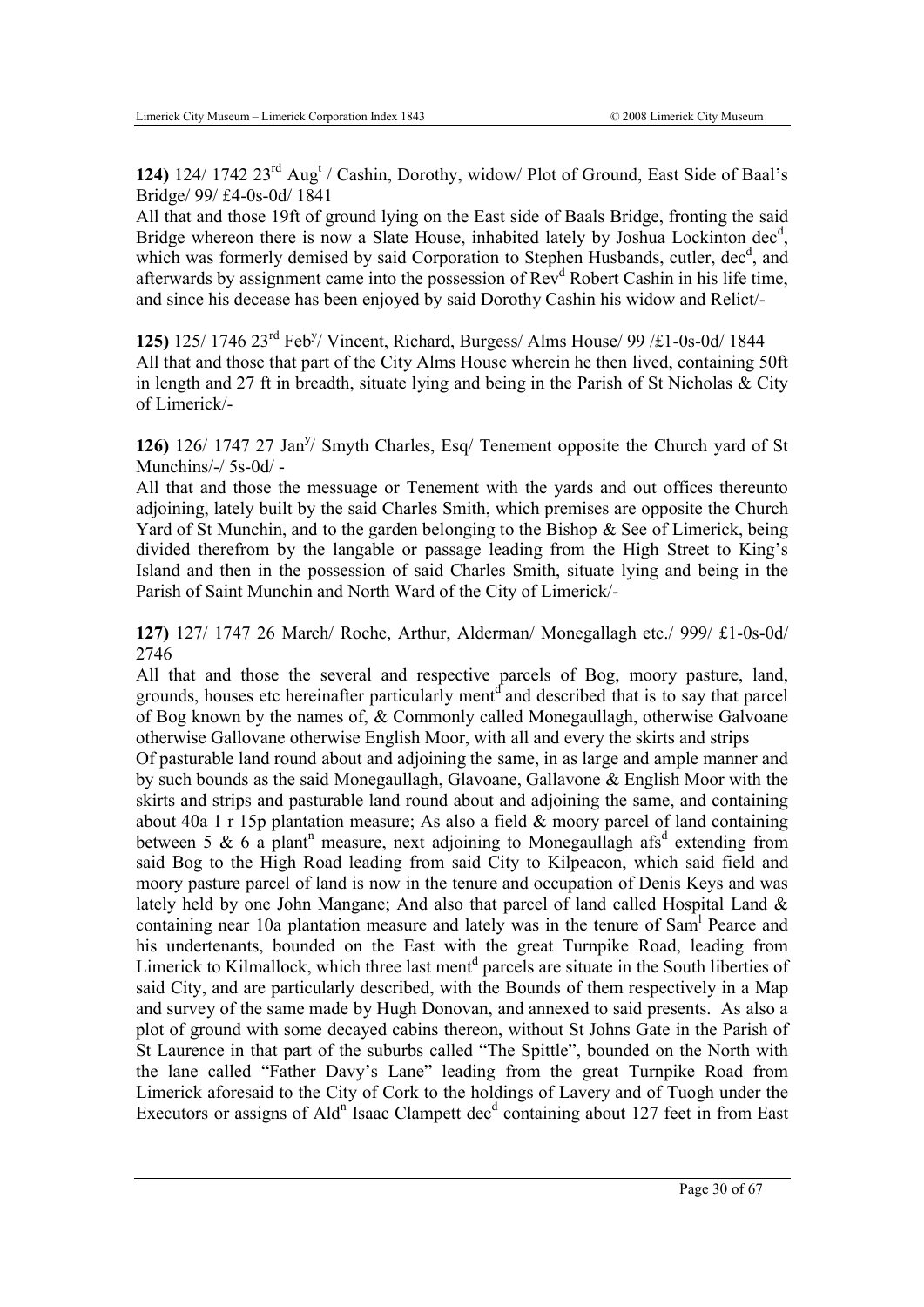**124)** 124/ 1742 23rd Augt / Cashin, Dorothy, widow/ Plot of Ground, East Side of Baal's Bridge/ 99/ £4-0s-0d/ 1841

All that and those 19ft of ground lying on the East side of Baals Bridge, fronting the said Bridge whereon there is now a Slate House, inhabited lately by Joshua Lockinton decd, which was formerly demised by said Corporation to Stephen Husbands, cutler, decd, and afterwards by assignment came into the possession of Revd Robert Cashin in his life time, and since his decease has been enjoyed by said Dorothy Cashin his widow and Relict/-

**125)** 125/ 1746 23rd Feby/ Vincent, Richard, Burgess/ Alms House/ 99 /£1-0s-0d/ 1844

All that and those that part of the City Alms House wherein he then lived, containing 50ft in length and 27 ft in breadth, situate lying and being in the Parish of St Nicholas & City of Limerick/-

**126)** 126/ 1747 27 Jany/ Smyth Charles, Esq/ Tenement opposite the Church yard of St Munchins/-/ 5s-0d/ -

All that and those the messuage or Tenement with the yards and out offices thereunto adjoining, lately built by the said Charles Smith, which premises are opposite the Church Yard of St Munchin, and to the garden belonging to the Bishop & See of Limerick, being divided therefrom by the langable or passage leading from the High Street to King's Island and then in the possession of said Charles Smith, situate lying and being in the Parish of Saint Munchin and North Ward of the City of Limerick/-

**127)** 127/ 1747 26 March/ Roche, Arthur, Alderman/ Monegallagh etc./ 999/ £1-0s-0d/ 2746

All that and those the several and respective parcels of Bog, moory pasture, land, grounds, houses etc hereinafter particularly mentd and described that is to say that parcel of Bog known by the names of, & Commonly called Monegaullagh, otherwise Galvoane otherwise Gallovane otherwise English Moor, with all and every the skirts and strips

Of pasturable land round about and adjoining the same, in as large and ample manner and by such bounds as the said Monegaullagh, Glavoane, Gallavone & English Moor with the skirts and strips and pasturable land round about and adjoining the same, and containing about 40a 1 r 15p plantation measure; As also a field & moory parcel of land containing between 5 & 6 a plantn measure, next adjoining to Monegaullagh afsd extending from said Bog to the High Road leading from said City to Kilpeacon, which said field and moory pasture parcel of land is now in the tenure and occupation of Denis Keys and was lately held by one John Mangane; And also that parcel of land called Hospital Land & containing near 10a plantation measure and lately was in the tenure of Saml Pearce and his undertenants, bounded on the East with the great Turnpike Road, leading from Limerick to Kilmallock, which three last mentd parcels are situate in the South liberties of said City, and are particularly described, with the Bounds of them respectively in a Map and survey of the same made by Hugh Donovan, and annexed to said presents. As also a plot of ground with some decayed cabins thereon, without St Johns Gate in the Parish of St Laurence in that part of the suburbs called "The Spittle", bounded on the North with the lane called "Father Davy's Lane" leading from the great Turnpike Road from Limerick aforesaid to the City of Cork to the holdings of Lavery and of Tuogh under the Executors or assigns of Aldn Isaac Clampett decd containing about 127 feet in from East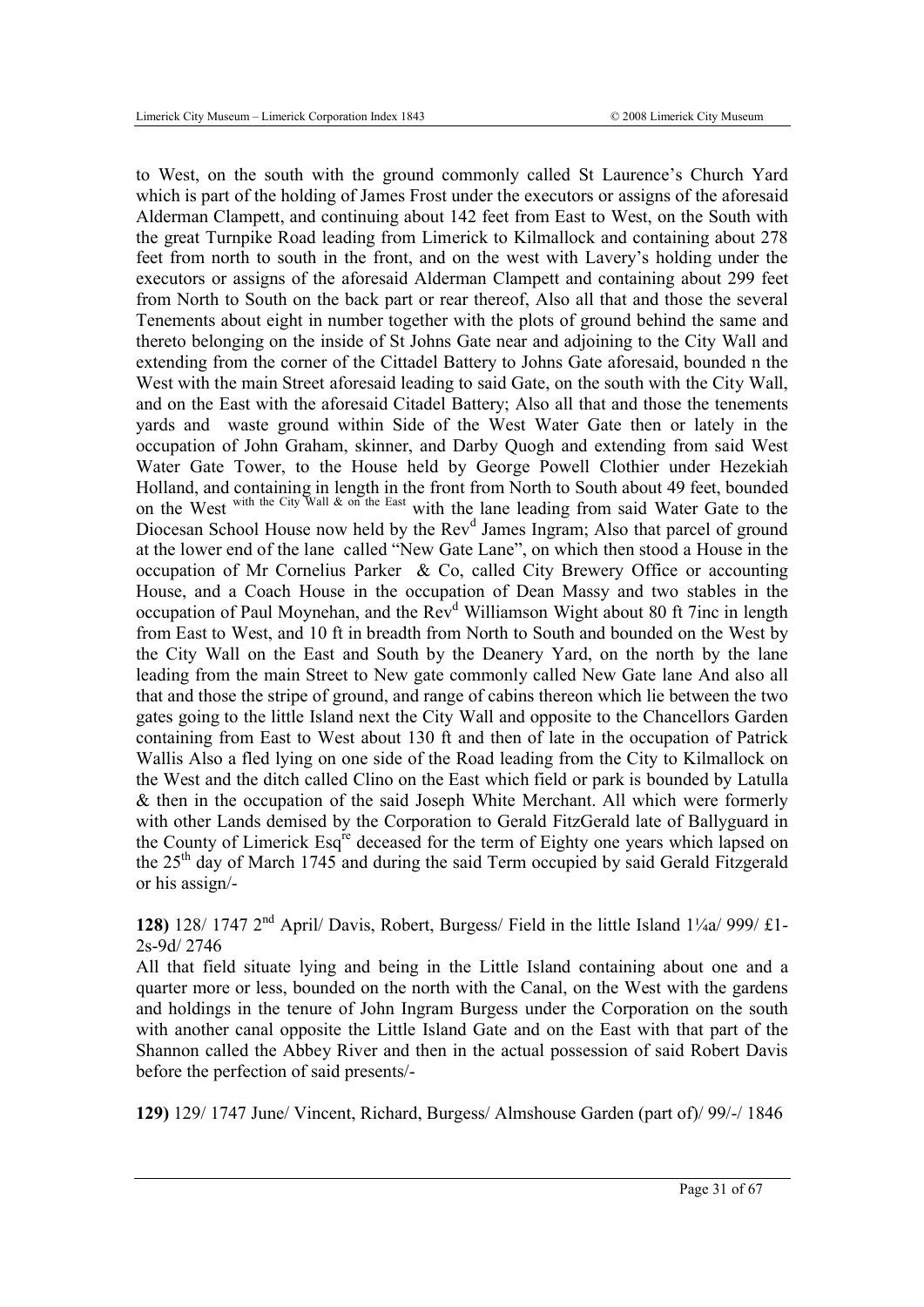to West, on the south with the ground commonly called St Laurence's Church Yard which is part of the holding of James Frost under the executors or assigns of the aforesaid Alderman Clampett, and continuing about 142 feet from East to West, on the South with the great Turnpike Road leading from Limerick to Kilmallock and containing about 278 feet from north to south in the front, and on the west with Lavery's holding under the executors or assigns of the aforesaid Alderman Clampett and containing about 299 feet from North to South on the back part or rear thereof, Also all that and those the several Tenements about eight in number together with the plots of ground behind the same and thereto belonging on the inside of St Johns Gate near and adjoining to the City Wall and extending from the corner of the Cittadel Battery to Johns Gate aforesaid, bounded n the West with the main Street aforesaid leading to said Gate, on the south with the City Wall, and on the East with the aforesaid Citadel Battery; Also all that and those the tenements yards and waste ground within Side of the West Water Gate then or lately in the occupation of John Graham, skinner, and Darby Quogh and extending from said West Water Gate Tower, to the House held by George Powell Clothier under Hezekiah Holland, and containing in length in the front from North to South about 49 feet, bounded on the West with the City Wall & on the East with the lane leading from said Water Gate to the Diocesan School House now held by the Rev[d] James Ingram; Also that parcel of ground at the lower end of the lane called "New Gate Lane", on which then stood a House in the occupation of Mr Cornelius Parker & Co, called City Brewery Office or accounting House, and a Coach House in the occupation of Dean Massy and two stables in the occupation of Paul Moynehan, and the Rev[d] Williamson Wight about 80 ft 7inc in length from East to West, and 10 ft in breadth from North to South and bounded on the West by the City Wall on the East and South by the Deanery Yard, on the north by the lane leading from the main Street to New gate commonly called New Gate lane And also all that and those the stripe of ground, and range of cabins thereon which lie between the two gates going to the little Island next the City Wall and opposite to the Chancellors Garden containing from East to West about 130 ft and then of late in the occupation of Patrick Wallis Also a fled lying on one side of the Road leading from the City to Kilmallock on the West and the ditch called Clino on the East which field or park is bounded by Latulla & then in the occupation of the said Joseph White Merchant. All which were formerly with other Lands demised by the Corporation to Gerald FitzGerald late of Ballyguard in the County of Limerick Esq[re] deceased for the term of Eighty one years which lapsed on the 25[th] day of March 1745 and during the said Term occupied by said Gerald Fitzgerald or his assign/-

**128)** 128/ 1747 2[nd] April/ Davis, Robert, Burgess/ Field in the little Island 1¼a/ 999/ £1-2s-9d/ 2746

All that field situate lying and being in the Little Island containing about one and a quarter more or less, bounded on the north with the Canal, on the West with the gardens and holdings in the tenure of John Ingram Burgess under the Corporation on the south with another canal opposite the Little Island Gate and on the East with that part of the Shannon called the Abbey River and then in the actual possession of said Robert Davis before the perfection of said presents/-

**129)** 129/ 1747 June/ Vincent, Richard, Burgess/ Almshouse Garden (part of)/ 99/-/ 1846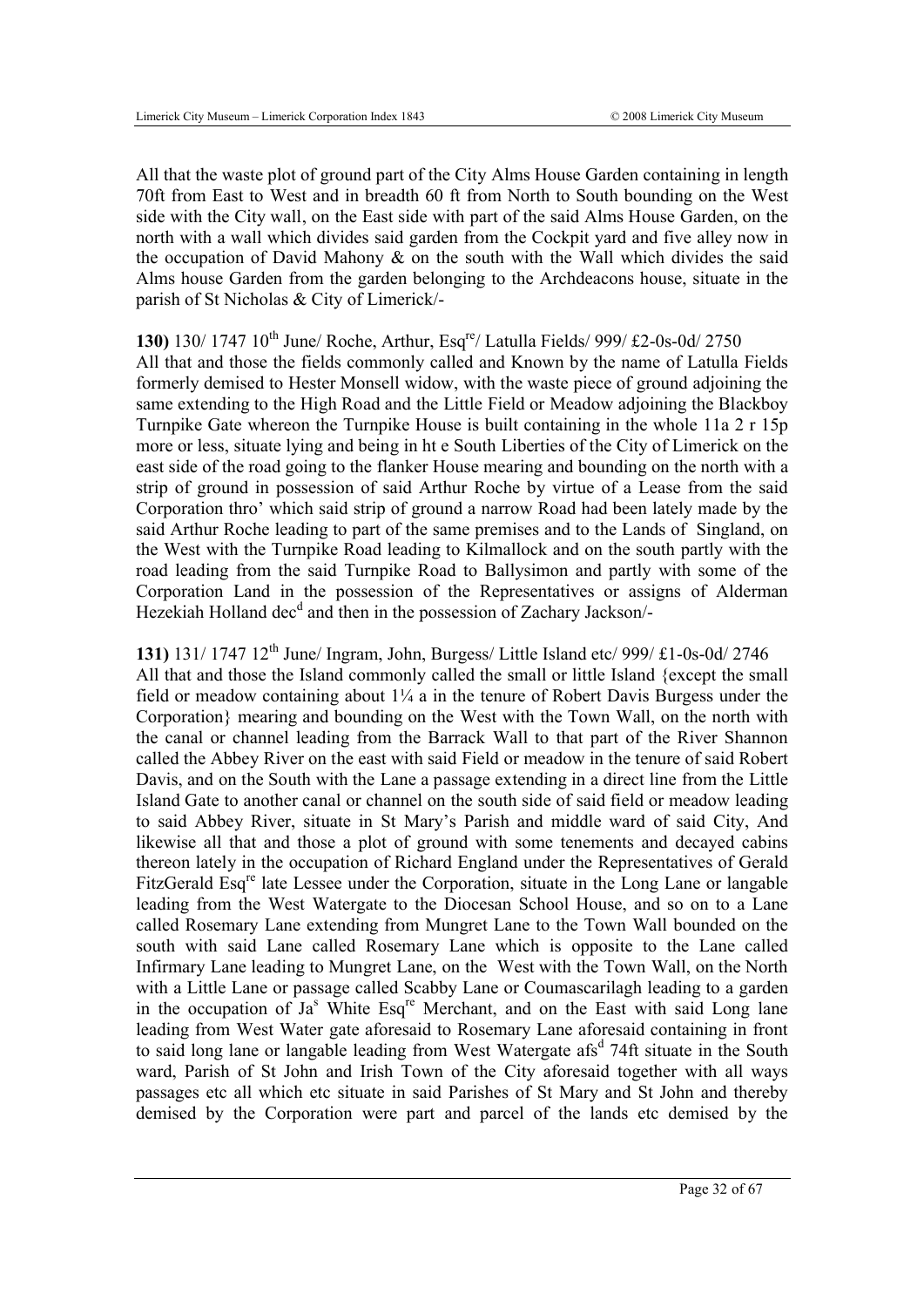All that the waste plot of ground part of the City Alms House Garden containing in length 70ft from East to West and in breadth 60 ft from North to South bounding on the West side with the City wall, on the East side with part of the said Alms House Garden, on the north with a wall which divides said garden from the Cockpit yard and five alley now in the occupation of David Mahony & on the south with the Wall which divides the said Alms house Garden from the garden belonging to the Archdeacons house, situate in the parish of St Nicholas & City of Limerick/-

**130)** 130/ 1747 10th June/ Roche, Arthur, Esqre/ Latulla Fields/ 999/ £2-0s-0d/ 2750
All that and those the fields commonly called and Known by the name of Latulla Fields formerly demised to Hester Monsell widow, with the waste piece of ground adjoining the same extending to the High Road and the Little Field or Meadow adjoining the Blackboy Turnpike Gate whereon the Turnpike House is built containing in the whole 11a 2 r 15p more or less, situate lying and being in ht e South Liberties of the City of Limerick on the east side of the road going to the flanker House mearing and bounding on the north with a strip of ground in possession of said Arthur Roche by virtue of a Lease from the said Corporation thro' which said strip of ground a narrow Road had been lately made by the said Arthur Roche leading to part of the same premises and to the Lands of Singland, on the West with the Turnpike Road leading to Kilmallock and on the south partly with the road leading from the said Turnpike Road to Ballysimon and partly with some of the Corporation Land in the possession of the Representatives or assigns of Alderman Hezekiah Holland decd and then in the possession of Zachary Jackson/-

**131)** 131/ 1747 12th June/ Ingram, John, Burgess/ Little Island etc/ 999/ £1-0s-0d/ 2746
All that and those the Island commonly called the small or little Island {except the small field or meadow containing about 1¼ a in the tenure of Robert Davis Burgess under the Corporation} mearing and bounding on the West with the Town Wall, on the north with the canal or channel leading from the Barrack Wall to that part of the River Shannon called the Abbey River on the east with said Field or meadow in the tenure of said Robert Davis, and on the South with the Lane a passage extending in a direct line from the Little Island Gate to another canal or channel on the south side of said field or meadow leading to said Abbey River, situate in St Mary's Parish and middle ward of said City, And likewise all that and those a plot of ground with some tenements and decayed cabins thereon lately in the occupation of Richard England under the Representatives of Gerald FitzGerald Esqre late Lessee under the Corporation, situate in the Long Lane or langable leading from the West Watergate to the Diocesan School House, and so on to a Lane called Rosemary Lane extending from Mungret Lane to the Town Wall bounded on the south with said Lane called Rosemary Lane which is opposite to the Lane called Infirmary Lane leading to Mungret Lane, on the West with the Town Wall, on the North with a Little Lane or passage called Scabby Lane or Coumascarilagh leading to a garden in the occupation of Jas White Esqre Merchant, and on the East with said Long lane leading from West Water gate aforesaid to Rosemary Lane aforesaid containing in front to said long lane or langable leading from West Watergate afsd 74ft situate in the South ward, Parish of St John and Irish Town of the City aforesaid together with all ways passages etc all which etc situate in said Parishes of St Mary and St John and thereby demised by the Corporation were part and parcel of the lands etc demised by the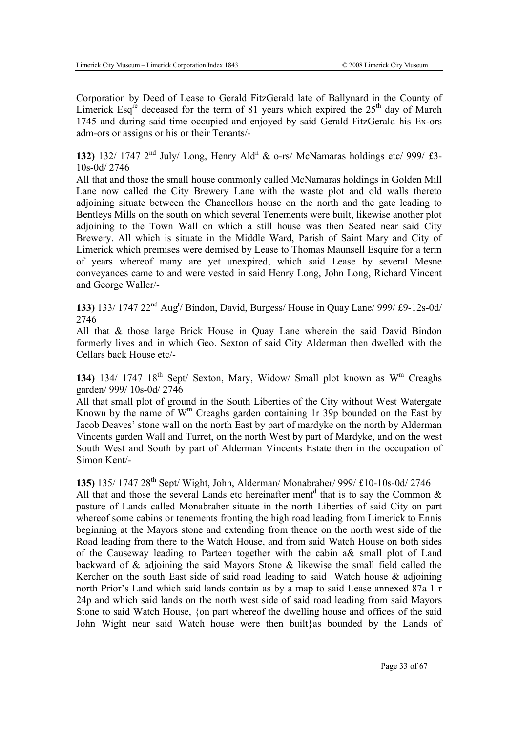Corporation by Deed of Lease to Gerald FitzGerald late of Ballynard in the County of Limerick Esq[re] deceased for the term of 81 years which expired the 25[th] day of March 1745 and during said time occupied and enjoyed by said Gerald FitzGerald his Ex-ors adm-ors or assigns or his or their Tenants/-

**132)** 132/ 1747 2[nd] July/ Long, Henry Ald[n] & o-rs/ McNamaras holdings etc/ 999/ £3-10s-0d/ 2746

All that and those the small house commonly called McNamaras holdings in Golden Mill Lane now called the City Brewery Lane with the waste plot and old walls thereto adjoining situate between the Chancellors house on the north and the gate leading to Bentleys Mills on the south on which several Tenements were built, likewise another plot adjoining to the Town Wall on which a still house was then Seated near said City Brewery. All which is situate in the Middle Ward, Parish of Saint Mary and City of Limerick which premises were demised by Lease to Thomas Maunsell Esquire for a term of years whereof many are yet unexpired, which said Lease by several Mesne conveyances came to and were vested in said Henry Long, John Long, Richard Vincent and George Waller/-

**133)** 133/ 1747 22[nd] Aug[t]/ Bindon, David, Burgess/ House in Quay Lane/ 999/ £9-12s-0d/ 2746

All that & those large Brick House in Quay Lane wherein the said David Bindon formerly lives and in which Geo. Sexton of said City Alderman then dwelled with the Cellars back House etc/-

**134)** 134/ 1747 18[th] Sept/ Sexton, Mary, Widow/ Small plot known as W[m] Creaghs garden/ 999/ 10s-0d/ 2746

All that small plot of ground in the South Liberties of the City without West Watergate Known by the name of W[m] Creaghs garden containing 1r 39p bounded on the East by Jacob Deaves' stone wall on the north East by part of mardyke on the north by Alderman Vincents garden Wall and Turret, on the north West by part of Mardyke, and on the west South West and South by part of Alderman Vincents Estate then in the occupation of Simon Kent/-

**135)** 135/ 1747 28[th] Sept/ Wight, John, Alderman/ Monabraher/ 999/ £10-10s-0d/ 2746

All that and those the several Lands etc hereinafter ment[d] that is to say the Common & pasture of Lands called Monabraher situate in the north Liberties of said City on part whereof some cabins or tenements fronting the high road leading from Limerick to Ennis beginning at the Mayors stone and extending from thence on the north west side of the Road leading from there to the Watch House, and from said Watch House on both sides of the Causeway leading to Parteen together with the cabin a& small plot of Land backward of & adjoining the said Mayors Stone & likewise the small field called the Kercher on the south East side of said road leading to said Watch house & adjoining north Prior's Land which said lands contain as by a map to said Lease annexed 87a 1 r 24p and which said lands on the north west side of said road leading from said Mayors Stone to said Watch House, {on part whereof the dwelling house and offices of the said John Wight near said Watch house were then built}as bounded by the Lands of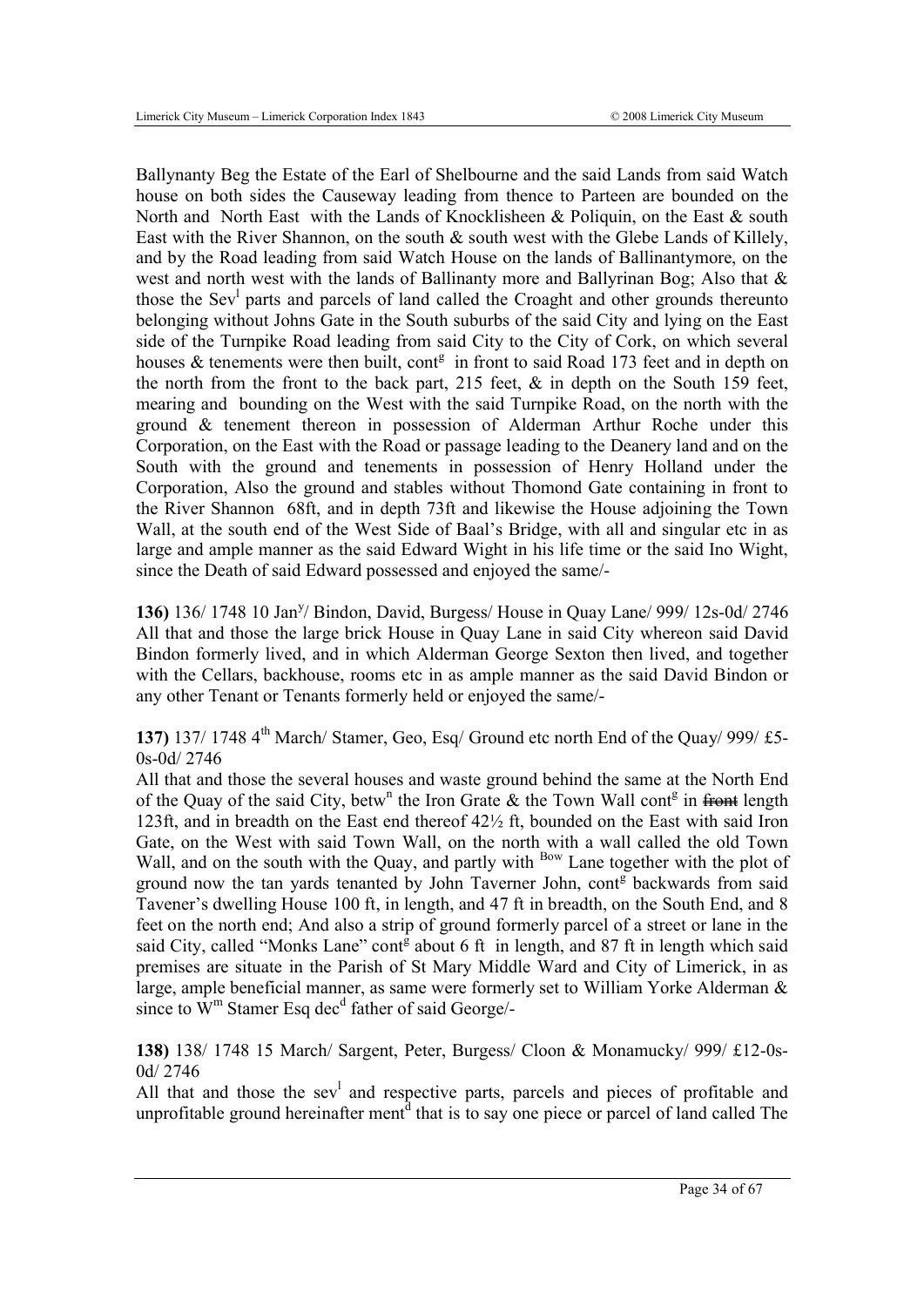Ballynanty Beg the Estate of the Earl of Shelbourne and the said Lands from said Watch house on both sides the Causeway leading from thence to Parteen are bounded on the North and North East with the Lands of Knocklisheen & Poliquin, on the East & south East with the River Shannon, on the south & south west with the Glebe Lands of Killely, and by the Road leading from said Watch House on the lands of Ballinantymore, on the west and north west with the lands of Ballinanty more and Ballyrinan Bog; Also that & those the Sev[l] parts and parcels of land called the Croaght and other grounds thereunto belonging without Johns Gate in the South suburbs of the said City and lying on the East side of the Turnpike Road leading from said City to the City of Cork, on which several houses & tenements were then built, cont[g] in front to said Road 173 feet and in depth on the north from the front to the back part, 215 feet, & in depth on the South 159 feet, mearing and bounding on the West with the said Turnpike Road, on the north with the ground & tenement thereon in possession of Alderman Arthur Roche under this Corporation, on the East with the Road or passage leading to the Deanery land and on the South with the ground and tenements in possession of Henry Holland under the Corporation, Also the ground and stables without Thomond Gate containing in front to the River Shannon 68ft, and in depth 73ft and likewise the House adjoining the Town Wall, at the south end of the West Side of Baal's Bridge, with all and singular etc in as large and ample manner as the said Edward Wight in his life time or the said Ino Wight, since the Death of said Edward possessed and enjoyed the same/-

**136)** 136/ 1748 10 Jan[y]/ Bindon, David, Burgess/ House in Quay Lane/ 999/ 12s-0d/ 2746
All that and those the large brick House in Quay Lane in said City whereon said David Bindon formerly lived, and in which Alderman George Sexton then lived, and together with the Cellars, backhouse, rooms etc in as ample manner as the said David Bindon or any other Tenant or Tenants formerly held or enjoyed the same/-

**137)** 137/ 1748 4[th] March/ Stamer, Geo, Esq/ Ground etc north End of the Quay/ 999/ £5-0s-0d/ 2746
All that and those the several houses and waste ground behind the same at the North End of the Quay of the said City, betw[n] the Iron Grate & the Town Wall cont[g] in ~~front~~ length 123ft, and in breadth on the East end thereof 42½ ft, bounded on the East with said Iron Gate, on the West with said Town Wall, on the north with a wall called the old Town Wall, and on the south with the Quay, and partly with [Bow] Lane together with the plot of ground now the tan yards tenanted by John Taverner John, cont[g] backwards from said Tavener's dwelling House 100 ft, in length, and 47 ft in breadth, on the South End, and 8 feet on the north end; And also a strip of ground formerly parcel of a street or lane in the said City, called "Monks Lane" cont[g] about 6 ft in length, and 87 ft in length which said premises are situate in the Parish of St Mary Middle Ward and City of Limerick, in as large, ample beneficial manner, as same were formerly set to William Yorke Alderman & since to W[m] Stamer Esq dec[d] father of said George/-

**138)** 138/ 1748 15 March/ Sargent, Peter, Burgess/ Cloon & Monamucky/ 999/ £12-0s-0d/ 2746
All that and those the sev[l] and respective parts, parcels and pieces of profitable and unprofitable ground hereinafter ment[d] that is to say one piece or parcel of land called The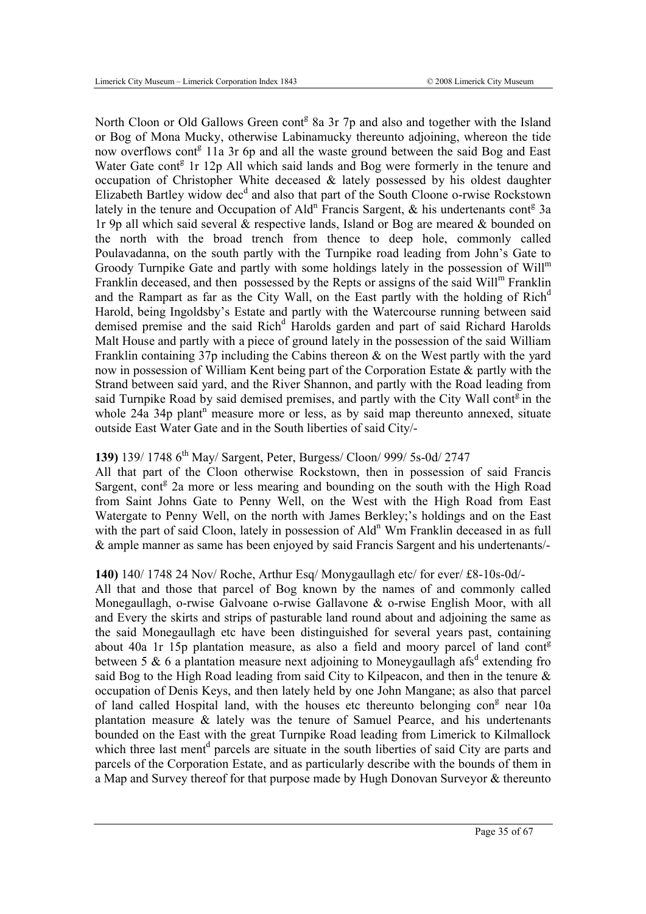North Cloon or Old Gallows Green cont[g] 8a 3r 7p and also and together with the Island or Bog of Mona Mucky, otherwise Labinamucky thereunto adjoining, whereon the tide now overflows cont[g] 11a 3r 6p and all the waste ground between the said Bog and East Water Gate cont[g] 1r 12p All which said lands and Bog were formerly in the tenure and occupation of Christopher White deceased & lately possessed by his oldest daughter Elizabeth Bartley widow dec[d] and also that part of the South Cloone o-rwise Rockstown lately in the tenure and Occupation of Ald[n] Francis Sargent, & his undertenants cont[g] 3a 1r 9p all which said several & respective lands, Island or Bog are meared & bounded on the north with the broad trench from thence to deep hole, commonly called Poulavadanna, on the south partly with the Turnpike road leading from John's Gate to Groody Turnpike Gate and partly with some holdings lately in the possession of Will[m] Franklin deceased, and then possessed by the Repts or assigns of the said Will[m] Franklin and the Rampart as far as the City Wall, on the East partly with the holding of Rich[d] Harold, being Ingoldsby's Estate and partly with the Watercourse running between said demised premise and the said Rich[d] Harolds garden and part of said Richard Harolds Malt House and partly with a piece of ground lately in the possession of the said William Franklin containing 37p including the Cabins thereon & on the West partly with the yard now in possession of William Kent being part of the Corporation Estate & partly with the Strand between said yard, and the River Shannon, and partly with the Road leading from said Turnpike Road by said demised premises, and partly with the City Wall cont[g] in the whole 24a 34p plant[n] measure more or less, as by said map thereunto annexed, situate outside East Water Gate and in the South liberties of said City/-

**139)** 139/ 1748 6th May/ Sargent, Peter, Burgess/ Cloon/ 999/ 5s-0d/ 2747

All that part of the Cloon otherwise Rockstown, then in possession of said Francis Sargent, cont[g] 2a more or less mearing and bounding on the south with the High Road from Saint Johns Gate to Penny Well, on the West with the High Road from East Watergate to Penny Well, on the north with James Berkley;'s holdings and on the East with the part of said Cloon, lately in possession of Ald[n] Wm Franklin deceased in as full & ample manner as same has been enjoyed by said Francis Sargent and his undertenants/-

**140)** 140/ 1748 24 Nov/ Roche, Arthur Esq/ Monygaullagh etc/ for ever/ £8-10s-0d/-

All that and those that parcel of Bog known by the names of and commonly called Monegaullagh, o-rwise Galvoane o-rwise Gallavone & o-rwise English Moor, with all and Every the skirts and strips of pasturable land round about and adjoining the same as the said Monegaullagh etc have been distinguished for several years past, containing about 40a 1r 15p plantation measure, as also a field and moory parcel of land cont[g] between 5 & 6 a plantation measure next adjoining to Moneygaullagh afs[d] extending fro said Bog to the High Road leading from said City to Kilpeacon, and then in the tenure & occupation of Denis Keys, and then lately held by one John Mangane; as also that parcel of land called Hospital land, with the houses etc thereunto belonging con[g] near 10a plantation measure & lately was the tenure of Samuel Pearce, and his undertenants bounded on the East with the great Turnpike Road leading from Limerick to Kilmallock which three last ment[d] parcels are situate in the south liberties of said City are parts and parcels of the Corporation Estate, and as particularly describe with the bounds of them in a Map and Survey thereof for that purpose made by Hugh Donovan Surveyor & thereunto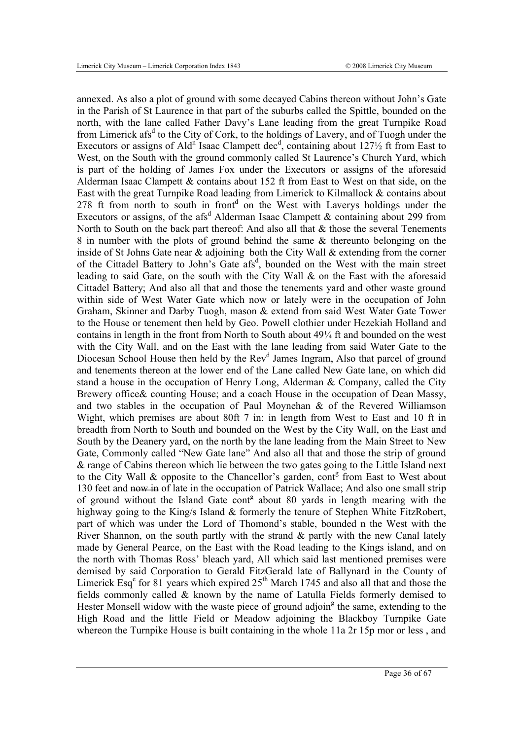annexed. As also a plot of ground with some decayed Cabins thereon without John's Gate in the Parish of St Laurence in that part of the suburbs called the Spittle, bounded on the north, with the lane called Father Davy's Lane leading from the great Turnpike Road from Limerick afs[d] to the City of Cork, to the holdings of Lavery, and of Tuogh under the Executors or assigns of Ald[n] Isaac Clampett dec[d], containing about 127½ ft from East to West, on the South with the ground commonly called St Laurence's Church Yard, which is part of the holding of James Fox under the Executors or assigns of the aforesaid Alderman Isaac Clampett & contains about 152 ft from East to West on that side, on the East with the great Turnpike Road leading from Limerick to Kilmallock & contains about 278 ft from north to south in front[d] on the West with Laverys holdings under the Executors or assigns, of the afs[d] Alderman Isaac Clampett & containing about 299 from North to South on the back part thereof: And also all that & those the several Tenements 8 in number with the plots of ground behind the same & thereunto belonging on the inside of St Johns Gate near & adjoining both the City Wall & extending from the corner of the Cittadel Battery to John's Gate afs[d], bounded on the West with the main street leading to said Gate, on the south with the City Wall & on the East with the aforesaid Cittadel Battery; And also all that and those the tenements yard and other waste ground within side of West Water Gate which now or lately were in the occupation of John Graham, Skinner and Darby Tuogh, mason & extend from said West Water Gate Tower to the House or tenement then held by Geo. Powell clothier under Hezekiah Holland and contains in length in the front from North to South about 49¼ ft and bounded on the west with the City Wall, and on the East with the lane leading from said Water Gate to the Diocesan School House then held by the Rev[d] James Ingram, Also that parcel of ground and tenements thereon at the lower end of the Lane called New Gate lane, on which did stand a house in the occupation of Henry Long, Alderman & Company, called the City Brewery office& counting House; and a coach House in the occupation of Dean Massy, and two stables in the occupation of Paul Moynehan & of the Revered Williamson Wight, which premises are about 80ft 7 in: in length from West to East and 10 ft in breadth from North to South and bounded on the West by the City Wall, on the East and South by the Deanery yard, on the north by the lane leading from the Main Street to New Gate, Commonly called "New Gate lane" And also all that and those the strip of ground & range of Cabins thereon which lie between the two gates going to the Little Island next to the City Wall & opposite to the Chancellor's garden, cont[g] from East to West about 130 feet and ~~now in~~ of late in the occupation of Patrick Wallace; And also one small strip of ground without the Island Gate cont[g] about 80 yards in length mearing with the highway going to the King/s Island & formerly the tenure of Stephen White FitzRobert, part of which was under the Lord of Thomond's stable, bounded n the West with the River Shannon, on the south partly with the strand & partly with the new Canal lately made by General Pearce, on the East with the Road leading to the Kings island, and on the north with Thomas Ross' bleach yard, All which said last mentioned premises were demised by said Corporation to Gerald FitzGerald late of Ballynard in the County of Limerick Esq[e] for 81 years which expired 25[th] March 1745 and also all that and those the fields commonly called & known by the name of Latulla Fields formerly demised to Hester Monsell widow with the waste piece of ground adjoin[g] the same, extending to the High Road and the little Field or Meadow adjoining the Blackboy Turnpike Gate whereon the Turnpike House is built containing in the whole 11a 2r 15p mor or less , and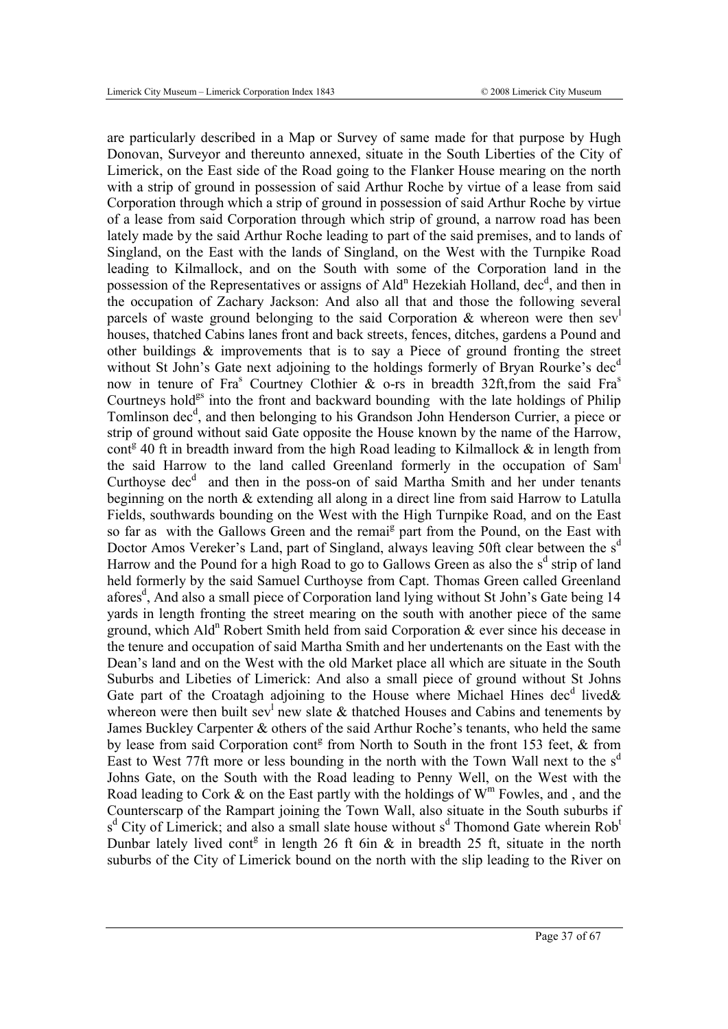are particularly described in a Map or Survey of same made for that purpose by Hugh Donovan, Surveyor and thereunto annexed, situate in the South Liberties of the City of Limerick, on the East side of the Road going to the Flanker House mearing on the north with a strip of ground in possession of said Arthur Roche by virtue of a lease from said Corporation through which a strip of ground in possession of said Arthur Roche by virtue of a lease from said Corporation through which strip of ground, a narrow road has been lately made by the said Arthur Roche leading to part of the said premises, and to lands of Singland, on the East with the lands of Singland, on the West with the Turnpike Road leading to Kilmallock, and on the South with some of the Corporation land in the possession of the Representatives or assigns of Ald[n] Hezekiah Holland, dec[d], and then in the occupation of Zachary Jackson: And also all that and those the following several parcels of waste ground belonging to the said Corporation & whereon were then sev[l] houses, thatched Cabins lanes front and back streets, fences, ditches, gardens a Pound and other buildings & improvements that is to say a Piece of ground fronting the street without St John's Gate next adjoining to the holdings formerly of Bryan Rourke's dec[d] now in tenure of Fra[s] Courtney Clothier & o-rs in breadth 32ft,from the said Fra[s] Courtneys hold[gs] into the front and backward bounding with the late holdings of Philip Tomlinson dec[d], and then belonging to his Grandson John Henderson Currier, a piece or strip of ground without said Gate opposite the House known by the name of the Harrow, cont[g] 40 ft in breadth inward from the high Road leading to Kilmallock & in length from the said Harrow to the land called Greenland formerly in the occupation of Sam[l] Curthoyse dec[d] and then in the poss-on of said Martha Smith and her under tenants beginning on the north & extending all along in a direct line from said Harrow to Latulla Fields, southwards bounding on the West with the High Turnpike Road, and on the East so far as with the Gallows Green and the remai[g] part from the Pound, on the East with Doctor Amos Vereker's Land, part of Singland, always leaving 50ft clear between the s[d] Harrow and the Pound for a high Road to go to Gallows Green as also the s[d] strip of land held formerly by the said Samuel Curthoyse from Capt. Thomas Green called Greenland afores[d], And also a small piece of Corporation land lying without St John's Gate being 14 yards in length fronting the street mearing on the south with another piece of the same ground, which Ald[n] Robert Smith held from said Corporation & ever since his decease in the tenure and occupation of said Martha Smith and her undertenants on the East with the Dean's land and on the West with the old Market place all which are situate in the South Suburbs and Libeties of Limerick: And also a small piece of ground without St Johns Gate part of the Croatagh adjoining to the House where Michael Hines dec[d] lived& whereon were then built sev[l] new slate & thatched Houses and Cabins and tenements by James Buckley Carpenter & others of the said Arthur Roche's tenants, who held the same by lease from said Corporation cont[g] from North to South in the front 153 feet, & from East to West 77ft more or less bounding in the north with the Town Wall next to the s[d] Johns Gate, on the South with the Road leading to Penny Well, on the West with the Road leading to Cork & on the East partly with the holdings of W[m] Fowles, and , and the Counterscarp of the Rampart joining the Town Wall, also situate in the South suburbs if s[d] City of Limerick; and also a small slate house without s[d] Thomond Gate wherein Rob[t] Dunbar lately lived cont[g] in length 26 ft 6in & in breadth 25 ft, situate in the north suburbs of the City of Limerick bound on the north with the slip leading to the River on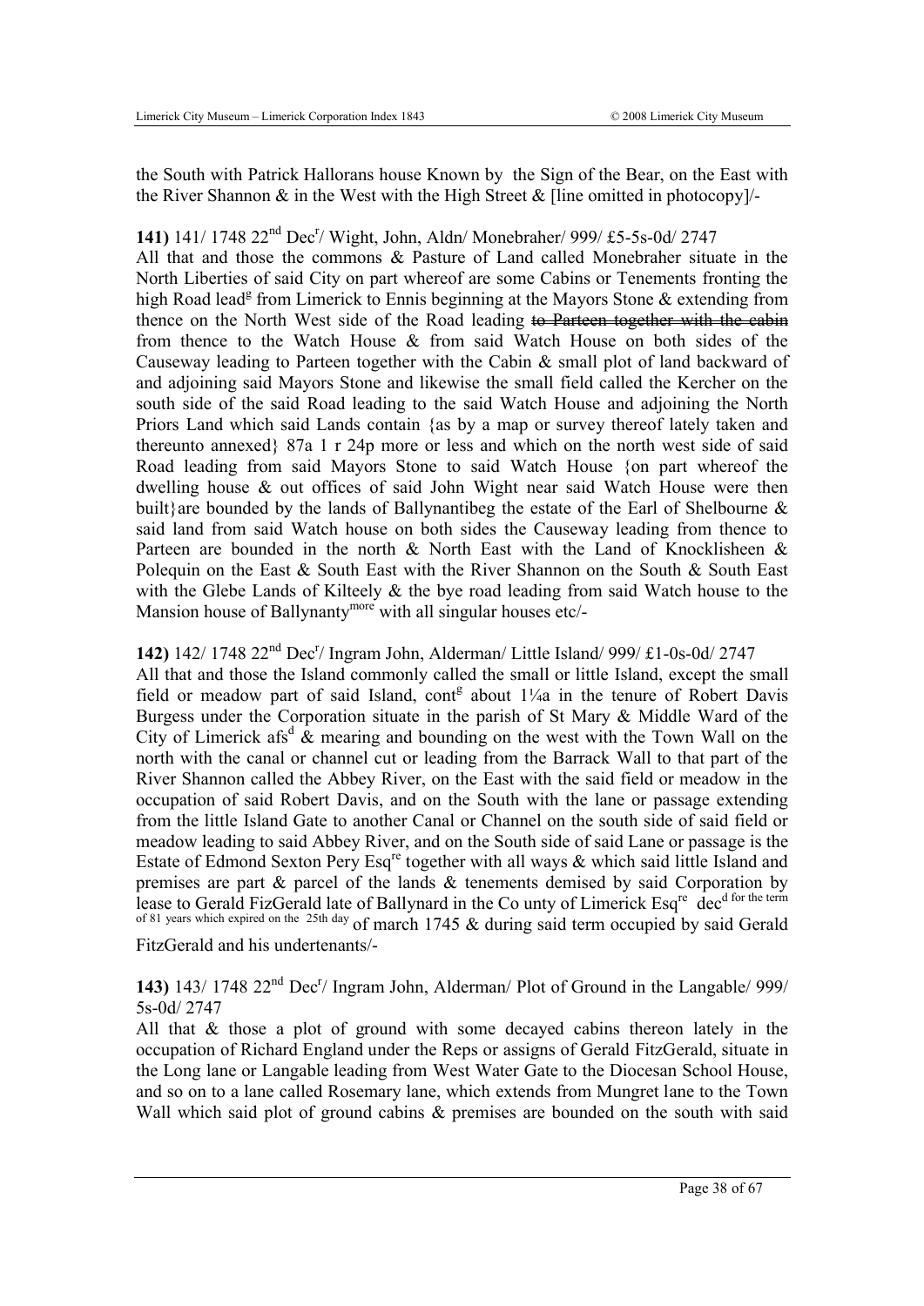the South with Patrick Hallorans house Known by the Sign of the Bear, on the East with the River Shannon & in the West with the High Street & [line omitted in photocopy]/-

**141)** 141/ 1748 22nd Decr/ Wight, John, Aldn/ Monebraher/ 999/ £5-5s-0d/ 2747

All that and those the commons & Pasture of Land called Monebraher situate in the North Liberties of said City on part whereof are some Cabins or Tenements fronting the high Road leadg from Limerick to Ennis beginning at the Mayors Stone & extending from thence on the North West side of the Road leading ~~to Parteen together with the cabin~~ from thence to the Watch House & from said Watch House on both sides of the Causeway leading to Parteen together with the Cabin & small plot of land backward of and adjoining said Mayors Stone and likewise the small field called the Kercher on the south side of the said Road leading to the said Watch House and adjoining the North Priors Land which said Lands contain {as by a map or survey thereof lately taken and thereunto annexed} 87a 1 r 24p more or less and which on the north west side of said Road leading from said Mayors Stone to said Watch House {on part whereof the dwelling house & out offices of said John Wight near said Watch House were then built}are bounded by the lands of Ballynantibeg the estate of the Earl of Shelbourne & said land from said Watch house on both sides the Causeway leading from thence to Parteen are bounded in the north & North East with the Land of Knocklisheen & Polequin on the East & South East with the River Shannon on the South & South East with the Glebe Lands of Kilteely & the bye road leading from said Watch house to the Mansion house of Ballynantymore with all singular houses etc/-

**142)** 142/ 1748 22nd Decr/ Ingram John, Alderman/ Little Island/ 999/ £1-0s-0d/ 2747

All that and those the Island commonly called the small or little Island, except the small field or meadow part of said Island, contg about 1¼a in the tenure of Robert Davis Burgess under the Corporation situate in the parish of St Mary & Middle Ward of the City of Limerick afsd & mearing and bounding on the west with the Town Wall on the north with the canal or channel cut or leading from the Barrack Wall to that part of the River Shannon called the Abbey River, on the East with the said field or meadow in the occupation of said Robert Davis, and on the South with the lane or passage extending from the little Island Gate to another Canal or Channel on the south side of said field or meadow leading to said Abbey River, and on the South side of said Lane or passage is the Estate of Edmond Sexton Pery Esqre together with all ways & which said little Island and premises are part & parcel of the lands & tenements demised by said Corporation by lease to Gerald FizGerald late of Ballynard in the Co unty of Limerick Esqre decd for the term of 81 years which expired on the 25th day of march 1745 & during said term occupied by said Gerald FitzGerald and his undertenants/-

**143)** 143/ 1748 22nd Decr/ Ingram John, Alderman/ Plot of Ground in the Langable/ 999/ 5s-0d/ 2747

All that & those a plot of ground with some decayed cabins thereon lately in the occupation of Richard England under the Reps or assigns of Gerald FitzGerald, situate in the Long lane or Langable leading from West Water Gate to the Diocesan School House, and so on to a lane called Rosemary lane, which extends from Mungret lane to the Town Wall which said plot of ground cabins & premises are bounded on the south with said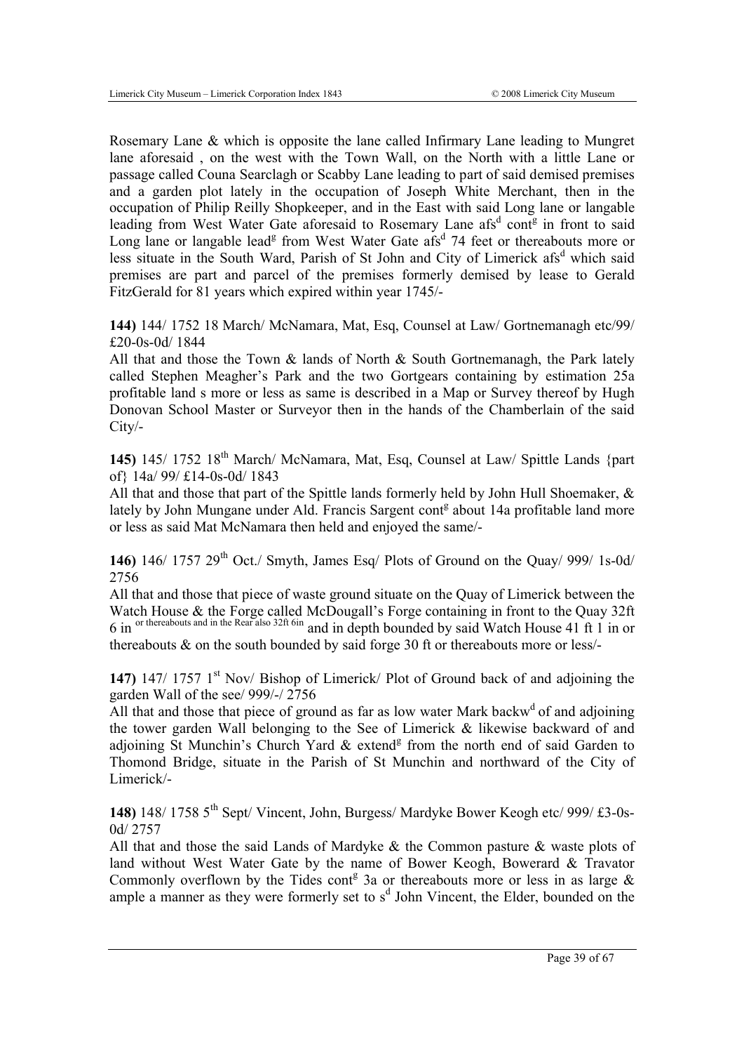Rosemary Lane & which is opposite the lane called Infirmary Lane leading to Mungret lane aforesaid , on the west with the Town Wall, on the North with a little Lane or passage called Couna Searclagh or Scabby Lane leading to part of said demised premises and a garden plot lately in the occupation of Joseph White Merchant, then in the occupation of Philip Reilly Shopkeeper, and in the East with said Long lane or langable leading from West Water Gate aforesaid to Rosemary Lane afs[d] cont[g] in front to said Long lane or langable lead[g] from West Water Gate afs[d] 74 feet or thereabouts more or less situate in the South Ward, Parish of St John and City of Limerick afs[d] which said premises are part and parcel of the premises formerly demised by lease to Gerald FitzGerald for 81 years which expired within year 1745/-

**144)** 144/ 1752 18 March/ McNamara, Mat, Esq, Counsel at Law/ Gortnemanagh etc/99/ £20-0s-0d/ 1844

All that and those the Town & lands of North & South Gortnemanagh, the Park lately called Stephen Meagher's Park and the two Gortgears containing by estimation 25a profitable land s more or less as same is described in a Map or Survey thereof by Hugh Donovan School Master or Surveyor then in the hands of the Chamberlain of the said City/-

**145)** 145/ 1752 18[th] March/ McNamara, Mat, Esq, Counsel at Law/ Spittle Lands {part of} 14a/ 99/ £14-0s-0d/ 1843

All that and those that part of the Spittle lands formerly held by John Hull Shoemaker, & lately by John Mungane under Ald. Francis Sargent cont[g] about 14a profitable land more or less as said Mat McNamara then held and enjoyed the same/-

**146)** 146/ 1757 29[th] Oct./ Smyth, James Esq/ Plots of Ground on the Quay/ 999/ 1s-0d/ 2756

All that and those that piece of waste ground situate on the Quay of Limerick between the Watch House & the Forge called McDougall's Forge containing in front to the Quay 32ft 6 in [or thereabouts and in the Rear also 32ft 6in] and in depth bounded by said Watch House 41 ft 1 in or thereabouts & on the south bounded by said forge 30 ft or thereabouts more or less/-

**147)** 147/ 1757 1[st] Nov/ Bishop of Limerick/ Plot of Ground back of and adjoining the garden Wall of the see/ 999/-/ 2756

All that and those that piece of ground as far as low water Mark backw[d] of and adjoining the tower garden Wall belonging to the See of Limerick & likewise backward of and adjoining St Munchin's Church Yard & extend[g] from the north end of said Garden to Thomond Bridge, situate in the Parish of St Munchin and northward of the City of Limerick/-

**148)** 148/ 1758 5[th] Sept/ Vincent, John, Burgess/ Mardyke Bower Keogh etc/ 999/ £3-0s-0d/ 2757

All that and those the said Lands of Mardyke & the Common pasture & waste plots of land without West Water Gate by the name of Bower Keogh, Bowerard & Travator Commonly overflown by the Tides cont[g] 3a or thereabouts more or less in as large & ample a manner as they were formerly set to s[d] John Vincent, the Elder, bounded on the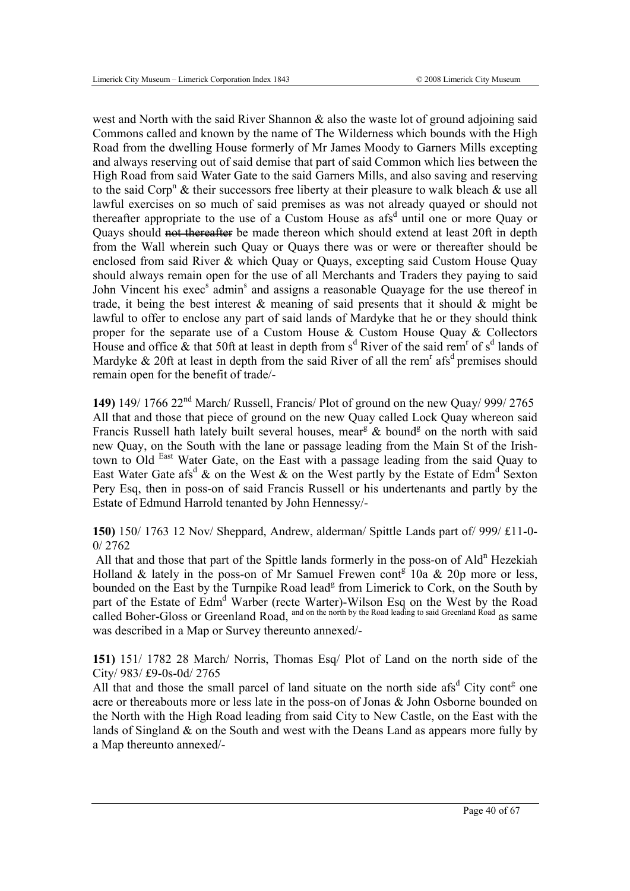west and North with the said River Shannon & also the waste lot of ground adjoining said Commons called and known by the name of The Wilderness which bounds with the High Road from the dwelling House formerly of Mr James Moody to Garners Mills excepting and always reserving out of said demise that part of said Common which lies between the High Road from said Water Gate to the said Garners Mills, and also saving and reserving to the said Corp[n] & their successors free liberty at their pleasure to walk bleach & use all lawful exercises on so much of said premises as was not already quayed or should not thereafter appropriate to the use of a Custom House as afs[d] until one or more Quay or Quays should ~~not thereafter~~ be made thereon which should extend at least 20ft in depth from the Wall wherein such Quay or Quays there was or were or thereafter should be enclosed from said River & which Quay or Quays, excepting said Custom House Quay should always remain open for the use of all Merchants and Traders they paying to said John Vincent his exec[s] admin[s] and assigns a reasonable Quayage for the use thereof in trade, it being the best interest & meaning of said presents that it should & might be lawful to offer to enclose any part of said lands of Mardyke that he or they should think proper for the separate use of a Custom House & Custom House Quay & Collectors House and office & that 50ft at least in depth from s[d] River of the said rem[r] of s[d] lands of Mardyke & 20ft at least in depth from the said River of all the rem[r] afs[d] premises should remain open for the benefit of trade/-

**149)** 149/ 1766 22[nd] March/ Russell, Francis/ Plot of ground on the new Quay/ 999/ 2765
All that and those that piece of ground on the new Quay called Lock Quay whereon said Francis Russell hath lately built several houses, mear[g] & bound[g] on the north with said new Quay, on the South with the lane or passage leading from the Main St of the Irish-town to Old [East] Water Gate, on the East with a passage leading from the said Quay to East Water Gate afs[d] & on the West & on the West partly by the Estate of Edm[d] Sexton Pery Esq, then in poss-on of said Francis Russell or his undertenants and partly by the Estate of Edmund Harrold tenanted by John Hennessy/-

**150)** 150/ 1763 12 Nov/ Sheppard, Andrew, alderman/ Spittle Lands part of/ 999/ £11-0-0/ 2762
All that and those that part of the Spittle lands formerly in the poss-on of Ald[n] Hezekiah Holland & lately in the poss-on of Mr Samuel Frewen cont[g] 10a & 20p more or less, bounded on the East by the Turnpike Road lead[g] from Limerick to Cork, on the South by part of the Estate of Edm[d] Warber (recte Warter)-Wilson Esq on the West by the Road called Boher-Gloss or Greenland Road, [and on the north by the Road leading to said Greenland Road] as same was described in a Map or Survey thereunto annexed/-

**151)** 151/ 1782 28 March/ Norris, Thomas Esq/ Plot of Land on the north side of the City/ 983/ £9-0s-0d/ 2765
All that and those the small parcel of land situate on the north side afs[d] City cont[g] one acre or thereabouts more or less late in the poss-on of Jonas & John Osborne bounded on the North with the High Road leading from said City to New Castle, on the East with the lands of Singland & on the South and west with the Deans Land as appears more fully by a Map thereunto annexed/-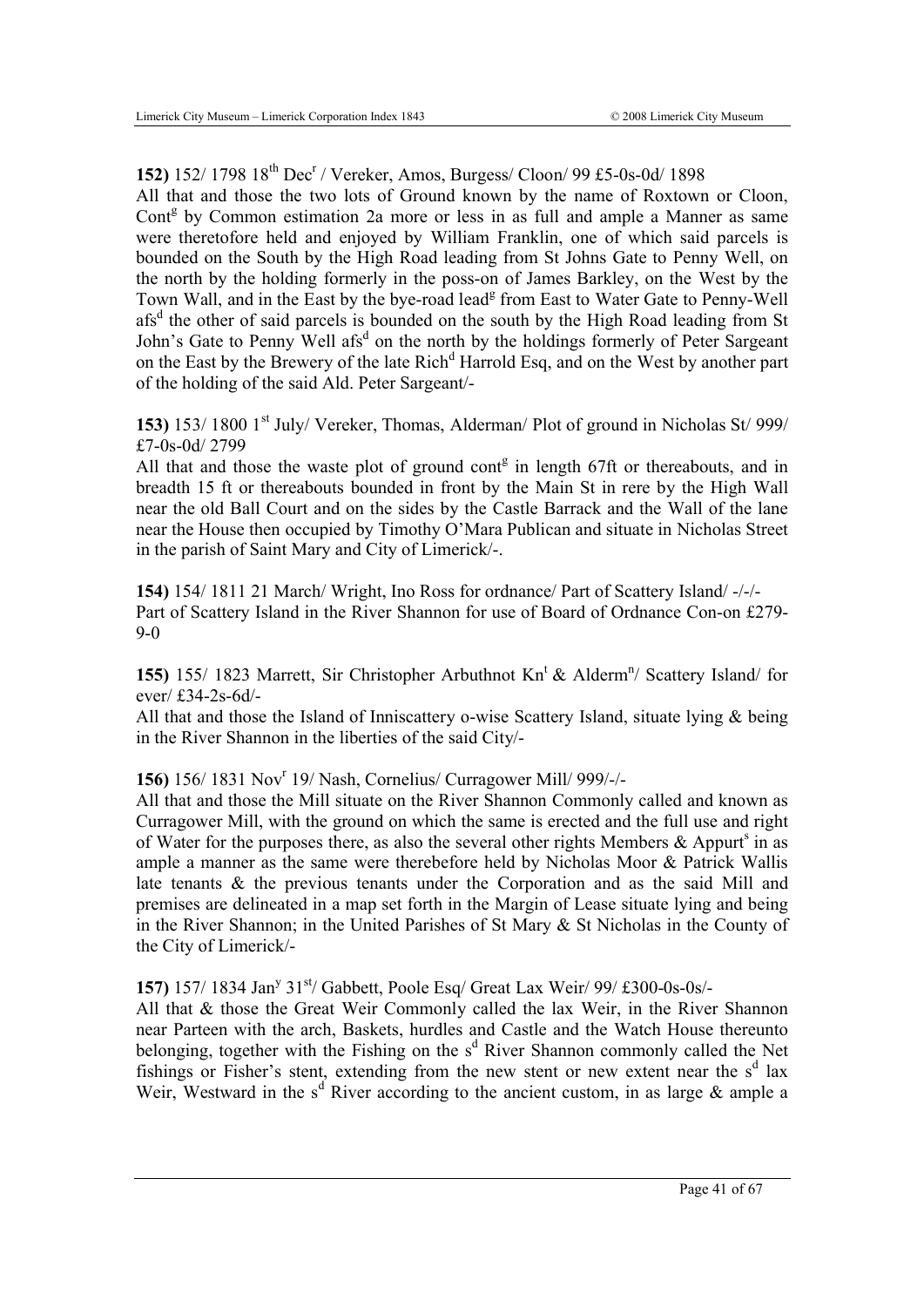**152)** 152/ 1798 18th Dec[r] / Vereker, Amos, Burgess/ Cloon/ 99 £5-0s-0d/ 1898

All that and those the two lots of Ground known by the name of Roxtown or Cloon, Cont[g] by Common estimation 2a more or less in as full and ample a Manner as same were theretofore held and enjoyed by William Franklin, one of which said parcels is bounded on the South by the High Road leading from St Johns Gate to Penny Well, on the north by the holding formerly in the poss-on of James Barkley, on the West by the Town Wall, and in the East by the bye-road lead[g] from East to Water Gate to Penny-Well afs[d] the other of said parcels is bounded on the south by the High Road leading from St John's Gate to Penny Well afs[d] on the north by the holdings formerly of Peter Sargeant on the East by the Brewery of the late Rich[d] Harrold Esq, and on the West by another part of the holding of the said Ald. Peter Sargeant/-

**153)** 153/ 1800 1st July/ Vereker, Thomas, Alderman/ Plot of ground in Nicholas St/ 999/ £7-0s-0d/ 2799

All that and those the waste plot of ground cont[g] in length 67ft or thereabouts, and in breadth 15 ft or thereabouts bounded in front by the Main St in rere by the High Wall near the old Ball Court and on the sides by the Castle Barrack and the Wall of the lane near the House then occupied by Timothy O'Mara Publican and situate in Nicholas Street in the parish of Saint Mary and City of Limerick/-.

**154)** 154/ 1811 21 March/ Wright, Ino Ross for ordnance/ Part of Scattery Island/ -/-/-

Part of Scattery Island in the River Shannon for use of Board of Ordnance Con-on £279-9-0

**155)** 155/ 1823 Marrett, Sir Christopher Arbuthnot Kn[t] & Alderm[n]/ Scattery Island/ for ever/ £34-2s-6d/-

All that and those the Island of Inniscattery o-wise Scattery Island, situate lying & being in the River Shannon in the liberties of the said City/-

**156)** 156/ 1831 Nov[r] 19/ Nash, Cornelius/ Curragower Mill/ 999/-/-

All that and those the Mill situate on the River Shannon Commonly called and known as Curragower Mill, with the ground on which the same is erected and the full use and right of Water for the purposes there, as also the several other rights Members & Appurt[s] in as ample a manner as the same were therebefore held by Nicholas Moor & Patrick Wallis late tenants & the previous tenants under the Corporation and as the said Mill and premises are delineated in a map set forth in the Margin of Lease situate lying and being in the River Shannon; in the United Parishes of St Mary & St Nicholas in the County of the City of Limerick/-

**157)** 157/ 1834 Jan[y] 31st/ Gabbett, Poole Esq/ Great Lax Weir/ 99/ £300-0s-0s/-

All that & those the Great Weir Commonly called the lax Weir, in the River Shannon near Parteen with the arch, Baskets, hurdles and Castle and the Watch House thereunto belonging, together with the Fishing on the s[d] River Shannon commonly called the Net fishings or Fisher's stent, extending from the new stent or new extent near the s[d] lax Weir, Westward in the s[d] River according to the ancient custom, in as large & ample a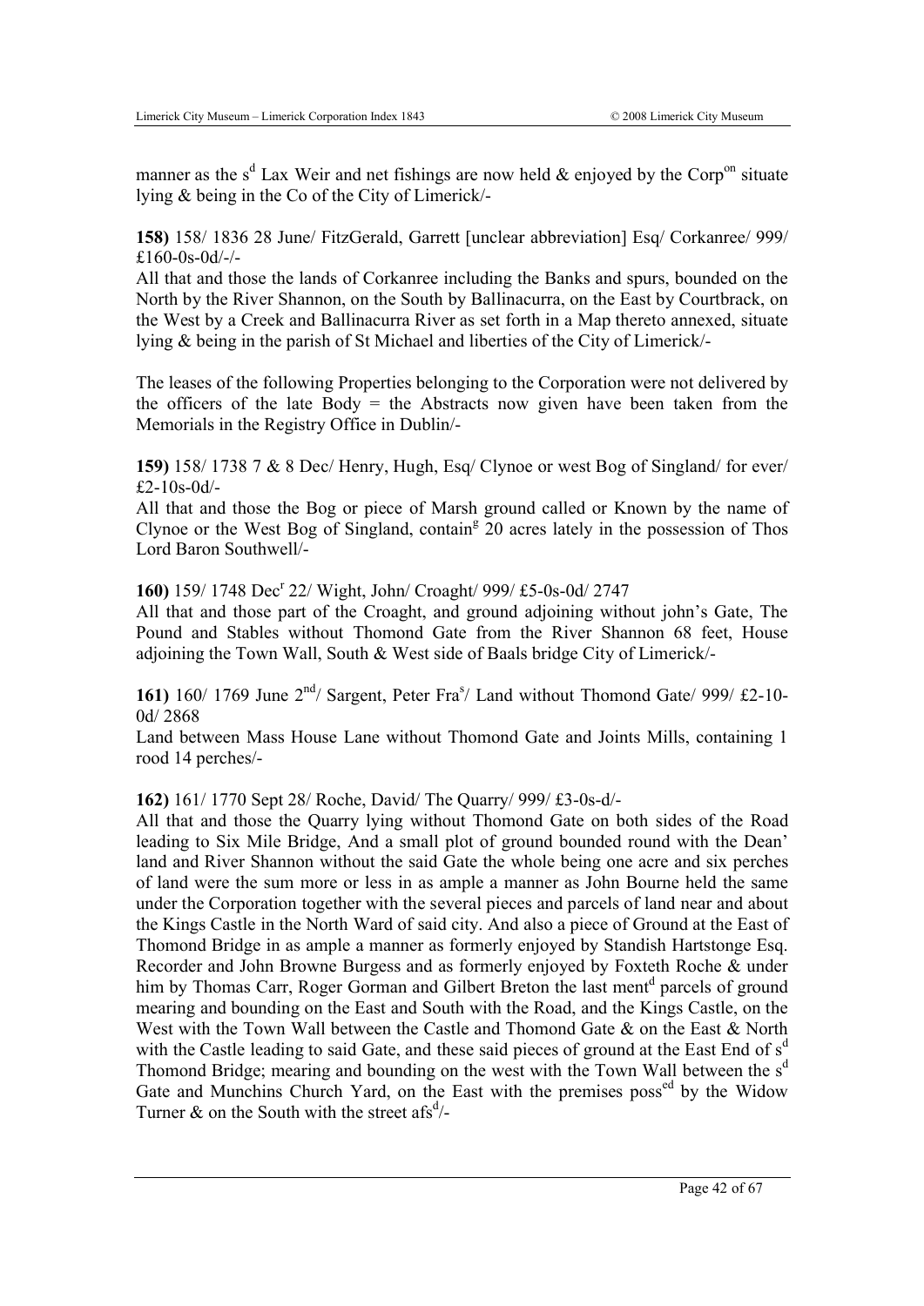manner as the s[d] Lax Weir and net fishings are now held & enjoyed by the Corp[on] situate lying & being in the Co of the City of Limerick/-

**158)** 158/ 1836 28 June/ FitzGerald, Garrett [unclear abbreviation] Esq/ Corkanree/ 999/ £160-0s-0d/-/-
All that and those the lands of Corkanree including the Banks and spurs, bounded on the North by the River Shannon, on the South by Ballinacurra, on the East by Courtbrack, on the West by a Creek and Ballinacurra River as set forth in a Map thereto annexed, situate lying & being in the parish of St Michael and liberties of the City of Limerick/-

The leases of the following Properties belonging to the Corporation were not delivered by the officers of the late Body = the Abstracts now given have been taken from the Memorials in the Registry Office in Dublin/-

**159)** 158/ 1738 7 & 8 Dec/ Henry, Hugh, Esq/ Clynoe or west Bog of Singland/ for ever/ £2-10s-0d/-
All that and those the Bog or piece of Marsh ground called or Known by the name of Clynoe or the West Bog of Singland, contain[g] 20 acres lately in the possession of Thos Lord Baron Southwell/-

**160)** 159/ 1748 Dec[r] 22/ Wight, John/ Croaght/ 999/ £5-0s-0d/ 2747
All that and those part of the Croaght, and ground adjoining without john's Gate, The Pound and Stables without Thomond Gate from the River Shannon 68 feet, House adjoining the Town Wall, South & West side of Baals bridge City of Limerick/-

**161)** 160/ 1769 June 2[nd]/ Sargent, Peter Fra[s]/ Land without Thomond Gate/ 999/ £2-10-0d/ 2868
Land between Mass House Lane without Thomond Gate and Joints Mills, containing 1 rood 14 perches/-

**162)** 161/ 1770 Sept 28/ Roche, David/ The Quarry/ 999/ £3-0s-d/-
All that and those the Quarry lying without Thomond Gate on both sides of the Road leading to Six Mile Bridge, And a small plot of ground bounded round with the Dean' land and River Shannon without the said Gate the whole being one acre and six perches of land were the sum more or less in as ample a manner as John Bourne held the same under the Corporation together with the several pieces and parcels of land near and about the Kings Castle in the North Ward of said city. And also a piece of Ground at the East of Thomond Bridge in as ample a manner as formerly enjoyed by Standish Hartstonge Esq. Recorder and John Browne Burgess and as formerly enjoyed by Foxteth Roche & under him by Thomas Carr, Roger Gorman and Gilbert Breton the last ment[d] parcels of ground mearing and bounding on the East and South with the Road, and the Kings Castle, on the West with the Town Wall between the Castle and Thomond Gate & on the East & North with the Castle leading to said Gate, and these said pieces of ground at the East End of s[d] Thomond Bridge; mearing and bounding on the west with the Town Wall between the s[d] Gate and Munchins Church Yard, on the East with the premises poss[ed] by the Widow Turner & on the South with the street afs[d]/-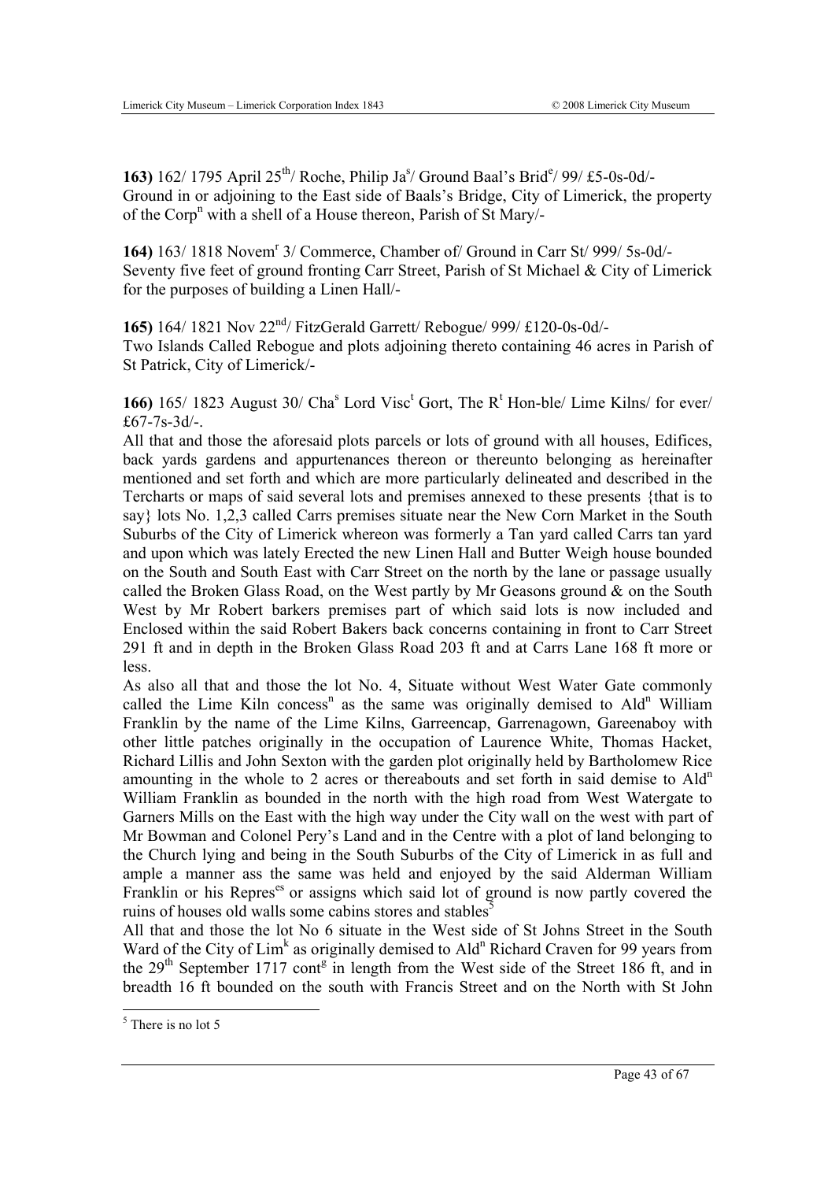**163)** 162/ 1795 April 25th/ Roche, Philip Jas/ Ground Baal's Bride/ 99/ £5-0s-0d/-
Ground in or adjoining to the East side of Baals's Bridge, City of Limerick, the property of the Corpn with a shell of a House thereon, Parish of St Mary/-

**164)** 163/ 1818 Novemr 3/ Commerce, Chamber of/ Ground in Carr St/ 999/ 5s-0d/-
Seventy five feet of ground fronting Carr Street, Parish of St Michael & City of Limerick for the purposes of building a Linen Hall/-

**165)** 164/ 1821 Nov 22nd/ FitzGerald Garrett/ Rebogue/ 999/ £120-0s-0d/-
Two Islands Called Rebogue and plots adjoining thereto containing 46 acres in Parish of St Patrick, City of Limerick/-

**166)** 165/ 1823 August 30/ Chas Lord Visct Gort, The Rt Hon-ble/ Lime Kilns/ for ever/ £67-7s-3d/-.
All that and those the aforesaid plots parcels or lots of ground with all houses, Edifices, back yards gardens and appurtenances thereon or thereunto belonging as hereinafter mentioned and set forth and which are more particularly delineated and described in the Tercharts or maps of said several lots and premises annexed to these presents {that is to say} lots No. 1,2,3 called Carrs premises situate near the New Corn Market in the South Suburbs of the City of Limerick whereon was formerly a Tan yard called Carrs tan yard and upon which was lately Erected the new Linen Hall and Butter Weigh house bounded on the South and South East with Carr Street on the north by the lane or passage usually called the Broken Glass Road, on the West partly by Mr Geasons ground & on the South West by Mr Robert barkers premises part of which said lots is now included and Enclosed within the said Robert Bakers back concerns containing in front to Carr Street 291 ft and in depth in the Broken Glass Road 203 ft and at Carrs Lane 168 ft more or less.
As also all that and those the lot No. 4, Situate without West Water Gate commonly called the Lime Kiln concessn as the same was originally demised to Aldn William Franklin by the name of the Lime Kilns, Garreencap, Garrenagown, Gareenaboy with other little patches originally in the occupation of Laurence White, Thomas Hacket, Richard Lillis and John Sexton with the garden plot originally held by Bartholomew Rice amounting in the whole to 2 acres or thereabouts and set forth in said demise to Aldn William Franklin as bounded in the north with the high road from West Watergate to Garners Mills on the East with the high way under the City wall on the west with part of Mr Bowman and Colonel Pery's Land and in the Centre with a plot of land belonging to the Church lying and being in the South Suburbs of the City of Limerick in as full and ample a manner ass the same was held and enjoyed by the said Alderman William Franklin or his Represes or assigns which said lot of ground is now partly covered the ruins of houses old walls some cabins stores and stables[5]
All that and those the lot No 6 situate in the West side of St Johns Street in the South Ward of the City of Limk as originally demised to Aldn Richard Craven for 99 years from the 29th September 1717 contg in length from the West side of the Street 186 ft, and in breadth 16 ft bounded on the south with Francis Street and on the North with St John

[5] There is no lot 5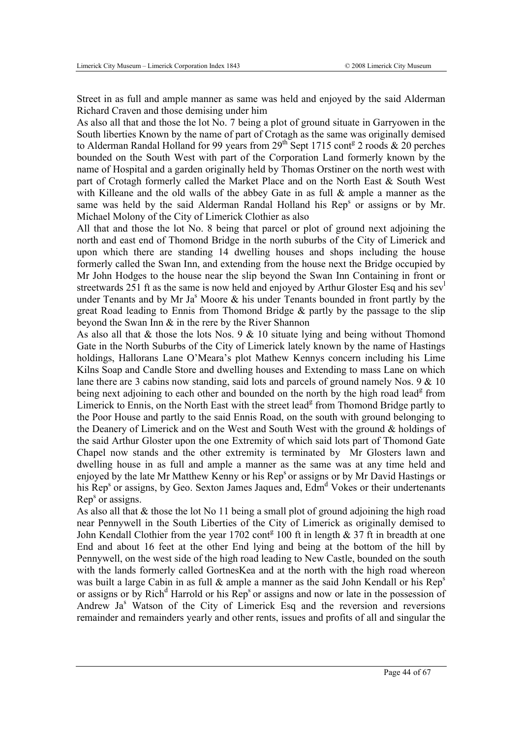Street in as full and ample manner as same was held and enjoyed by the said Alderman Richard Craven and those demising under him

As also all that and those the lot No. 7 being a plot of ground situate in Garryowen in the South liberties Known by the name of part of Crotagh as the same was originally demised to Alderman Randal Holland for 99 years from 29th Sept 1715 contg 2 roods & 20 perches bounded on the South West with part of the Corporation Land formerly known by the name of Hospital and a garden originally held by Thomas Orstiner on the north west with part of Crotagh formerly called the Market Place and on the North East & South West with Killeane and the old walls of the abbey Gate in as full & ample a manner as the same was held by the said Alderman Randal Holland his Reps or assigns or by Mr. Michael Molony of the City of Limerick Clothier as also

All that and those the lot No. 8 being that parcel or plot of ground next adjoining the north and east end of Thomond Bridge in the north suburbs of the City of Limerick and upon which there are standing 14 dwelling houses and shops including the house formerly called the Swan Inn, and extending from the house next the Bridge occupied by Mr John Hodges to the house near the slip beyond the Swan Inn Containing in front or streetwards 251 ft as the same is now held and enjoyed by Arthur Gloster Esq and his sevl under Tenants and by Mr Jas Moore & his under Tenants bounded in front partly by the great Road leading to Ennis from Thomond Bridge & partly by the passage to the slip beyond the Swan Inn & in the rere by the River Shannon

As also all that & those the lots Nos. 9 & 10 situate lying and being without Thomond Gate in the North Suburbs of the City of Limerick lately known by the name of Hastings holdings, Hallorans Lane O'Meara's plot Mathew Kennys concern including his Lime Kilns Soap and Candle Store and dwelling houses and Extending to mass Lane on which lane there are 3 cabins now standing, said lots and parcels of ground namely Nos. 9 & 10 being next adjoining to each other and bounded on the north by the high road leadg from Limerick to Ennis, on the North East with the street leadg from Thomond Bridge partly to the Poor House and partly to the said Ennis Road, on the south with ground belonging to the Deanery of Limerick and on the West and South West with the ground & holdings of the said Arthur Gloster upon the one Extremity of which said lots part of Thomond Gate Chapel now stands and the other extremity is terminated by Mr Glosters lawn and dwelling house in as full and ample a manner as the same was at any time held and enjoyed by the late Mr Matthew Kenny or his Reps or assigns or by Mr David Hastings or his Reps or assigns, by Geo. Sexton James Jaques and, Edmd Vokes or their undertenants Reps or assigns.

As also all that & those the lot No 11 being a small plot of ground adjoining the high road near Pennywell in the South Liberties of the City of Limerick as originally demised to John Kendall Clothier from the year 1702 contg 100 ft in length & 37 ft in breadth at one End and about 16 feet at the other End lying and being at the bottom of the hill by Pennywell, on the west side of the high road leading to New Castle, bounded on the south with the lands formerly called GortnesKea and at the north with the high road whereon was built a large Cabin in as full & ample a manner as the said John Kendall or his Reps or assigns or by Richd Harrold or his Reps or assigns and now or late in the possession of Andrew Jas Watson of the City of Limerick Esq and the reversion and reversions remainder and remainders yearly and other rents, issues and profits of all and singular the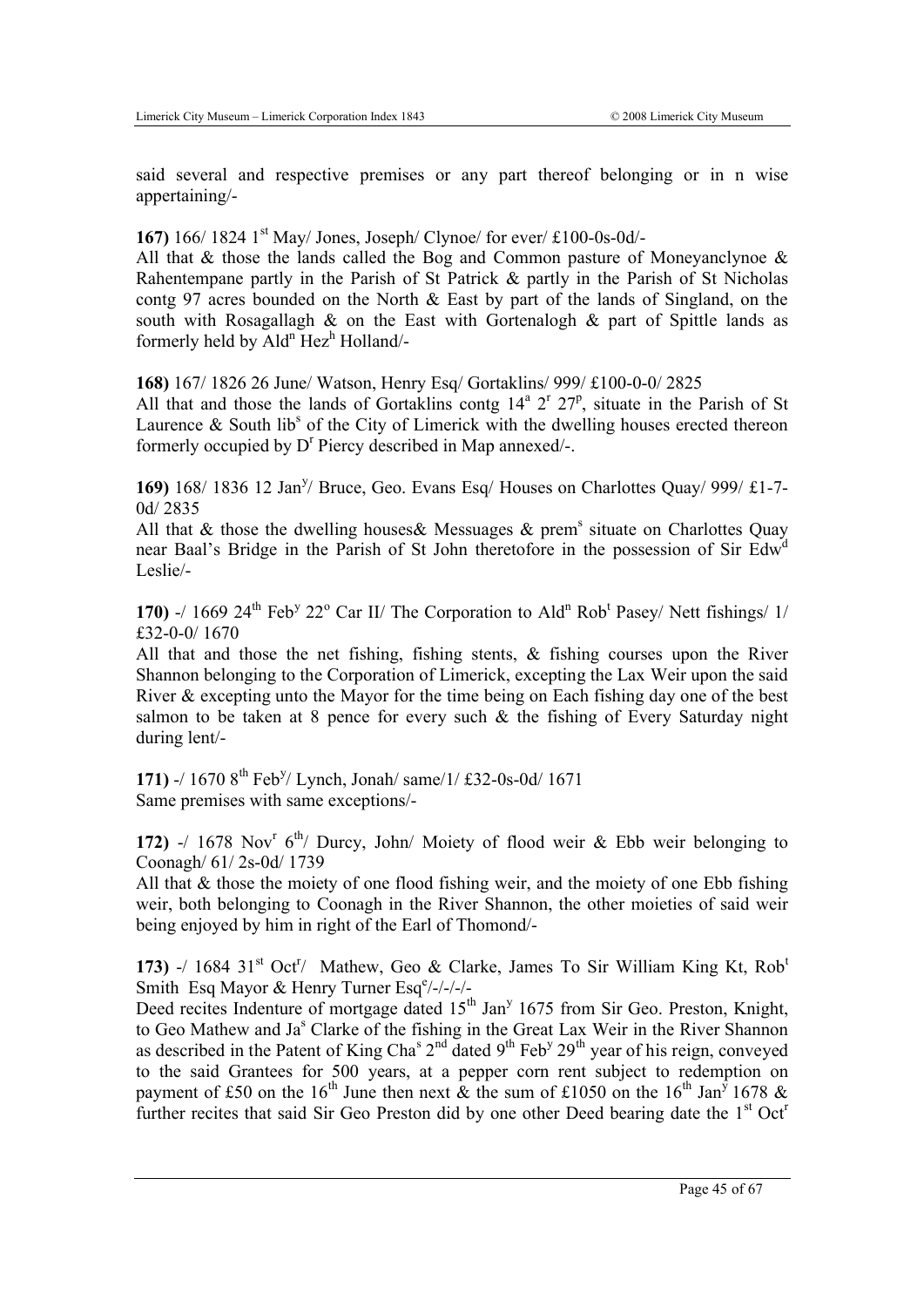said several and respective premises or any part thereof belonging or in n wise appertaining/-

**167)** 166/ 1824 1st May/ Jones, Joseph/ Clynoe/ for ever/ £100-0s-0d/-

All that & those the lands called the Bog and Common pasture of Moneyanclynoe & Rahentempane partly in the Parish of St Patrick & partly in the Parish of St Nicholas contg 97 acres bounded on the North & East by part of the lands of Singland, on the south with Rosagallagh & on the East with Gortenalogh & part of Spittle lands as formerly held by Aldn Hezh Holland/-

**168)** 167/ 1826 26 June/ Watson, Henry Esq/ Gortaklins/ 999/ £100-0-0/ 2825

All that and those the lands of Gortaklins contg 14a 2r 27p, situate in the Parish of St Laurence & South libs of the City of Limerick with the dwelling houses erected thereon formerly occupied by Dr Piercy described in Map annexed/-.

**169)** 168/ 1836 12 Jany/ Bruce, Geo. Evans Esq/ Houses on Charlottes Quay/ 999/ £1-7-0d/ 2835

All that & those the dwelling houses& Messuages & prems situate on Charlottes Quay near Baal's Bridge in the Parish of St John theretofore in the possession of Sir Edwd Leslie/-

**170)** -/ 1669 24th Feby 22o Car II/ The Corporation to Aldn Robt Pasey/ Nett fishings/ 1/ £32-0-0/ 1670

All that and those the net fishing, fishing stents, & fishing courses upon the River Shannon belonging to the Corporation of Limerick, excepting the Lax Weir upon the said River & excepting unto the Mayor for the time being on Each fishing day one of the best salmon to be taken at 8 pence for every such & the fishing of Every Saturday night during lent/-

**171)** -/ 1670 8th Feby/ Lynch, Jonah/ same/1/ £32-0s-0d/ 1671

Same premises with same exceptions/-

**172)** -/ 1678 Novr 6th/ Durcy, John/ Moiety of flood weir & Ebb weir belonging to Coonagh/ 61/ 2s-0d/ 1739

All that & those the moiety of one flood fishing weir, and the moiety of one Ebb fishing weir, both belonging to Coonagh in the River Shannon, the other moieties of said weir being enjoyed by him in right of the Earl of Thomond/-

**173)** -/ 1684 31st Octr/ Mathew, Geo & Clarke, James To Sir William King Kt, Robt Smith Esq Mayor & Henry Turner Esqe/-/-/-/-

Deed recites Indenture of mortgage dated 15th Jany 1675 from Sir Geo. Preston, Knight, to Geo Mathew and Jas Clarke of the fishing in the Great Lax Weir in the River Shannon as described in the Patent of King Chas 2nd dated 9th Feby 29th year of his reign, conveyed to the said Grantees for 500 years, at a pepper corn rent subject to redemption on payment of £50 on the 16th June then next & the sum of £1050 on the 16th Jany 1678 & further recites that said Sir Geo Preston did by one other Deed bearing date the 1st Octr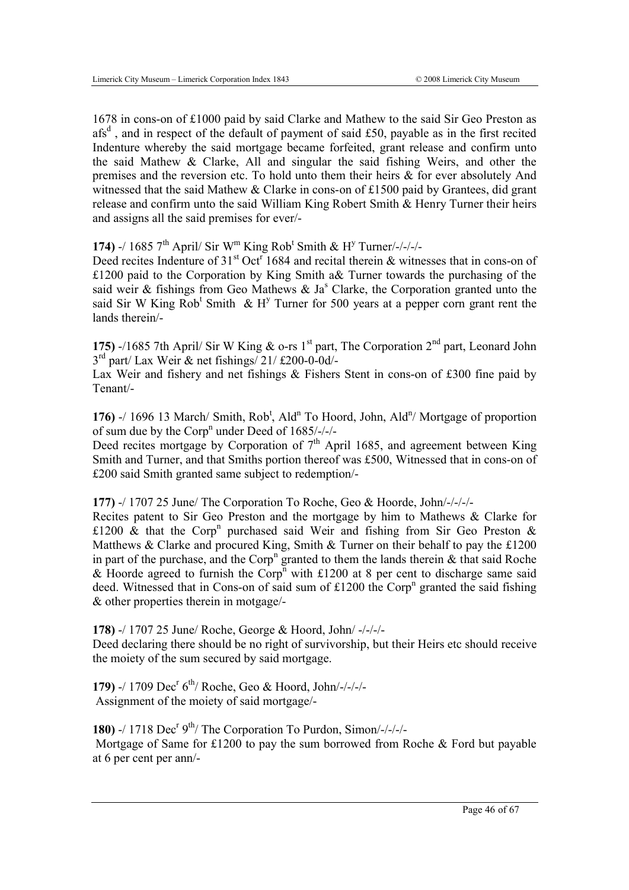1678 in cons-on of £1000 paid by said Clarke and Mathew to the said Sir Geo Preston as afs[d] , and in respect of the default of payment of said £50, payable as in the first recited Indenture whereby the said mortgage became forfeited, grant release and confirm unto the said Mathew & Clarke, All and singular the said fishing Weirs, and other the premises and the reversion etc. To hold unto them their heirs & for ever absolutely And witnessed that the said Mathew & Clarke in cons-on of £1500 paid by Grantees, did grant release and confirm unto the said William King Robert Smith & Henry Turner their heirs and assigns all the said premises for ever/-

**174)** -/ 1685 7[th] April/ Sir W[m] King Rob[t] Smith & H[y] Turner/-/-/-/-
Deed recites Indenture of 31[st] Oct[r] 1684 and recital therein & witnesses that in cons-on of £1200 paid to the Corporation by King Smith a& Turner towards the purchasing of the said weir & fishings from Geo Mathews & Ja[s] Clarke, the Corporation granted unto the said Sir W King Rob[t] Smith & H[y] Turner for 500 years at a pepper corn grant rent the lands therein/-

**175)** -/1685 7th April/ Sir W King & o-rs 1[st] part, The Corporation 2[nd] part, Leonard John 3[rd] part/ Lax Weir & net fishings/ 21/ £200-0-0d/-
Lax Weir and fishery and net fishings & Fishers Stent in cons-on of £300 fine paid by Tenant/-

**176)** -/ 1696 13 March/ Smith, Rob[t], Ald[n] To Hoord, John, Ald[n]/ Mortgage of proportion of sum due by the Corp[n] under Deed of 1685/-/-/-
Deed recites mortgage by Corporation of 7[th] April 1685, and agreement between King Smith and Turner, and that Smiths portion thereof was £500, Witnessed that in cons-on of £200 said Smith granted same subject to redemption/-

**177)** -/ 1707 25 June/ The Corporation To Roche, Geo & Hoorde, John/-/-/-/-
Recites patent to Sir Geo Preston and the mortgage by him to Mathews & Clarke for £1200 & that the Corp[n] purchased said Weir and fishing from Sir Geo Preston & Matthews & Clarke and procured King, Smith & Turner on their behalf to pay the £1200 in part of the purchase, and the Corp[n] granted to them the lands therein & that said Roche & Hoorde agreed to furnish the Corp[n] with £1200 at 8 per cent to discharge same said deed. Witnessed that in Cons-on of said sum of £1200 the Corp[n] granted the said fishing & other properties therein in motgage/-

**178)** -/ 1707 25 June/ Roche, George & Hoord, John/ -/-/-/-
Deed declaring there should be no right of survivorship, but their Heirs etc should receive the moiety of the sum secured by said mortgage.

**179)** -/ 1709 Dec[r] 6[th]/ Roche, Geo & Hoord, John/-/-/-/-
Assignment of the moiety of said mortgage/-

**180)** -/ 1718 Dec[r] 9[th]/ The Corporation To Purdon, Simon/-/-/-/-
Mortgage of Same for £1200 to pay the sum borrowed from Roche & Ford but payable at 6 per cent per ann/-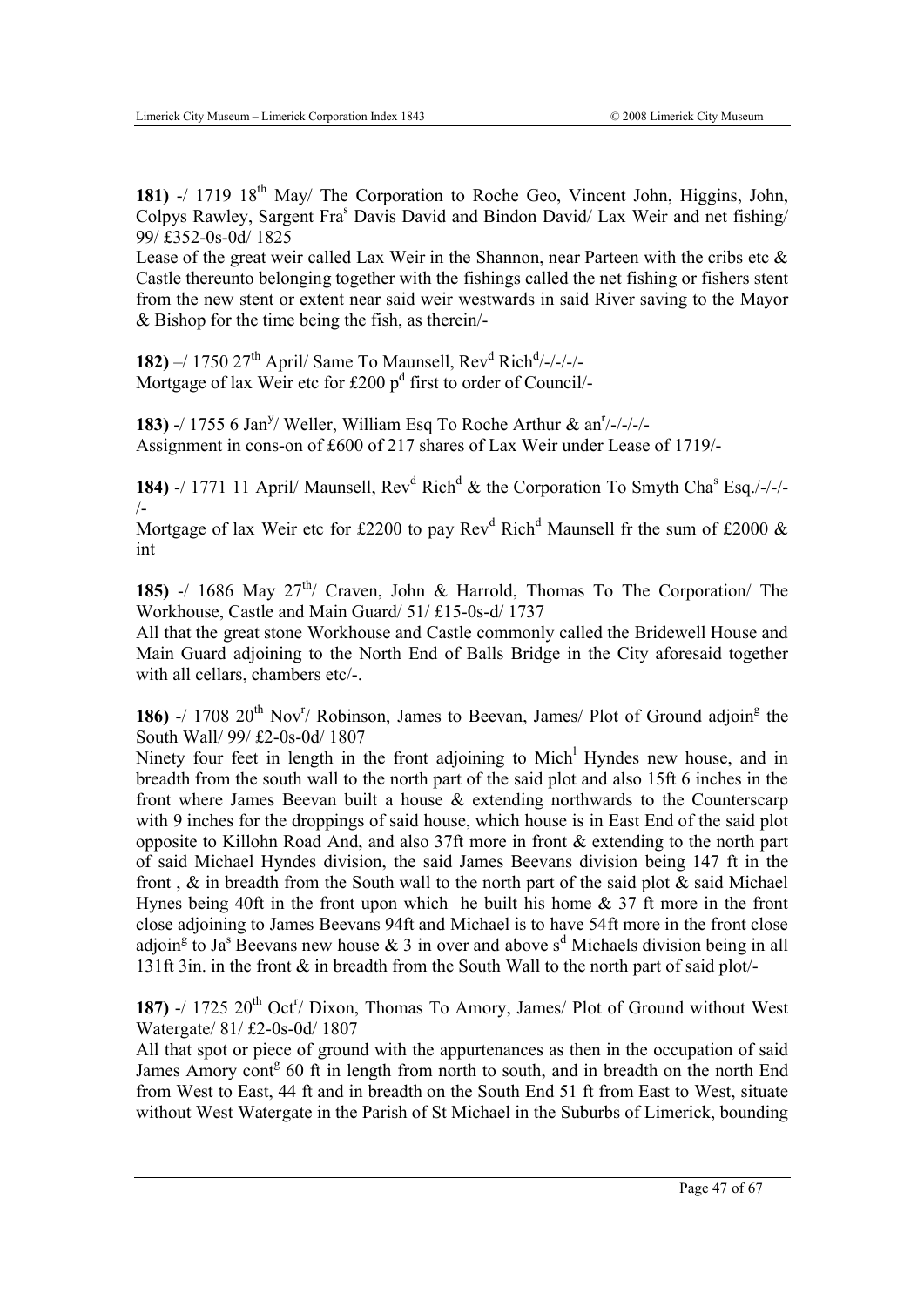**181)** -/ 1719 18[th] May/ The Corporation to Roche Geo, Vincent John, Higgins, John, Colpys Rawley, Sargent Fra[s] Davis David and Bindon David/ Lax Weir and net fishing/ 99/ £352-0s-0d/ 1825

Lease of the great weir called Lax Weir in the Shannon, near Parteen with the cribs etc & Castle thereunto belonging together with the fishings called the net fishing or fishers stent from the new stent or extent near said weir westwards in said River saving to the Mayor & Bishop for the time being the fish, as therein/-

**182)** –/ 1750 27[th] April/ Same To Maunsell, Rev[d] Rich[d]/-/-/-/-

Mortgage of lax Weir etc for £200 p[d] first to order of Council/-

**183)** -/ 1755 6 Jan[y]/ Weller, William Esq To Roche Arthur & an[r]/-/-/-/-

Assignment in cons-on of £600 of 217 shares of Lax Weir under Lease of 1719/-

**184)** -/ 1771 11 April/ Maunsell, Rev[d] Rich[d] & the Corporation To Smyth Cha[s] Esq./-/-/-/-

Mortgage of lax Weir etc for £2200 to pay Rev[d] Rich[d] Maunsell fr the sum of £2000 & int

**185)** -/ 1686 May 27[th]/ Craven, John & Harrold, Thomas To The Corporation/ The Workhouse, Castle and Main Guard/ 51/ £15-0s-d/ 1737

All that the great stone Workhouse and Castle commonly called the Bridewell House and Main Guard adjoining to the North End of Balls Bridge in the City aforesaid together with all cellars, chambers etc/-.

**186)** -/ 1708 20[th] Nov[r]/ Robinson, James to Beevan, James/ Plot of Ground adjoin[g] the South Wall/ 99/ £2-0s-0d/ 1807

Ninety four feet in length in the front adjoining to Mich[l] Hyndes new house, and in breadth from the south wall to the north part of the said plot and also 15ft 6 inches in the front where James Beevan built a house & extending northwards to the Counterscarp with 9 inches for the droppings of said house, which house is in East End of the said plot opposite to Killohn Road And, and also 37ft more in front & extending to the north part of said Michael Hyndes division, the said James Beevans division being 147 ft in the front , & in breadth from the South wall to the north part of the said plot & said Michael Hynes being 40ft in the front upon which he built his home & 37 ft more in the front close adjoining to James Beevans 94ft and Michael is to have 54ft more in the front close adjoin[g] to Ja[s] Beevans new house & 3 in over and above s[d] Michaels division being in all 131ft 3in. in the front & in breadth from the South Wall to the north part of said plot/-

**187)** -/ 1725 20[th] Oct[r]/ Dixon, Thomas To Amory, James/ Plot of Ground without West Watergate/ 81/ £2-0s-0d/ 1807

All that spot or piece of ground with the appurtenances as then in the occupation of said James Amory cont[g] 60 ft in length from north to south, and in breadth on the north End from West to East, 44 ft and in breadth on the South End 51 ft from East to West, situate without West Watergate in the Parish of St Michael in the Suburbs of Limerick, bounding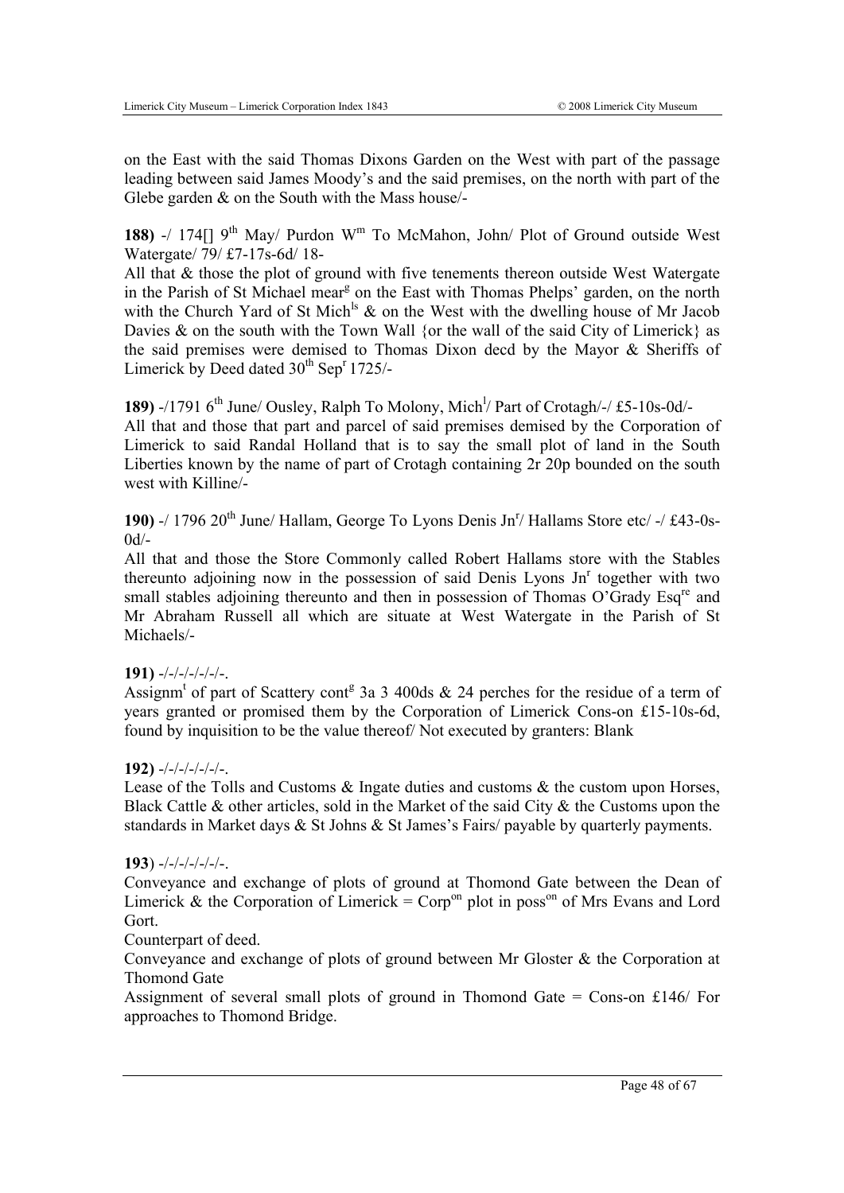on the East with the said Thomas Dixons Garden on the West with part of the passage leading between said James Moody's and the said premises, on the north with part of the Glebe garden & on the South with the Mass house/-

**188)** -/ 174[] 9th May/ Purdon Wm To McMahon, John/ Plot of Ground outside West Watergate/ 79/ £7-17s-6d/ 18-

All that & those the plot of ground with five tenements thereon outside West Watergate in the Parish of St Michael mearg on the East with Thomas Phelps' garden, on the north with the Church Yard of St Michls & on the West with the dwelling house of Mr Jacob Davies & on the south with the Town Wall {or the wall of the said City of Limerick} as the said premises were demised to Thomas Dixon decd by the Mayor & Sheriffs of Limerick by Deed dated 30th Sepr 1725/-

**189)** -/1791 6th June/ Ousley, Ralph To Molony, Michl/ Part of Crotagh/-/ £5-10s-0d/-

All that and those that part and parcel of said premises demised by the Corporation of Limerick to said Randal Holland that is to say the small plot of land in the South Liberties known by the name of part of Crotagh containing 2r 20p bounded on the south west with Killine/-

**190)** -/ 1796 20th June/ Hallam, George To Lyons Denis Jnr/ Hallams Store etc/ -/ £43-0s-0d/-

All that and those the Store Commonly called Robert Hallams store with the Stables thereunto adjoining now in the possession of said Denis Lyons Jnr together with two small stables adjoining thereunto and then in possession of Thomas O'Grady Esqre and Mr Abraham Russell all which are situate at West Watergate in the Parish of St Michaels/-

**191)** -/-/-/-/-/-/-.

Assignmt of part of Scattery contg 3a 3 400ds & 24 perches for the residue of a term of years granted or promised them by the Corporation of Limerick Cons-on £15-10s-6d, found by inquisition to be the value thereof/ Not executed by granters: Blank

**192)** -/-/-/-/-/-/-.

Lease of the Tolls and Customs & Ingate duties and customs & the custom upon Horses, Black Cattle & other articles, sold in the Market of the said City & the Customs upon the standards in Market days & St Johns & St James's Fairs/ payable by quarterly payments.

**193**) -/-/-/-/-/-/-.

Conveyance and exchange of plots of ground at Thomond Gate between the Dean of Limerick & the Corporation of Limerick = Corpon plot in posson of Mrs Evans and Lord Gort.

Counterpart of deed.

Conveyance and exchange of plots of ground between Mr Gloster & the Corporation at Thomond Gate

Assignment of several small plots of ground in Thomond Gate = Cons-on £146/ For approaches to Thomond Bridge.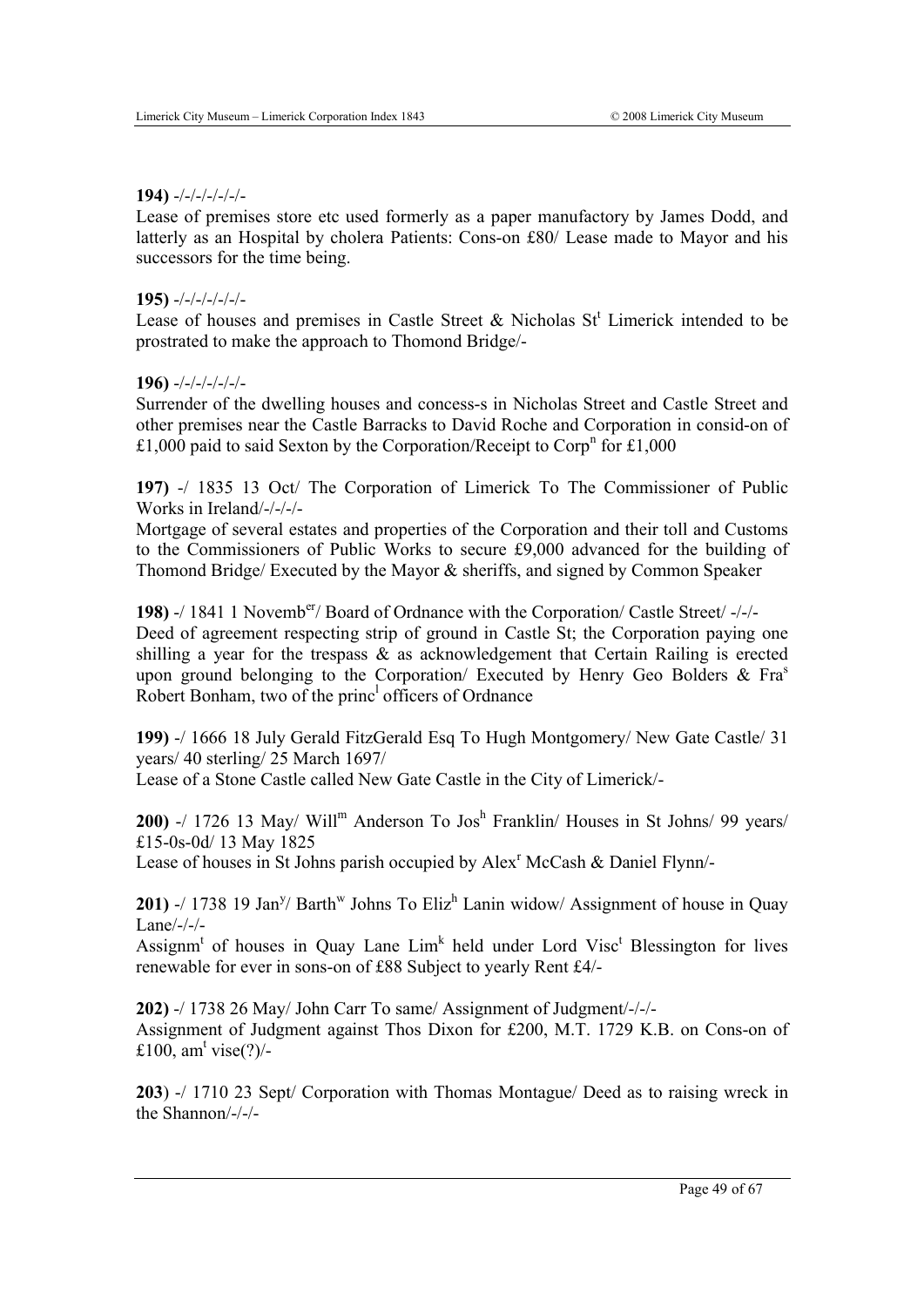**194)** -/-/-/-/-/-/-
Lease of premises store etc used formerly as a paper manufactory by James Dodd, and latterly as an Hospital by cholera Patients: Cons-on £80/ Lease made to Mayor and his successors for the time being.

**195)** -/-/-/-/-/-/-
Lease of houses and premises in Castle Street & Nicholas St[t] Limerick intended to be prostrated to make the approach to Thomond Bridge/-

**196)** -/-/-/-/-/-/-
Surrender of the dwelling houses and concess-s in Nicholas Street and Castle Street and other premises near the Castle Barracks to David Roche and Corporation in consid-on of £1,000 paid to said Sexton by the Corporation/Receipt to Corp[n] for £1,000

**197)** -/ 1835 13 Oct/ The Corporation of Limerick To The Commissioner of Public Works in Ireland/-/-/-/-
Mortgage of several estates and properties of the Corporation and their toll and Customs to the Commissioners of Public Works to secure £9,000 advanced for the building of Thomond Bridge/ Executed by the Mayor & sheriffs, and signed by Common Speaker

**198)** -/ 1841 1 Novemb[er]/ Board of Ordnance with the Corporation/ Castle Street/ -/-/-
Deed of agreement respecting strip of ground in Castle St; the Corporation paying one shilling a year for the trespass & as acknowledgement that Certain Railing is erected upon ground belonging to the Corporation/ Executed by Henry Geo Bolders & Fra[s] Robert Bonham, two of the princ[l] officers of Ordnance

**199)** -/ 1666 18 July Gerald FitzGerald Esq To Hugh Montgomery/ New Gate Castle/ 31 years/ 40 sterling/ 25 March 1697/
Lease of a Stone Castle called New Gate Castle in the City of Limerick/-

**200)** -/ 1726 13 May/ Will[m] Anderson To Jos[h] Franklin/ Houses in St Johns/ 99 years/ £15-0s-0d/ 13 May 1825
Lease of houses in St Johns parish occupied by Alex[r] McCash & Daniel Flynn/-

**201)** -/ 1738 19 Jan[y]/ Barth[w] Johns To Eliz[h] Lanin widow/ Assignment of house in Quay Lane/-/-/-
Assignm[t] of houses in Quay Lane Lim[k] held under Lord Visc[t] Blessington for lives renewable for ever in sons-on of £88 Subject to yearly Rent £4/-

**202)** -/ 1738 26 May/ John Carr To same/ Assignment of Judgment/-/-/-
Assignment of Judgment against Thos Dixon for £200, M.T. 1729 K.B. on Cons-on of £100, am[t] vise(?)/-

**203**) -/ 1710 23 Sept/ Corporation with Thomas Montague/ Deed as to raising wreck in the Shannon/-/-/-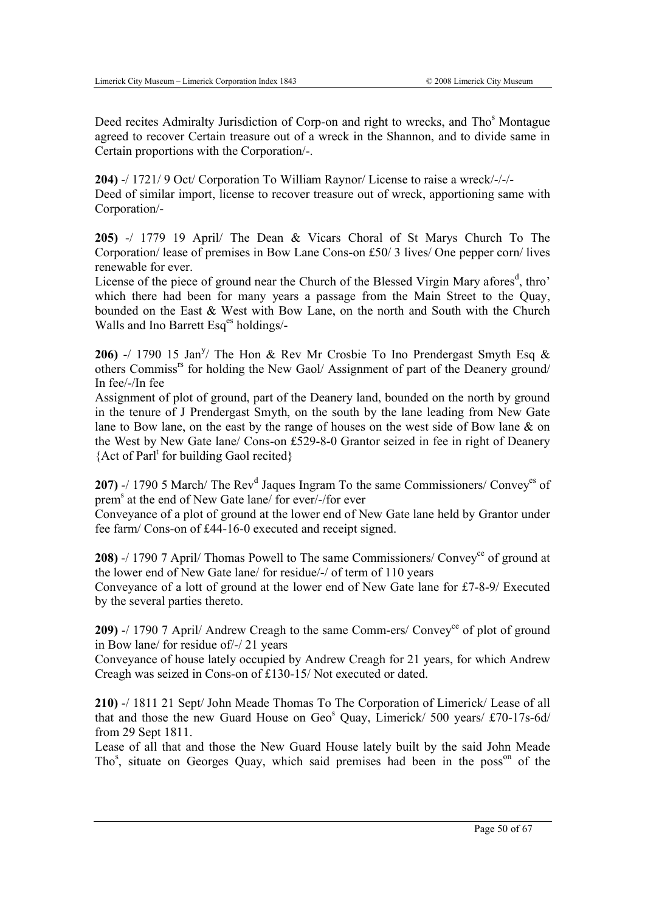Deed recites Admiralty Jurisdiction of Corp-on and right to wrecks, and Tho[s] Montague agreed to recover Certain treasure out of a wreck in the Shannon, and to divide same in Certain proportions with the Corporation/-.

**204)** -/ 1721/ 9 Oct/ Corporation To William Raynor/ License to raise a wreck/-/-/-
Deed of similar import, license to recover treasure out of wreck, apportioning same with Corporation/-

**205)** -/ 1779 19 April/ The Dean & Vicars Choral of St Marys Church To The Corporation/ lease of premises in Bow Lane Cons-on £50/ 3 lives/ One pepper corn/ lives renewable for ever.
License of the piece of ground near the Church of the Blessed Virgin Mary afores[d], thro' which there had been for many years a passage from the Main Street to the Quay, bounded on the East & West with Bow Lane, on the north and South with the Church Walls and Ino Barrett Esq[es] holdings/-

**206)** -/ 1790 15 Jan[y]/ The Hon & Rev Mr Crosbie To Ino Prendergast Smyth Esq & others Commiss[rs] for holding the New Gaol/ Assignment of part of the Deanery ground/ In fee/-/In fee
Assignment of plot of ground, part of the Deanery land, bounded on the north by ground in the tenure of J Prendergast Smyth, on the south by the lane leading from New Gate lane to Bow lane, on the east by the range of houses on the west side of Bow lane & on the West by New Gate lane/ Cons-on £529-8-0 Grantor seized in fee in right of Deanery {Act of Parl[t] for building Gaol recited}

**207)** -/ 1790 5 March/ The Rev[d] Jaques Ingram To the same Commissioners/ Convey[es] of prem[s] at the end of New Gate lane/ for ever/-/for ever
Conveyance of a plot of ground at the lower end of New Gate lane held by Grantor under fee farm/ Cons-on of £44-16-0 executed and receipt signed.

**208)** -/ 1790 7 April/ Thomas Powell to The same Commissioners/ Convey[ce] of ground at the lower end of New Gate lane/ for residue/-/ of term of 110 years
Conveyance of a lott of ground at the lower end of New Gate lane for £7-8-9/ Executed by the several parties thereto.

**209)** -/ 1790 7 April/ Andrew Creagh to the same Comm-ers/ Convey[ce] of plot of ground in Bow lane/ for residue of/-/ 21 years
Conveyance of house lately occupied by Andrew Creagh for 21 years, for which Andrew Creagh was seized in Cons-on of £130-15/ Not executed or dated.

**210)** -/ 1811 21 Sept/ John Meade Thomas To The Corporation of Limerick/ Lease of all that and those the new Guard House on Geo[s] Quay, Limerick/ 500 years/ £70-17s-6d/ from 29 Sept 1811.
Lease of all that and those the New Guard House lately built by the said John Meade Tho[s], situate on Georges Quay, which said premises had been in the poss[on] of the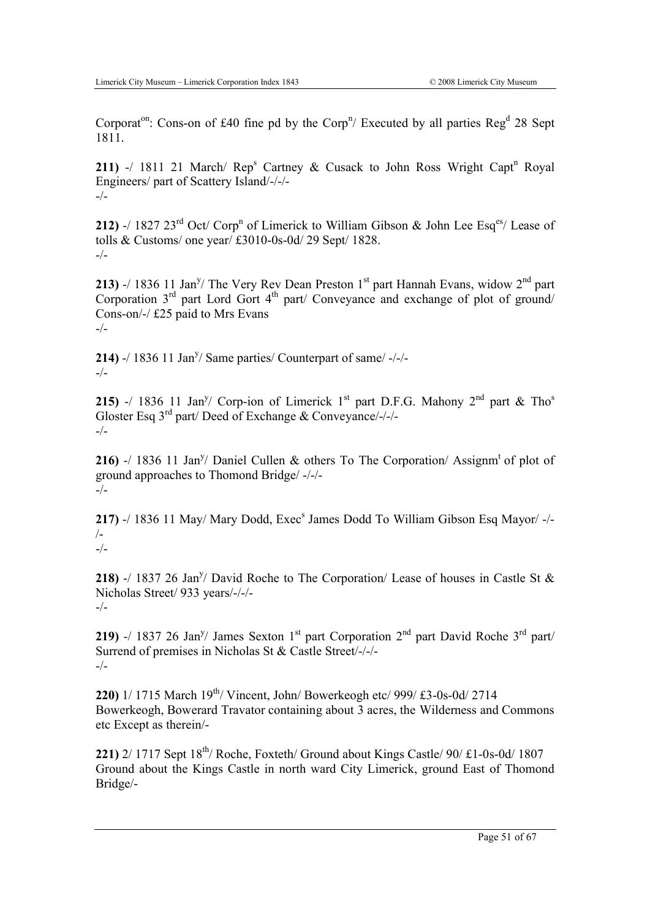Corporat[on]: Cons-on of £40 fine pd by the Corp[n]/ Executed by all parties Reg[d] 28 Sept 1811.

**211)** -/ 1811 21 March/ Rep[s] Cartney & Cusack to John Ross Wright Capt[n] Royal Engineers/ part of Scattery Island/-/-/-
-/-

**212)** -/ 1827 23[rd] Oct/ Corp[n] of Limerick to William Gibson & John Lee Esq[es]/ Lease of tolls & Customs/ one year/ £3010-0s-0d/ 29 Sept/ 1828.
-/-

**213)** -/ 1836 11 Jan[y]/ The Very Rev Dean Preston 1[st] part Hannah Evans, widow 2[nd] part Corporation 3[rd] part Lord Gort 4[th] part/ Conveyance and exchange of plot of ground/ Cons-on/-/ £25 paid to Mrs Evans
-/-

**214)** -/ 1836 11 Jan[y]/ Same parties/ Counterpart of same/ -/-/-
-/-

**215)** -/ 1836 11 Jan[y]/ Corp-ion of Limerick 1[st] part D.F.G. Mahony 2[nd] part & Tho[s] Gloster Esq 3[rd] part/ Deed of Exchange & Conveyance/-/-/-
-/-

**216)** -/ 1836 11 Jan[y]/ Daniel Cullen & others To The Corporation/ Assignm[t] of plot of ground approaches to Thomond Bridge/ -/-/-
-/-

**217)** -/ 1836 11 May/ Mary Dodd, Exec[s] James Dodd To William Gibson Esq Mayor/ -/-/-
-/-

**218)** -/ 1837 26 Jan[y]/ David Roche to The Corporation/ Lease of houses in Castle St & Nicholas Street/ 933 years/-/-/-
-/-

**219)** -/ 1837 26 Jan[y]/ James Sexton 1[st] part Corporation 2[nd] part David Roche 3[rd] part/ Surrend of premises in Nicholas St & Castle Street/-/-/-
-/-

**220)** 1/ 1715 March 19[th]/ Vincent, John/ Bowerkeogh etc/ 999/ £3-0s-0d/ 2714
Bowerkeogh, Bowerard Travator containing about 3 acres, the Wilderness and Commons etc Except as therein/-

**221)** 2/ 1717 Sept 18[th]/ Roche, Foxteth/ Ground about Kings Castle/ 90/ £1-0s-0d/ 1807
Ground about the Kings Castle in north ward City Limerick, ground East of Thomond Bridge/-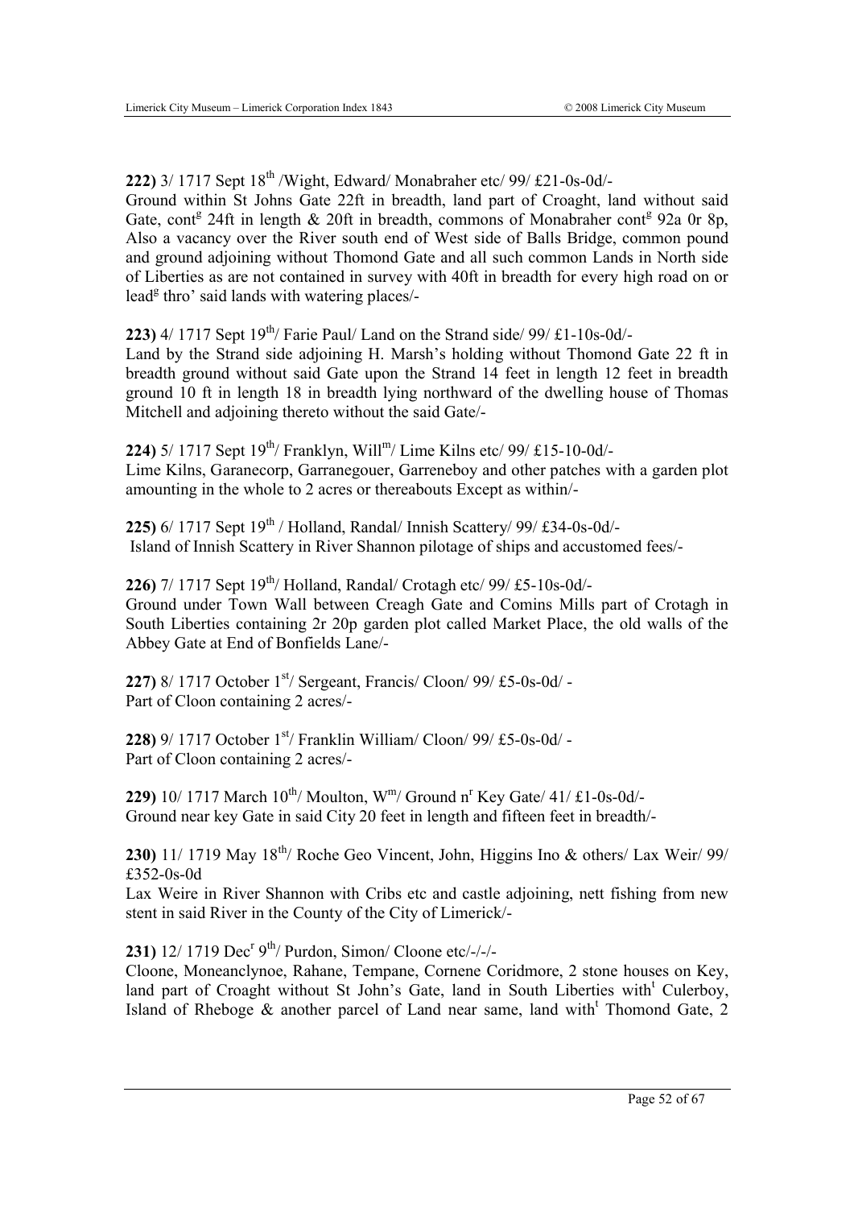**222)** 3/ 1717 Sept 18th /Wight, Edward/ Monabraher etc/ 99/ £21-0s-0d/-
Ground within St Johns Gate 22ft in breadth, land part of Croaght, land without said Gate, contg 24ft in length & 20ft in breadth, commons of Monabraher contg 92a 0r 8p, Also a vacancy over the River south end of West side of Balls Bridge, common pound and ground adjoining without Thomond Gate and all such common Lands in North side of Liberties as are not contained in survey with 40ft in breadth for every high road on or leadg thro' said lands with watering places/-

**223)** 4/ 1717 Sept 19th/ Farie Paul/ Land on the Strand side/ 99/ £1-10s-0d/-
Land by the Strand side adjoining H. Marsh's holding without Thomond Gate 22 ft in breadth ground without said Gate upon the Strand 14 feet in length 12 feet in breadth ground 10 ft in length 18 in breadth lying northward of the dwelling house of Thomas Mitchell and adjoining thereto without the said Gate/-

**224)** 5/ 1717 Sept 19th/ Franklyn, Willm/ Lime Kilns etc/ 99/ £15-10-0d/-
Lime Kilns, Garanecorp, Garranegouer, Garreneboy and other patches with a garden plot amounting in the whole to 2 acres or thereabouts Except as within/-

**225)** 6/ 1717 Sept 19th / Holland, Randal/ Innish Scattery/ 99/ £34-0s-0d/-
Island of Innish Scattery in River Shannon pilotage of ships and accustomed fees/-

**226)** 7/ 1717 Sept 19th/ Holland, Randal/ Crotagh etc/ 99/ £5-10s-0d/-
Ground under Town Wall between Creagh Gate and Comins Mills part of Crotagh in South Liberties containing 2r 20p garden plot called Market Place, the old walls of the Abbey Gate at End of Bonfields Lane/-

**227)** 8/ 1717 October 1st/ Sergeant, Francis/ Cloon/ 99/ £5-0s-0d/ -
Part of Cloon containing 2 acres/-

**228)** 9/ 1717 October 1st/ Franklin William/ Cloon/ 99/ £5-0s-0d/ -
Part of Cloon containing 2 acres/-

**229)** 10/ 1717 March 10th/ Moulton, Wm/ Ground nr Key Gate/ 41/ £1-0s-0d/-
Ground near key Gate in said City 20 feet in length and fifteen feet in breadth/-

**230)** 11/ 1719 May 18th/ Roche Geo Vincent, John, Higgins Ino & others/ Lax Weir/ 99/ £352-0s-0d
Lax Weire in River Shannon with Cribs etc and castle adjoining, nett fishing from new stent in said River in the County of the City of Limerick/-

**231)** 12/ 1719 Decr 9th/ Purdon, Simon/ Cloone etc/-/-/-
Cloone, Moneanclynoe, Rahane, Tempane, Cornene Coridmore, 2 stone houses on Key, land part of Croaght without St John's Gate, land in South Liberties witht Culerboy, Island of Rheboge & another parcel of Land near same, land witht Thomond Gate, 2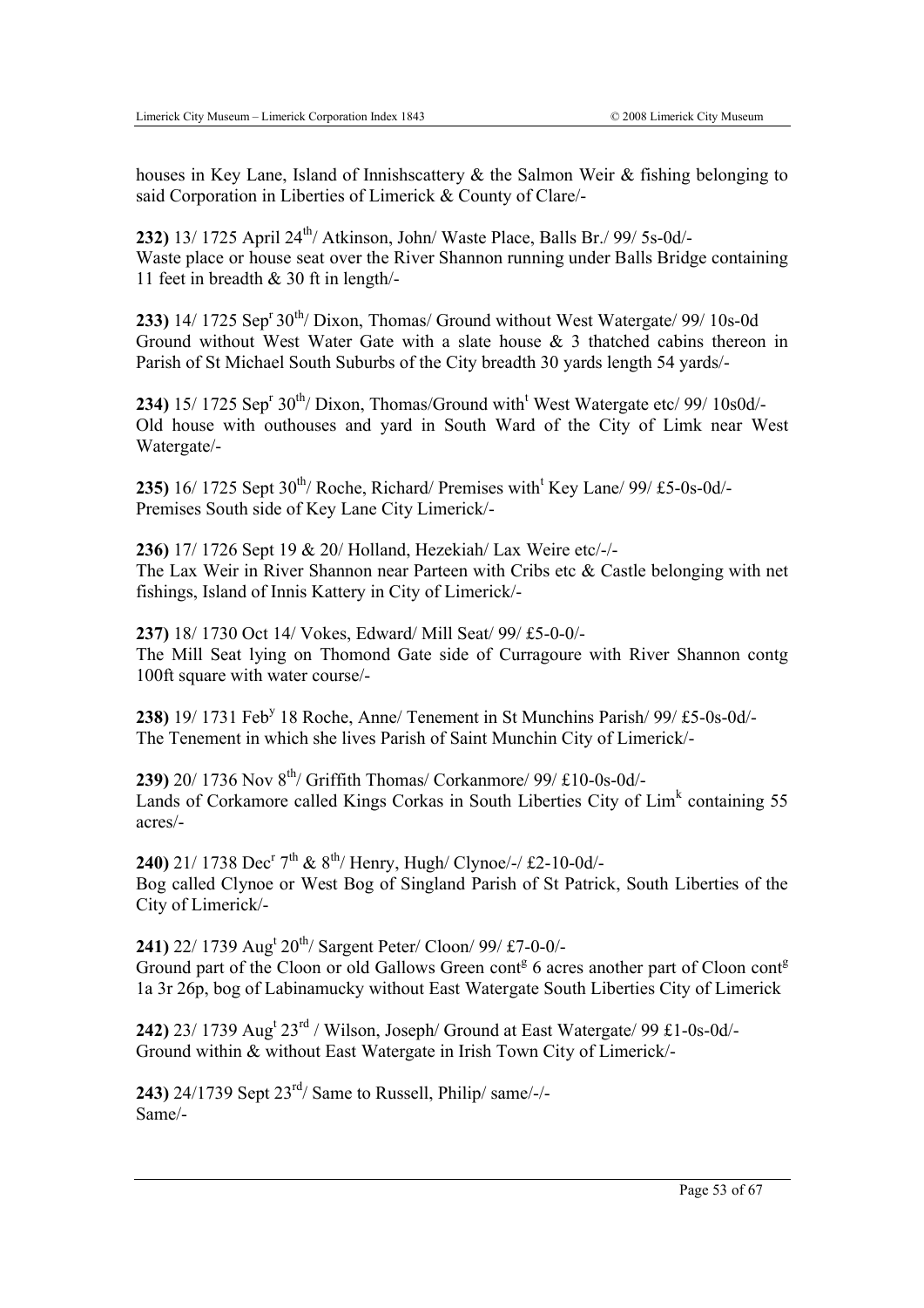houses in Key Lane, Island of Innishscattery & the Salmon Weir & fishing belonging to said Corporation in Liberties of Limerick & County of Clare/-

**232)** 13/ 1725 April 24th/ Atkinson, John/ Waste Place, Balls Br./ 99/ 5s-0d/-
Waste place or house seat over the River Shannon running under Balls Bridge containing 11 feet in breadth & 30 ft in length/-

**233)** 14/ 1725 Sepr 30th/ Dixon, Thomas/ Ground without West Watergate/ 99/ 10s-0d
Ground without West Water Gate with a slate house & 3 thatched cabins thereon in Parish of St Michael South Suburbs of the City breadth 30 yards length 54 yards/-

**234)** 15/ 1725 Sepr 30th/ Dixon, Thomas/Ground witht West Watergate etc/ 99/ 10s0d/-
Old house with outhouses and yard in South Ward of the City of Limk near West Watergate/-

**235)** 16/ 1725 Sept 30th/ Roche, Richard/ Premises witht Key Lane/ 99/ £5-0s-0d/-
Premises South side of Key Lane City Limerick/-

**236)** 17/ 1726 Sept 19 & 20/ Holland, Hezekiah/ Lax Weire etc/-/-
The Lax Weir in River Shannon near Parteen with Cribs etc & Castle belonging with net fishings, Island of Innis Kattery in City of Limerick/-

**237)** 18/ 1730 Oct 14/ Vokes, Edward/ Mill Seat/ 99/ £5-0-0/-
The Mill Seat lying on Thomond Gate side of Curragoure with River Shannon contg 100ft square with water course/-

**238)** 19/ 1731 Feby 18 Roche, Anne/ Tenement in St Munchins Parish/ 99/ £5-0s-0d/-
The Tenement in which she lives Parish of Saint Munchin City of Limerick/-

**239)** 20/ 1736 Nov 8th/ Griffith Thomas/ Corkanmore/ 99/ £10-0s-0d/-
Lands of Corkamore called Kings Corkas in South Liberties City of Limk containing 55 acres/-

**240)** 21/ 1738 Decr 7th & 8th/ Henry, Hugh/ Clynoe/-/ £2-10-0d/-
Bog called Clynoe or West Bog of Singland Parish of St Patrick, South Liberties of the City of Limerick/-

**241)** 22/ 1739 Augt 20th/ Sargent Peter/ Cloon/ 99/ £7-0-0/-
Ground part of the Cloon or old Gallows Green contg 6 acres another part of Cloon contg 1a 3r 26p, bog of Labinamucky without East Watergate South Liberties City of Limerick

**242)** 23/ 1739 Augt 23rd / Wilson, Joseph/ Ground at East Watergate/ 99 £1-0s-0d/-
Ground within & without East Watergate in Irish Town City of Limerick/-

**243)** 24/1739 Sept 23rd/ Same to Russell, Philip/ same/-/-
Same/-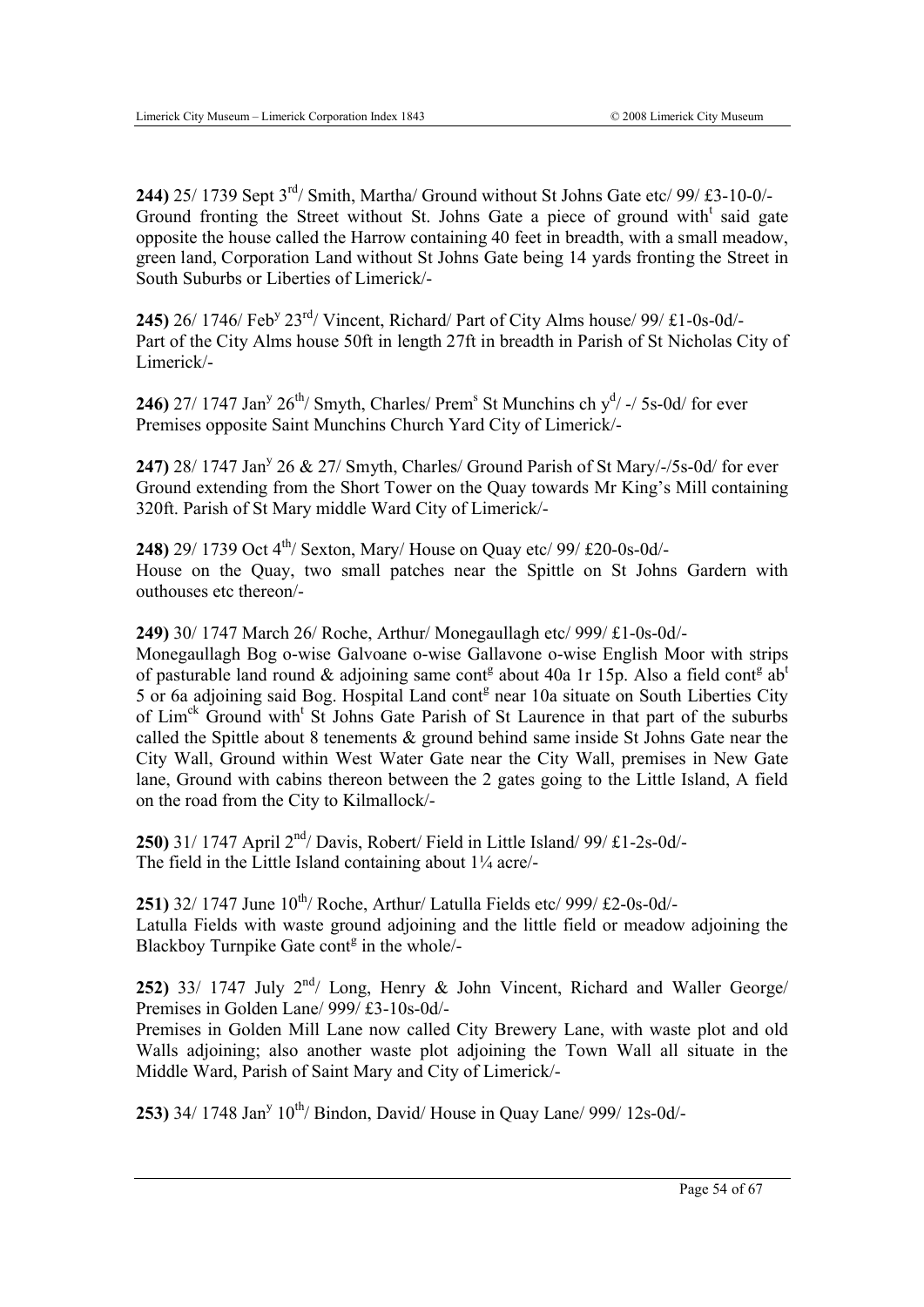**244)** 25/ 1739 Sept 3rd/ Smith, Martha/ Ground without St Johns Gate etc/ 99/ £3-10-0/-
Ground fronting the Street without St. Johns Gate a piece of ground witht said gate opposite the house called the Harrow containing 40 feet in breadth, with a small meadow, green land, Corporation Land without St Johns Gate being 14 yards fronting the Street in South Suburbs or Liberties of Limerick/-

**245)** 26/ 1746/ Feby 23rd/ Vincent, Richard/ Part of City Alms house/ 99/ £1-0s-0d/-
Part of the City Alms house 50ft in length 27ft in breadth in Parish of St Nicholas City of Limerick/-

**246)** 27/ 1747 Jany 26th/ Smyth, Charles/ Prems St Munchins ch yd/ -/ 5s-0d/ for ever
Premises opposite Saint Munchins Church Yard City of Limerick/-

**247)** 28/ 1747 Jany 26 & 27/ Smyth, Charles/ Ground Parish of St Mary/-/5s-0d/ for ever
Ground extending from the Short Tower on the Quay towards Mr King's Mill containing 320ft. Parish of St Mary middle Ward City of Limerick/-

**248)** 29/ 1739 Oct 4th/ Sexton, Mary/ House on Quay etc/ 99/ £20-0s-0d/-
House on the Quay, two small patches near the Spittle on St Johns Gardern with outhouses etc thereon/-

**249)** 30/ 1747 March 26/ Roche, Arthur/ Monegaullagh etc/ 999/ £1-0s-0d/-
Monegaullagh Bog o-wise Galvoane o-wise Gallavone o-wise English Moor with strips of pasturable land round & adjoining same contg about 40a 1r 15p. Also a field contg abt 5 or 6a adjoining said Bog. Hospital Land contg near 10a situate on South Liberties City of Limck Ground witht St Johns Gate Parish of St Laurence in that part of the suburbs called the Spittle about 8 tenements & ground behind same inside St Johns Gate near the City Wall, Ground within West Water Gate near the City Wall, premises in New Gate lane, Ground with cabins thereon between the 2 gates going to the Little Island, A field on the road from the City to Kilmallock/-

**250)** 31/ 1747 April 2nd/ Davis, Robert/ Field in Little Island/ 99/ £1-2s-0d/-
The field in the Little Island containing about 1¼ acre/-

**251)** 32/ 1747 June 10th/ Roche, Arthur/ Latulla Fields etc/ 999/ £2-0s-0d/-
Latulla Fields with waste ground adjoining and the little field or meadow adjoining the Blackboy Turnpike Gate contg in the whole/-

**252)** 33/ 1747 July 2nd/ Long, Henry & John Vincent, Richard and Waller George/ Premises in Golden Lane/ 999/ £3-10s-0d/-
Premises in Golden Mill Lane now called City Brewery Lane, with waste plot and old Walls adjoining; also another waste plot adjoining the Town Wall all situate in the Middle Ward, Parish of Saint Mary and City of Limerick/-

**253)** 34/ 1748 Jany 10th/ Bindon, David/ House in Quay Lane/ 999/ 12s-0d/-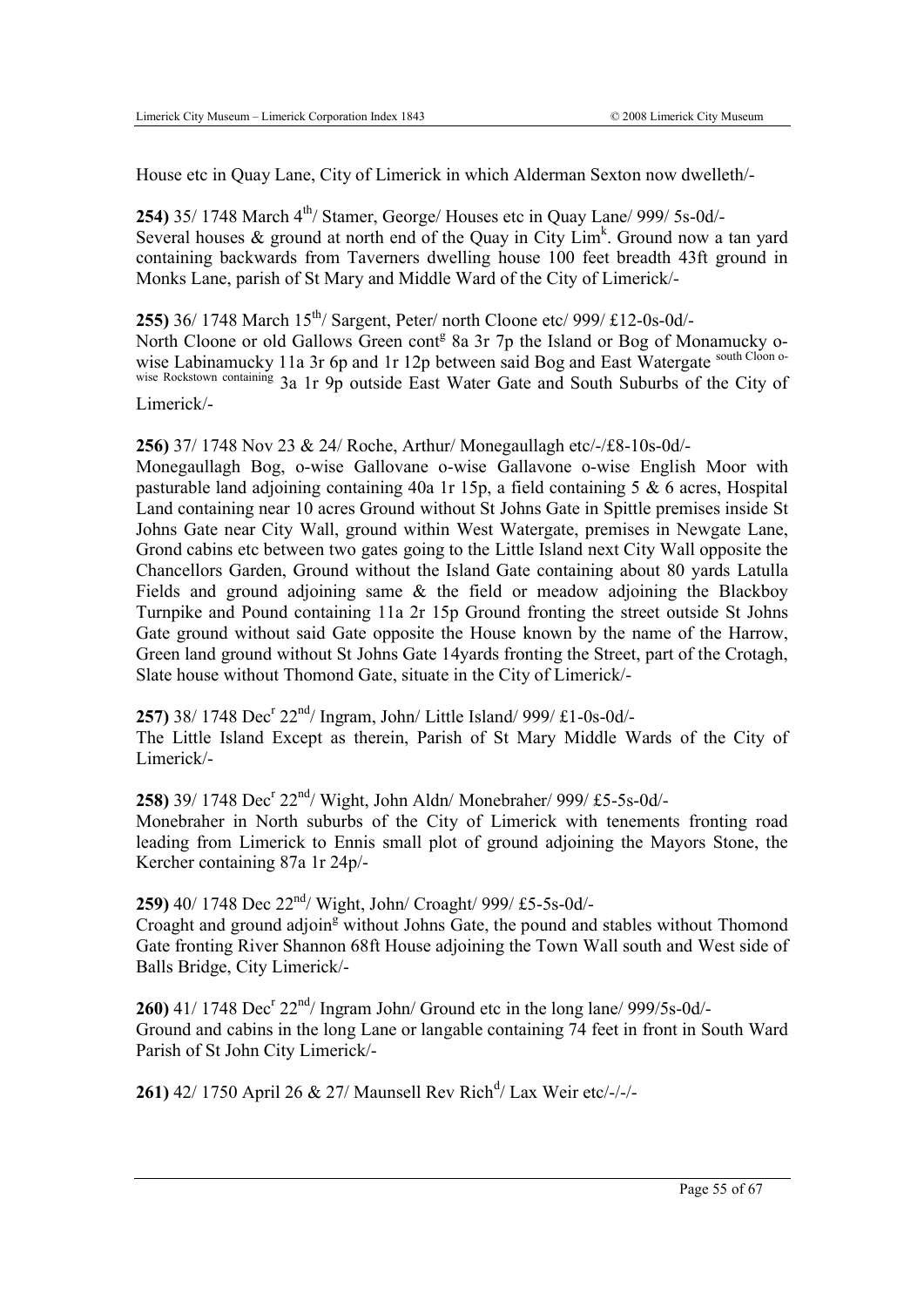House etc in Quay Lane, City of Limerick in which Alderman Sexton now dwelleth/-

**254)** 35/ 1748 March 4th/ Stamer, George/ Houses etc in Quay Lane/ 999/ 5s-0d/-
Several houses & ground at north end of the Quay in City Limk. Ground now a tan yard containing backwards from Taverners dwelling house 100 feet breadth 43ft ground in Monks Lane, parish of St Mary and Middle Ward of the City of Limerick/-

**255)** 36/ 1748 March 15th/ Sargent, Peter/ north Cloone etc/ 999/ £12-0s-0d/-
North Cloone or old Gallows Green contg 8a 3r 7p the Island or Bog of Monamucky o-wise Labinamucky 11a 3r 6p and 1r 12p between said Bog and East Watergate south Cloon o-wise Rockstown containing 3a 1r 9p outside East Water Gate and South Suburbs of the City of Limerick/-

**256)** 37/ 1748 Nov 23 & 24/ Roche, Arthur/ Monegaullagh etc/-/£8-10s-0d/-
Monegaullagh Bog, o-wise Gallovane o-wise Gallavone o-wise English Moor with pasturable land adjoining containing 40a 1r 15p, a field containing 5 & 6 acres, Hospital Land containing near 10 acres Ground without St Johns Gate in Spittle premises inside St Johns Gate near City Wall, ground within West Watergate, premises in Newgate Lane, Grond cabins etc between two gates going to the Little Island next City Wall opposite the Chancellors Garden, Ground without the Island Gate containing about 80 yards Latulla Fields and ground adjoining same & the field or meadow adjoining the Blackboy Turnpike and Pound containing 11a 2r 15p Ground fronting the street outside St Johns Gate ground without said Gate opposite the House known by the name of the Harrow, Green land ground without St Johns Gate 14yards fronting the Street, part of the Crotagh, Slate house without Thomond Gate, situate in the City of Limerick/-

**257)** 38/ 1748 Decr 22nd/ Ingram, John/ Little Island/ 999/ £1-0s-0d/-
The Little Island Except as therein, Parish of St Mary Middle Wards of the City of Limerick/-

**258)** 39/ 1748 Decr 22nd/ Wight, John Aldn/ Monebraher/ 999/ £5-5s-0d/-
Monebraher in North suburbs of the City of Limerick with tenements fronting road leading from Limerick to Ennis small plot of ground adjoining the Mayors Stone, the Kercher containing 87a 1r 24p/-

**259)** 40/ 1748 Dec 22nd/ Wight, John/ Croaght/ 999/ £5-5s-0d/-
Croaght and ground adjoing without Johns Gate, the pound and stables without Thomond Gate fronting River Shannon 68ft House adjoining the Town Wall south and West side of Balls Bridge, City Limerick/-

**260)** 41/ 1748 Decr 22nd/ Ingram John/ Ground etc in the long lane/ 999/5s-0d/-
Ground and cabins in the long Lane or langable containing 74 feet in front in South Ward Parish of St John City Limerick/-

**261)** 42/ 1750 April 26 & 27/ Maunsell Rev Richd/ Lax Weir etc/-/-/-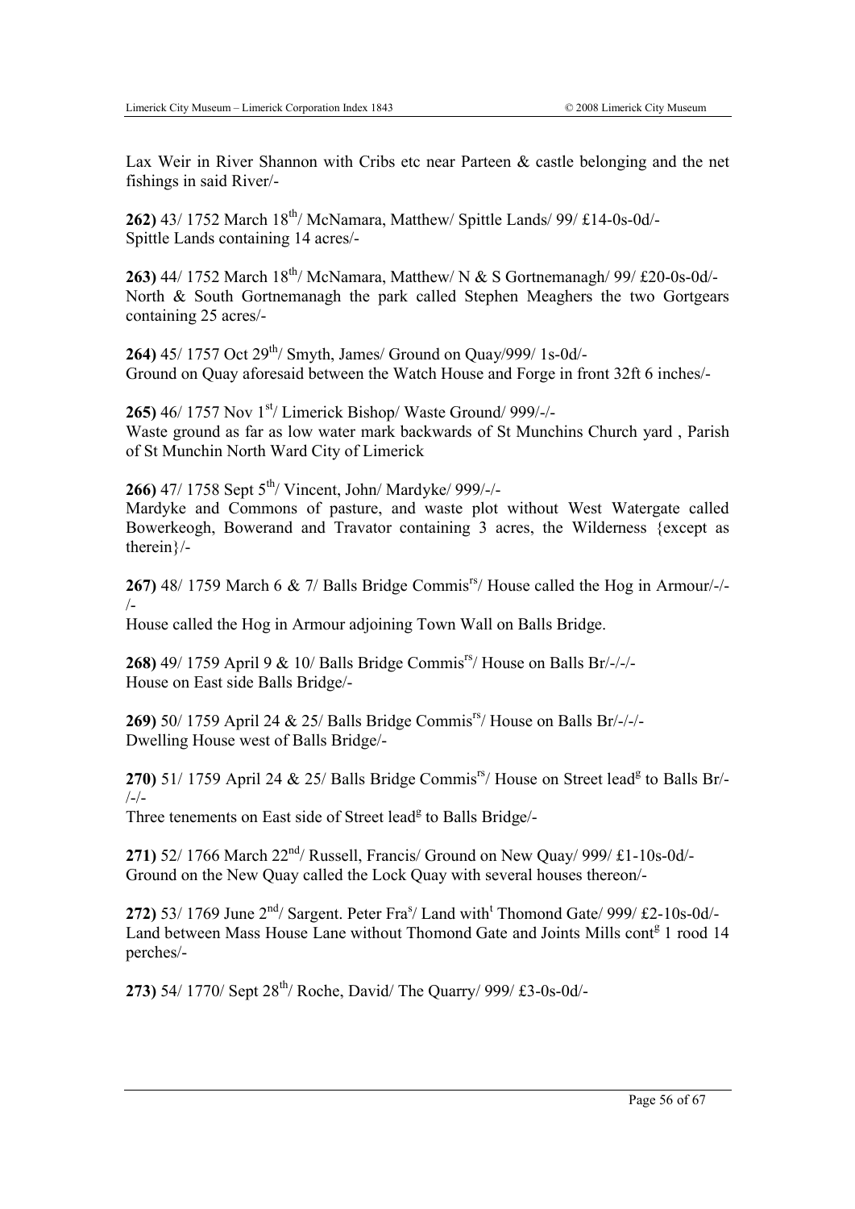Lax Weir in River Shannon with Cribs etc near Parteen & castle belonging and the net fishings in said River/-

**262)** 43/ 1752 March 18th/ McNamara, Matthew/ Spittle Lands/ 99/ £14-0s-0d/-
Spittle Lands containing 14 acres/-

**263)** 44/ 1752 March 18th/ McNamara, Matthew/ N & S Gortnemanagh/ 99/ £20-0s-0d/-
North & South Gortnemanagh the park called Stephen Meaghers the two Gortgears containing 25 acres/-

**264)** 45/ 1757 Oct 29th/ Smyth, James/ Ground on Quay/999/ 1s-0d/-
Ground on Quay aforesaid between the Watch House and Forge in front 32ft 6 inches/-

**265)** 46/ 1757 Nov 1st/ Limerick Bishop/ Waste Ground/ 999/-/-
Waste ground as far as low water mark backwards of St Munchins Church yard , Parish of St Munchin North Ward City of Limerick

**266)** 47/ 1758 Sept 5th/ Vincent, John/ Mardyke/ 999/-/-
Mardyke and Commons of pasture, and waste plot without West Watergate called Bowerkeogh, Bowerand and Travator containing 3 acres, the Wilderness {except as therein}/-

**267)** 48/ 1759 March 6 & 7/ Balls Bridge Commisrs/ House called the Hog in Armour/-/-/-
House called the Hog in Armour adjoining Town Wall on Balls Bridge.

**268)** 49/ 1759 April 9 & 10/ Balls Bridge Commisrs/ House on Balls Br/-/-/-
House on East side Balls Bridge/-

**269)** 50/ 1759 April 24 & 25/ Balls Bridge Commisrs/ House on Balls Br/-/-/-
Dwelling House west of Balls Bridge/-

**270)** 51/ 1759 April 24 & 25/ Balls Bridge Commisrs/ House on Street leadg to Balls Br/-/-/-
Three tenements on East side of Street leadg to Balls Bridge/-

**271)** 52/ 1766 March 22nd/ Russell, Francis/ Ground on New Quay/ 999/ £1-10s-0d/-
Ground on the New Quay called the Lock Quay with several houses thereon/-

**272)** 53/ 1769 June 2nd/ Sargent. Peter Fras/ Land witht Thomond Gate/ 999/ £2-10s-0d/-
Land between Mass House Lane without Thomond Gate and Joints Mills contg 1 rood 14 perches/-

**273)** 54/ 1770/ Sept 28th/ Roche, David/ The Quarry/ 999/ £3-0s-0d/-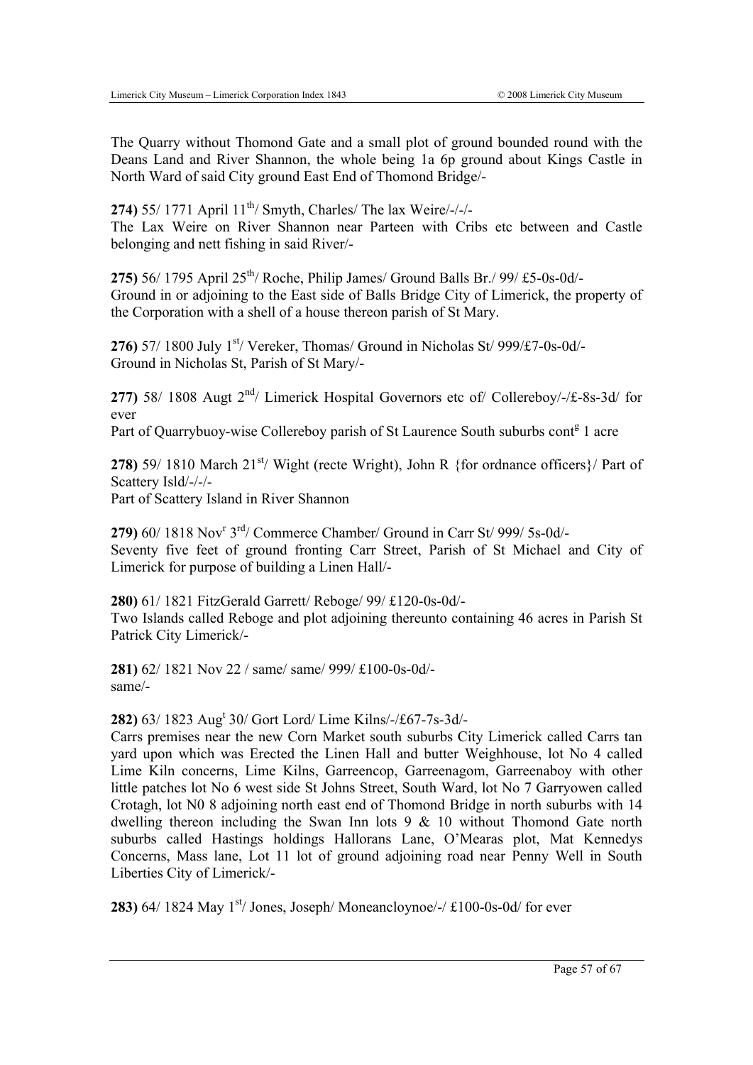The Quarry without Thomond Gate and a small plot of ground bounded round with the Deans Land and River Shannon, the whole being 1a 6p ground about Kings Castle in North Ward of said City ground East End of Thomond Bridge/-

**274)** 55/ 1771 April 11th/ Smyth, Charles/ The lax Weire/-/-/-
The Lax Weire on River Shannon near Parteen with Cribs etc between and Castle belonging and nett fishing in said River/-

**275)** 56/ 1795 April 25th/ Roche, Philip James/ Ground Balls Br./ 99/ £5-0s-0d/-
Ground in or adjoining to the East side of Balls Bridge City of Limerick, the property of the Corporation with a shell of a house thereon parish of St Mary.

**276)** 57/ 1800 July 1st/ Vereker, Thomas/ Ground in Nicholas St/ 999/£7-0s-0d/-
Ground in Nicholas St, Parish of St Mary/-

**277)** 58/ 1808 Augt 2nd/ Limerick Hospital Governors etc of/ Collereboy/-/£-8s-3d/ for ever
Part of Quarrybuoy-wise Collereboy parish of St Laurence South suburbs contg 1 acre

**278)** 59/ 1810 March 21st/ Wight (recte Wright), John R {for ordnance officers}/ Part of Scattery Isld/-/-/-
Part of Scattery Island in River Shannon

**279)** 60/ 1818 Novr 3rd/ Commerce Chamber/ Ground in Carr St/ 999/ 5s-0d/-
Seventy five feet of ground fronting Carr Street, Parish of St Michael and City of Limerick for purpose of building a Linen Hall/-

**280)** 61/ 1821 FitzGerald Garrett/ Reboge/ 99/ £120-0s-0d/-
Two Islands called Reboge and plot adjoining thereunto containing 46 acres in Parish St Patrick City Limerick/-

**281)** 62/ 1821 Nov 22 / same/ same/ 999/ £100-0s-0d/-
same/-

**282)** 63/ 1823 Augt 30/ Gort Lord/ Lime Kilns/-/£67-7s-3d/-
Carrs premises near the new Corn Market south suburbs City Limerick called Carrs tan yard upon which was Erected the Linen Hall and butter Weighhouse, lot No 4 called Lime Kiln concerns, Lime Kilns, Garreencop, Garreenagom, Garreenaboy with other little patches lot No 6 west side St Johns Street, South Ward, lot No 7 Garryowen called Crotagh, lot N0 8 adjoining north east end of Thomond Bridge in north suburbs with 14 dwelling thereon including the Swan Inn lots 9 & 10 without Thomond Gate north suburbs called Hastings holdings Hallorans Lane, O'Mearas plot, Mat Kennedys Concerns, Mass lane, Lot 11 lot of ground adjoining road near Penny Well in South Liberties City of Limerick/-

**283)** 64/ 1824 May 1st/ Jones, Joseph/ Moneancloynoe/-/ £100-0s-0d/ for ever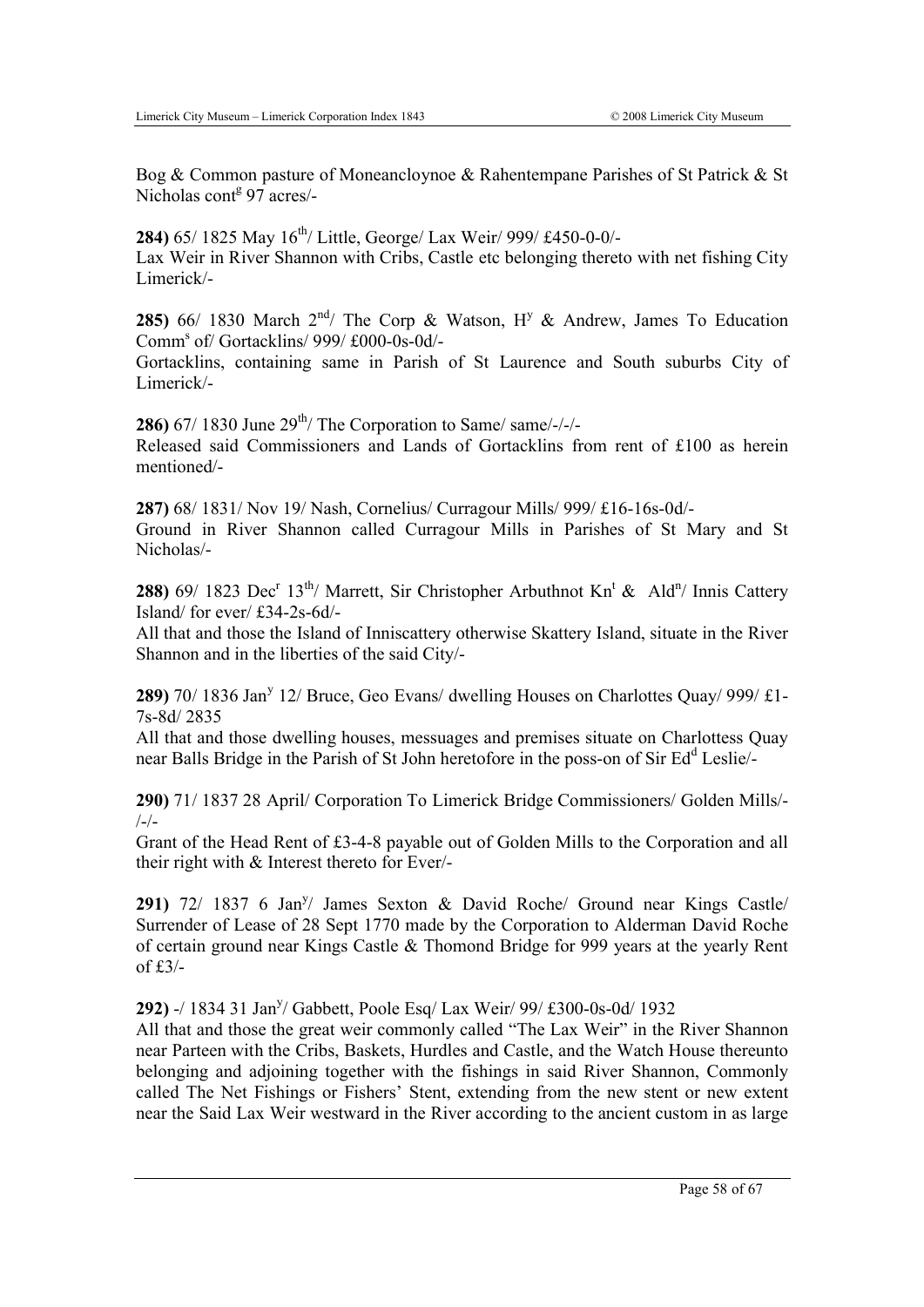Bog & Common pasture of Moneancloynoe & Rahentempane Parishes of St Patrick & St Nicholas cont[g] 97 acres/-

**284)** 65/ 1825 May 16[th]/ Little, George/ Lax Weir/ 999/ £450-0-0/-
Lax Weir in River Shannon with Cribs, Castle etc belonging thereto with net fishing City Limerick/-

**285)** 66/ 1830 March 2[nd]/ The Corp & Watson, H[y] & Andrew, James To Education Comm[s] of/ Gortacklins/ 999/ £000-0s-0d/-
Gortacklins, containing same in Parish of St Laurence and South suburbs City of Limerick/-

**286)** 67/ 1830 June 29[th]/ The Corporation to Same/ same/-/-/-
Released said Commissioners and Lands of Gortacklins from rent of £100 as herein mentioned/-

**287)** 68/ 1831/ Nov 19/ Nash, Cornelius/ Curragour Mills/ 999/ £16-16s-0d/-
Ground in River Shannon called Curragour Mills in Parishes of St Mary and St Nicholas/-

**288)** 69/ 1823 Dec[r] 13[th]/ Marrett, Sir Christopher Arbuthnot Kn[t] & Ald[n]/ Innis Cattery Island/ for ever/ £34-2s-6d/-
All that and those the Island of Inniscattery otherwise Skattery Island, situate in the River Shannon and in the liberties of the said City/-

**289)** 70/ 1836 Jan[y] 12/ Bruce, Geo Evans/ dwelling Houses on Charlottes Quay/ 999/ £1-7s-8d/ 2835
All that and those dwelling houses, messuages and premises situate on Charlottess Quay near Balls Bridge in the Parish of St John heretofore in the poss-on of Sir Ed[d] Leslie/-

**290)** 71/ 1837 28 April/ Corporation To Limerick Bridge Commissioners/ Golden Mills/-/-/-
Grant of the Head Rent of £3-4-8 payable out of Golden Mills to the Corporation and all their right with & Interest thereto for Ever/-

**291)** 72/ 1837 6 Jan[y]/ James Sexton & David Roche/ Ground near Kings Castle/ Surrender of Lease of 28 Sept 1770 made by the Corporation to Alderman David Roche of certain ground near Kings Castle & Thomond Bridge for 999 years at the yearly Rent of £3/-

**292)** -/ 1834 31 Jan[y]/ Gabbett, Poole Esq/ Lax Weir/ 99/ £300-0s-0d/ 1932
All that and those the great weir commonly called "The Lax Weir" in the River Shannon near Parteen with the Cribs, Baskets, Hurdles and Castle, and the Watch House thereunto belonging and adjoining together with the fishings in said River Shannon, Commonly called The Net Fishings or Fishers' Stent, extending from the new stent or new extent near the Said Lax Weir westward in the River according to the ancient custom in as large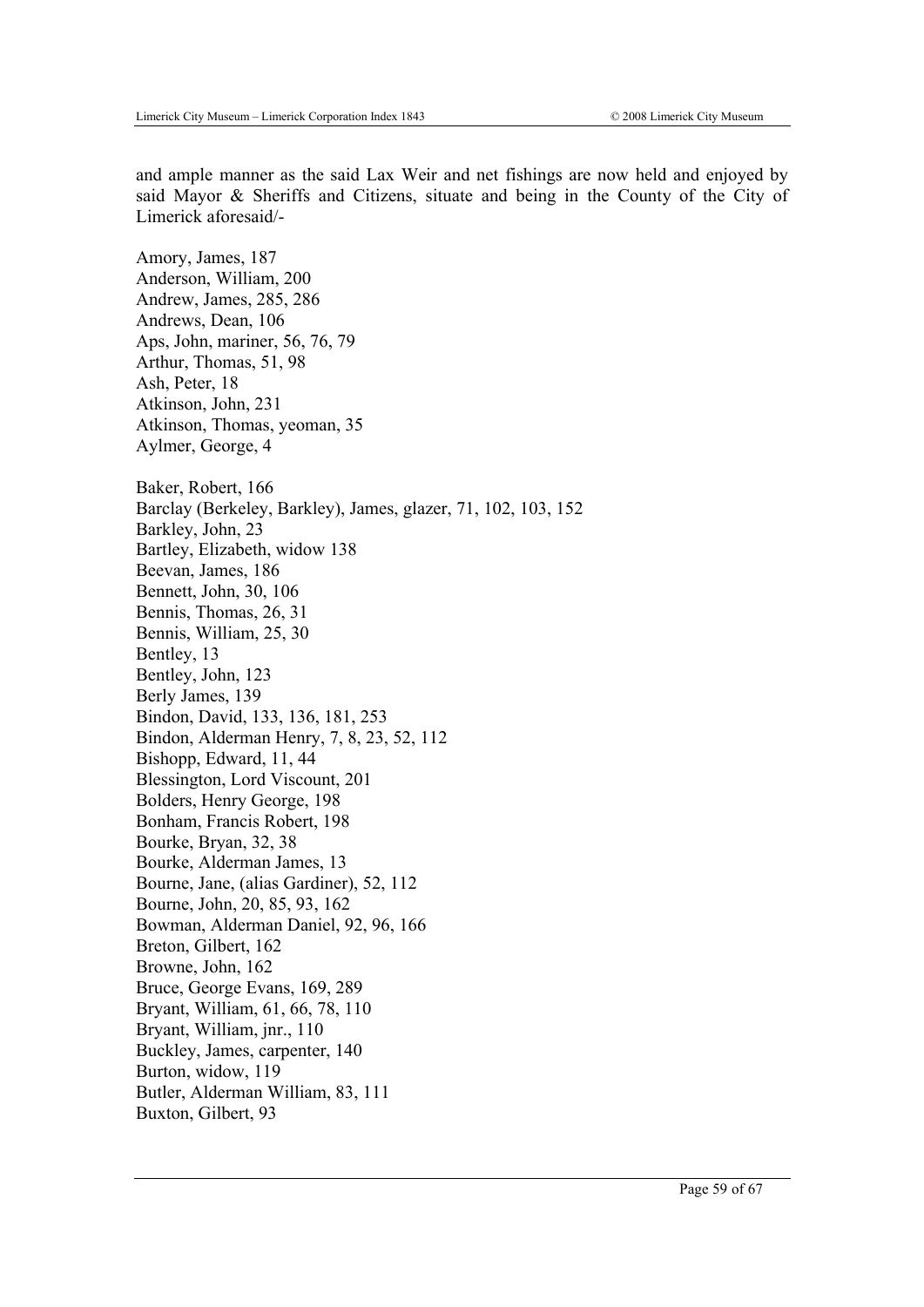and ample manner as the said Lax Weir and net fishings are now held and enjoyed by said Mayor & Sheriffs and Citizens, situate and being in the County of the City of Limerick aforesaid/-

Amory, James, 187
Anderson, William, 200
Andrew, James, 285, 286
Andrews, Dean, 106
Aps, John, mariner, 56, 76, 79
Arthur, Thomas, 51, 98
Ash, Peter, 18
Atkinson, John, 231
Atkinson, Thomas, yeoman, 35
Aylmer, George, 4

Baker, Robert, 166
Barclay (Berkeley, Barkley), James, glazer, 71, 102, 103, 152
Barkley, John, 23
Bartley, Elizabeth, widow 138
Beevan, James, 186
Bennett, John, 30, 106
Bennis, Thomas, 26, 31
Bennis, William, 25, 30
Bentley, 13
Bentley, John, 123
Berly James, 139
Bindon, David, 133, 136, 181, 253
Bindon, Alderman Henry, 7, 8, 23, 52, 112
Bishopp, Edward, 11, 44
Blessington, Lord Viscount, 201
Bolders, Henry George, 198
Bonham, Francis Robert, 198
Bourke, Bryan, 32, 38
Bourke, Alderman James, 13
Bourne, Jane, (alias Gardiner), 52, 112
Bourne, John, 20, 85, 93, 162
Bowman, Alderman Daniel, 92, 96, 166
Breton, Gilbert, 162
Browne, John, 162
Bruce, George Evans, 169, 289
Bryant, William, 61, 66, 78, 110
Bryant, William, jnr., 110
Buckley, James, carpenter, 140
Burton, widow, 119
Butler, Alderman William, 83, 111
Buxton, Gilbert, 93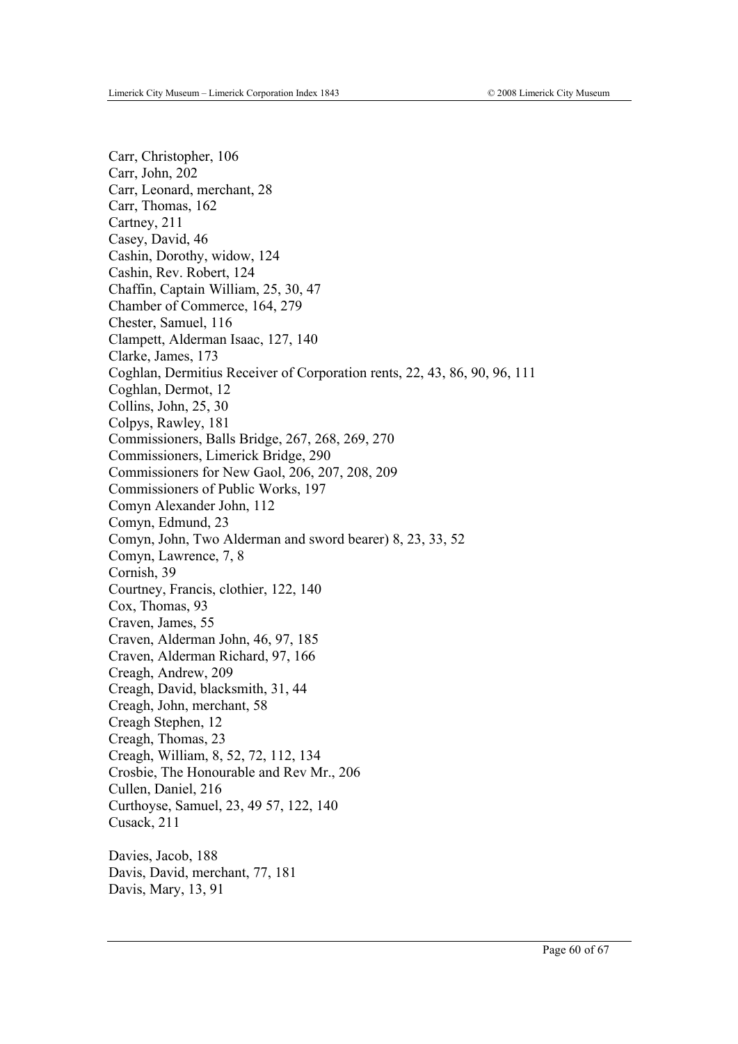Carr, Christopher, 106
Carr, John, 202
Carr, Leonard, merchant, 28
Carr, Thomas, 162
Cartney, 211
Casey, David, 46
Cashin, Dorothy, widow, 124
Cashin, Rev. Robert, 124
Chaffin, Captain William, 25, 30, 47
Chamber of Commerce, 164, 279
Chester, Samuel, 116
Clampett, Alderman Isaac, 127, 140
Clarke, James, 173
Coghlan, Dermitius Receiver of Corporation rents, 22, 43, 86, 90, 96, 111
Coghlan, Dermot, 12
Collins, John, 25, 30
Colpys, Rawley, 181
Commissioners, Balls Bridge, 267, 268, 269, 270
Commissioners, Limerick Bridge, 290
Commissioners for New Gaol, 206, 207, 208, 209
Commissioners of Public Works, 197
Comyn Alexander John, 112
Comyn, Edmund, 23
Comyn, John, Two Alderman and sword bearer) 8, 23, 33, 52
Comyn, Lawrence, 7, 8
Cornish, 39
Courtney, Francis, clothier, 122, 140
Cox, Thomas, 93
Craven, James, 55
Craven, Alderman John, 46, 97, 185
Craven, Alderman Richard, 97, 166
Creagh, Andrew, 209
Creagh, David, blacksmith, 31, 44
Creagh, John, merchant, 58
Creagh Stephen, 12
Creagh, Thomas, 23
Creagh, William, 8, 52, 72, 112, 134
Crosbie, The Honourable and Rev Mr., 206
Cullen, Daniel, 216
Curthoyse, Samuel, 23, 49 57, 122, 140
Cusack, 211

Davies, Jacob, 188
Davis, David, merchant, 77, 181
Davis, Mary, 13, 91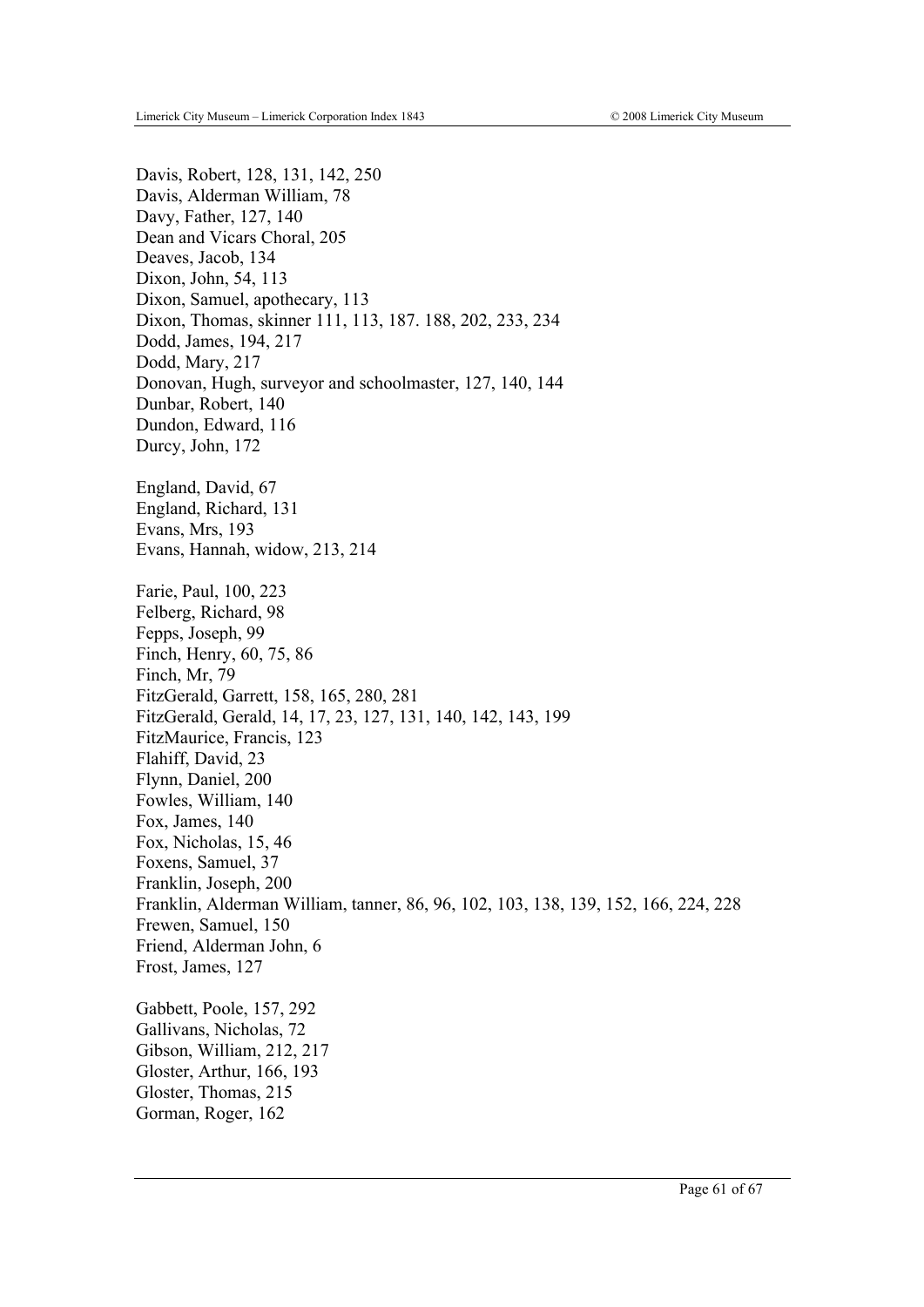Davis, Robert, 128, 131, 142, 250
Davis, Alderman William, 78
Davy, Father, 127, 140
Dean and Vicars Choral, 205
Deaves, Jacob, 134
Dixon, John, 54, 113
Dixon, Samuel, apothecary, 113
Dixon, Thomas, skinner 111, 113, 187. 188, 202, 233, 234
Dodd, James, 194, 217
Dodd, Mary, 217
Donovan, Hugh, surveyor and schoolmaster, 127, 140, 144
Dunbar, Robert, 140
Dundon, Edward, 116
Durcy, John, 172

England, David, 67
England, Richard, 131
Evans, Mrs, 193
Evans, Hannah, widow, 213, 214

Farie, Paul, 100, 223
Felberg, Richard, 98
Fepps, Joseph, 99
Finch, Henry, 60, 75, 86
Finch, Mr, 79
FitzGerald, Garrett, 158, 165, 280, 281
FitzGerald, Gerald, 14, 17, 23, 127, 131, 140, 142, 143, 199
FitzMaurice, Francis, 123
Flahiff, David, 23
Flynn, Daniel, 200
Fowles, William, 140
Fox, James, 140
Fox, Nicholas, 15, 46
Foxens, Samuel, 37
Franklin, Joseph, 200
Franklin, Alderman William, tanner, 86, 96, 102, 103, 138, 139, 152, 166, 224, 228
Frewen, Samuel, 150
Friend, Alderman John, 6
Frost, James, 127

Gabbett, Poole, 157, 292
Gallivans, Nicholas, 72
Gibson, William, 212, 217
Gloster, Arthur, 166, 193
Gloster, Thomas, 215
Gorman, Roger, 162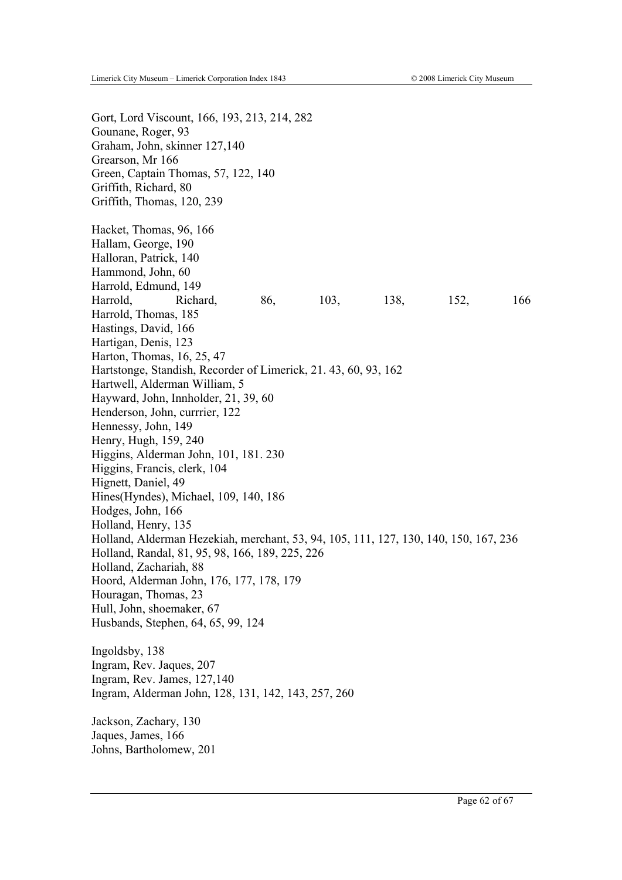Gort, Lord Viscount, 166, 193, 213, 214, 282
Gounane, Roger, 93
Graham, John, skinner 127,140
Grearson, Mr 166
Green, Captain Thomas, 57, 122, 140
Griffith, Richard, 80
Griffith, Thomas, 120, 239

Hacket, Thomas, 96, 166
Hallam, George, 190
Halloran, Patrick, 140
Hammond, John, 60
Harrold, Edmund, 149
Harrold, Richard, 86, 103, 138, 152, 166
Harrold, Thomas, 185
Hastings, David, 166
Hartigan, Denis, 123
Harton, Thomas, 16, 25, 47
Hartstonge, Standish, Recorder of Limerick, 21. 43, 60, 93, 162
Hartwell, Alderman William, 5
Hayward, John, Innholder, 21, 39, 60
Henderson, John, currrier, 122
Hennessy, John, 149
Henry, Hugh, 159, 240
Higgins, Alderman John, 101, 181. 230
Higgins, Francis, clerk, 104
Hignett, Daniel, 49
Hines(Hyndes), Michael, 109, 140, 186
Hodges, John, 166
Holland, Henry, 135
Holland, Alderman Hezekiah, merchant, 53, 94, 105, 111, 127, 130, 140, 150, 167, 236
Holland, Randal, 81, 95, 98, 166, 189, 225, 226
Holland, Zachariah, 88
Hoord, Alderman John, 176, 177, 178, 179
Houragan, Thomas, 23
Hull, John, shoemaker, 67
Husbands, Stephen, 64, 65, 99, 124

Ingoldsby, 138
Ingram, Rev. Jaques, 207
Ingram, Rev. James, 127,140
Ingram, Alderman John, 128, 131, 142, 143, 257, 260

Jackson, Zachary, 130
Jaques, James, 166
Johns, Bartholomew, 201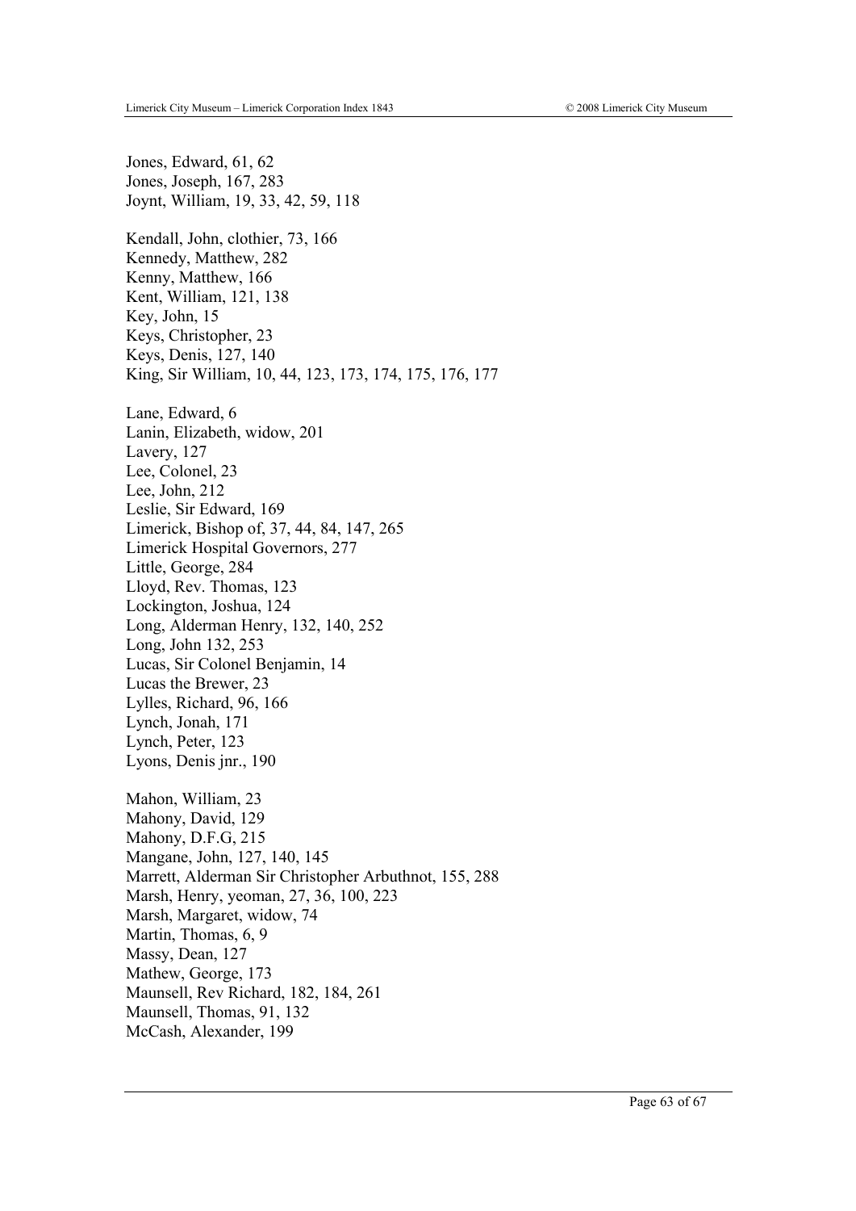Jones, Edward, 61, 62
Jones, Joseph, 167, 283
Joynt, William, 19, 33, 42, 59, 118

Kendall, John, clothier, 73, 166
Kennedy, Matthew, 282
Kenny, Matthew, 166
Kent, William, 121, 138
Key, John, 15
Keys, Christopher, 23
Keys, Denis, 127, 140
King, Sir William, 10, 44, 123, 173, 174, 175, 176, 177

Lane, Edward, 6
Lanin, Elizabeth, widow, 201
Lavery, 127
Lee, Colonel, 23
Lee, John, 212
Leslie, Sir Edward, 169
Limerick, Bishop of, 37, 44, 84, 147, 265
Limerick Hospital Governors, 277
Little, George, 284
Lloyd, Rev. Thomas, 123
Lockington, Joshua, 124
Long, Alderman Henry, 132, 140, 252
Long, John 132, 253
Lucas, Sir Colonel Benjamin, 14
Lucas the Brewer, 23
Lylles, Richard, 96, 166
Lynch, Jonah, 171
Lynch, Peter, 123
Lyons, Denis jnr., 190

Mahon, William, 23
Mahony, David, 129
Mahony, D.F.G, 215
Mangane, John, 127, 140, 145
Marrett, Alderman Sir Christopher Arbuthnot, 155, 288
Marsh, Henry, yeoman, 27, 36, 100, 223
Marsh, Margaret, widow, 74
Martin, Thomas, 6, 9
Massy, Dean, 127
Mathew, George, 173
Maunsell, Rev Richard, 182, 184, 261
Maunsell, Thomas, 91, 132
McCash, Alexander, 199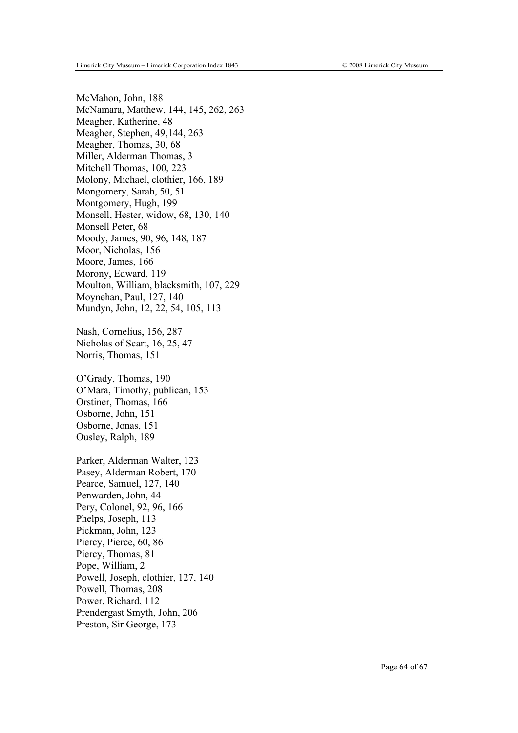McMahon, John, 188
McNamara, Matthew, 144, 145, 262, 263
Meagher, Katherine, 48
Meagher, Stephen, 49,144, 263
Meagher, Thomas, 30, 68
Miller, Alderman Thomas, 3
Mitchell Thomas, 100, 223
Molony, Michael, clothier, 166, 189
Mongomery, Sarah, 50, 51
Montgomery, Hugh, 199
Monsell, Hester, widow, 68, 130, 140
Monsell Peter, 68
Moody, James, 90, 96, 148, 187
Moor, Nicholas, 156
Moore, James, 166
Morony, Edward, 119
Moulton, William, blacksmith, 107, 229
Moynehan, Paul, 127, 140
Mundyn, John, 12, 22, 54, 105, 113

Nash, Cornelius, 156, 287
Nicholas of Scart, 16, 25, 47
Norris, Thomas, 151

O'Grady, Thomas, 190
O'Mara, Timothy, publican, 153
Orstiner, Thomas, 166
Osborne, John, 151
Osborne, Jonas, 151
Ousley, Ralph, 189

Parker, Alderman Walter, 123
Pasey, Alderman Robert, 170
Pearce, Samuel, 127, 140
Penwarden, John, 44
Pery, Colonel, 92, 96, 166
Phelps, Joseph, 113
Pickman, John, 123
Piercy, Pierce, 60, 86
Piercy, Thomas, 81
Pope, William, 2
Powell, Joseph, clothier, 127, 140
Powell, Thomas, 208
Power, Richard, 112
Prendergast Smyth, John, 206
Preston, Sir George, 173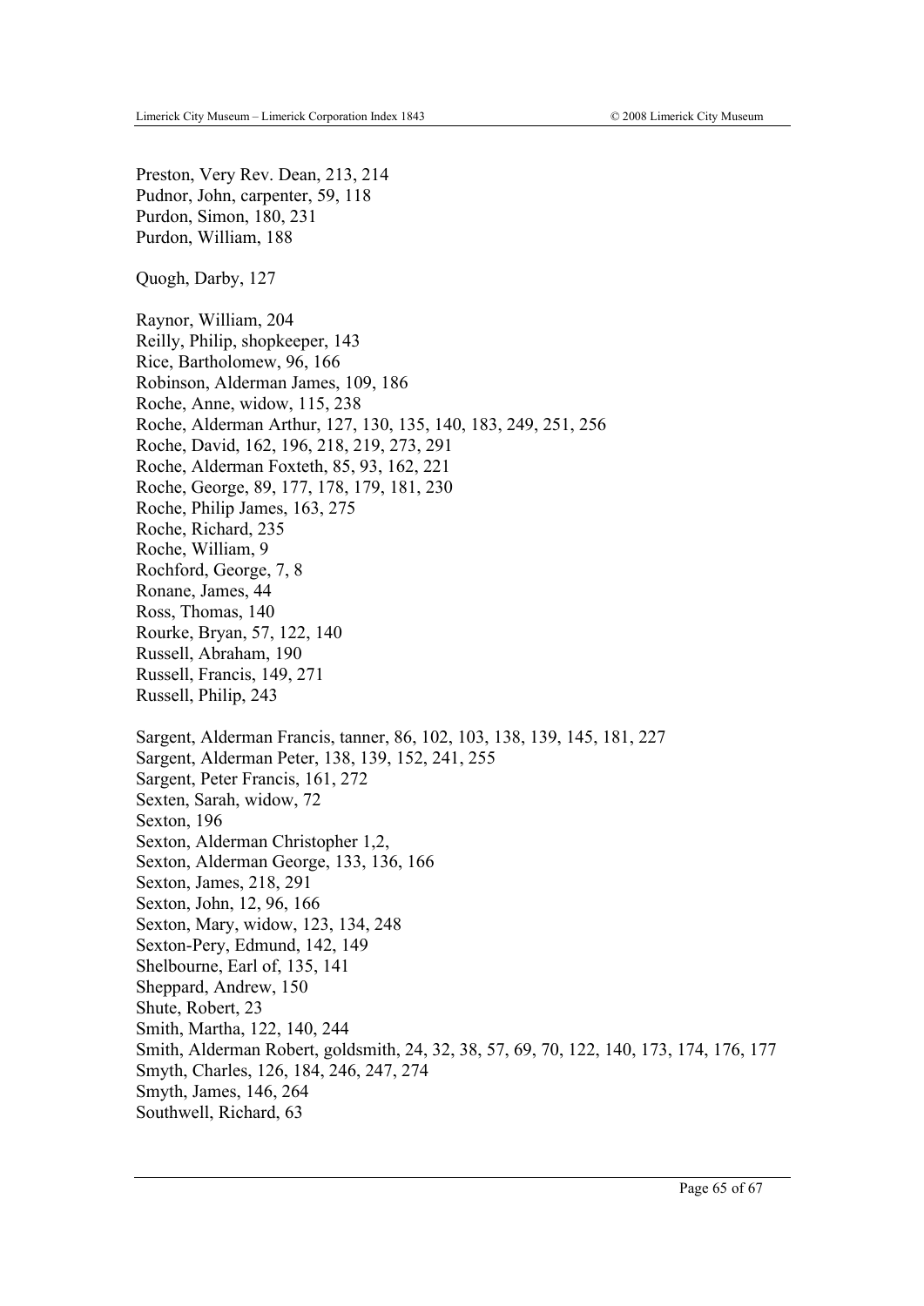Preston, Very Rev. Dean, 213, 214
Pudnor, John, carpenter, 59, 118
Purdon, Simon, 180, 231
Purdon, William, 188

Quogh, Darby, 127

Raynor, William, 204
Reilly, Philip, shopkeeper, 143
Rice, Bartholomew, 96, 166
Robinson, Alderman James, 109, 186
Roche, Anne, widow, 115, 238
Roche, Alderman Arthur, 127, 130, 135, 140, 183, 249, 251, 256
Roche, David, 162, 196, 218, 219, 273, 291
Roche, Alderman Foxteth, 85, 93, 162, 221
Roche, George, 89, 177, 178, 179, 181, 230
Roche, Philip James, 163, 275
Roche, Richard, 235
Roche, William, 9
Rochford, George, 7, 8
Ronane, James, 44
Ross, Thomas, 140
Rourke, Bryan, 57, 122, 140
Russell, Abraham, 190
Russell, Francis, 149, 271
Russell, Philip, 243

Sargent, Alderman Francis, tanner, 86, 102, 103, 138, 139, 145, 181, 227
Sargent, Alderman Peter, 138, 139, 152, 241, 255
Sargent, Peter Francis, 161, 272
Sexten, Sarah, widow, 72
Sexton, 196
Sexton, Alderman Christopher 1,2,
Sexton, Alderman George, 133, 136, 166
Sexton, James, 218, 291
Sexton, John, 12, 96, 166
Sexton, Mary, widow, 123, 134, 248
Sexton-Pery, Edmund, 142, 149
Shelbourne, Earl of, 135, 141
Sheppard, Andrew, 150
Shute, Robert, 23
Smith, Martha, 122, 140, 244
Smith, Alderman Robert, goldsmith, 24, 32, 38, 57, 69, 70, 122, 140, 173, 174, 176, 177
Smyth, Charles, 126, 184, 246, 247, 274
Smyth, James, 146, 264
Southwell, Richard, 63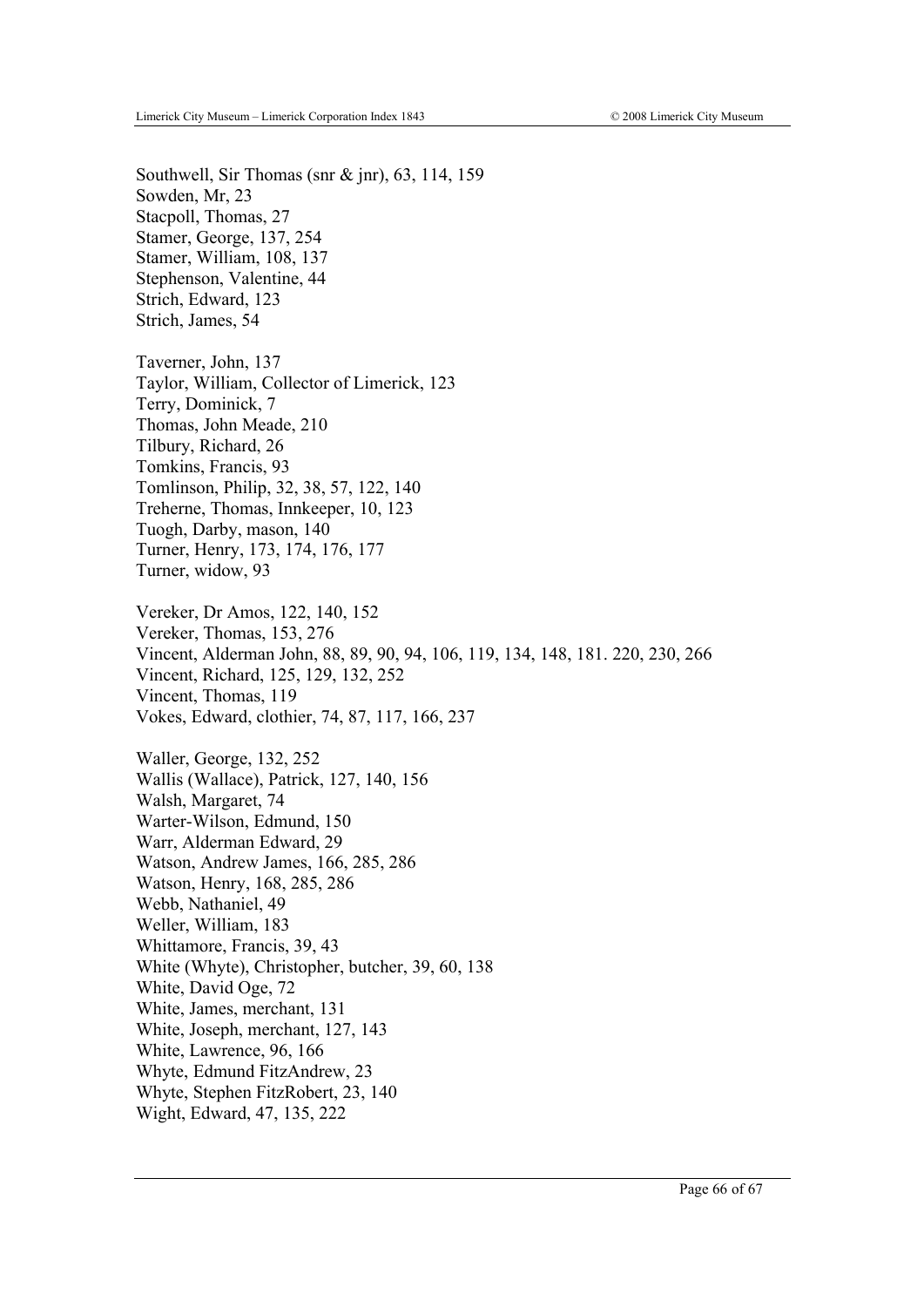Southwell, Sir Thomas (snr & jnr), 63, 114, 159
Sowden, Mr, 23
Stacpoll, Thomas, 27
Stamer, George, 137, 254
Stamer, William, 108, 137
Stephenson, Valentine, 44
Strich, Edward, 123
Strich, James, 54

Taverner, John, 137
Taylor, William, Collector of Limerick, 123
Terry, Dominick, 7
Thomas, John Meade, 210
Tilbury, Richard, 26
Tomkins, Francis, 93
Tomlinson, Philip, 32, 38, 57, 122, 140
Treherne, Thomas, Innkeeper, 10, 123
Tuogh, Darby, mason, 140
Turner, Henry, 173, 174, 176, 177
Turner, widow, 93

Vereker, Dr Amos, 122, 140, 152
Vereker, Thomas, 153, 276
Vincent, Alderman John, 88, 89, 90, 94, 106, 119, 134, 148, 181. 220, 230, 266
Vincent, Richard, 125, 129, 132, 252
Vincent, Thomas, 119
Vokes, Edward, clothier, 74, 87, 117, 166, 237

Waller, George, 132, 252
Wallis (Wallace), Patrick, 127, 140, 156
Walsh, Margaret, 74
Warter-Wilson, Edmund, 150
Warr, Alderman Edward, 29
Watson, Andrew James, 166, 285, 286
Watson, Henry, 168, 285, 286
Webb, Nathaniel, 49
Weller, William, 183
Whittamore, Francis, 39, 43
White (Whyte), Christopher, butcher, 39, 60, 138
White, David Oge, 72
White, James, merchant, 131
White, Joseph, merchant, 127, 143
White, Lawrence, 96, 166
Whyte, Edmund FitzAndrew, 23
Whyte, Stephen FitzRobert, 23, 140
Wight, Edward, 47, 135, 222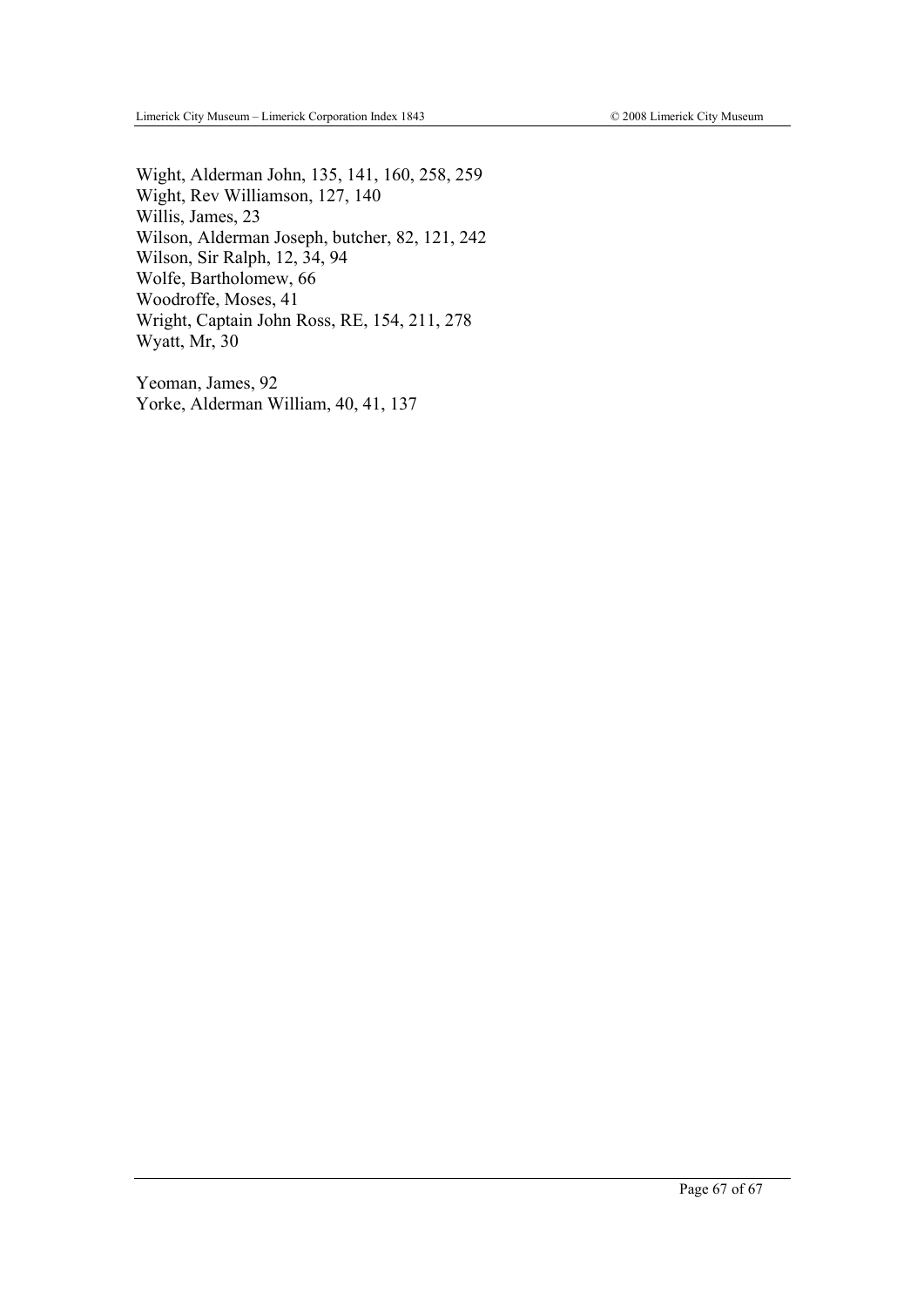Wight, Alderman John, 135, 141, 160, 258, 259
Wight, Rev Williamson, 127, 140
Willis, James, 23
Wilson, Alderman Joseph, butcher, 82, 121, 242
Wilson, Sir Ralph, 12, 34, 94
Wolfe, Bartholomew, 66
Woodroffe, Moses, 41
Wright, Captain John Ross, RE, 154, 211, 278
Wyatt, Mr, 30

Yeoman, James, 92
Yorke, Alderman William, 40, 41, 137